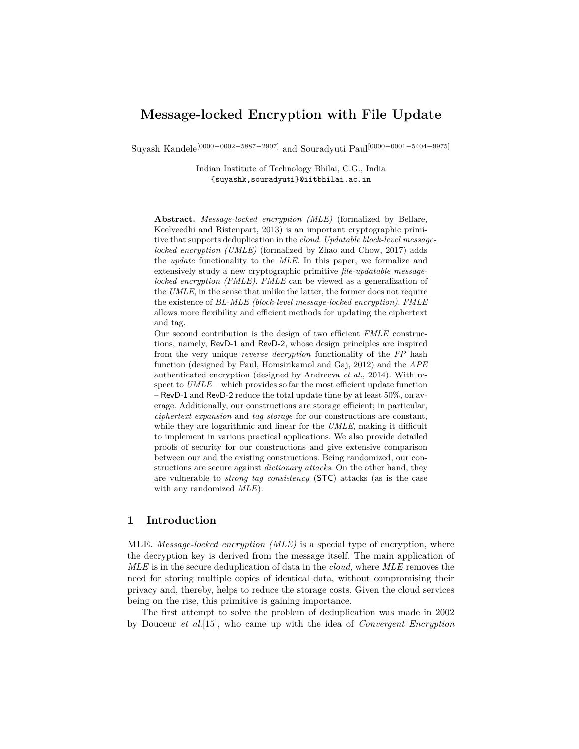# Message-locked Encryption with File Update

Suyash Kandele[0000−0002−5887−2907] and Souradyuti Paul[0000−0001−5404−9975]

Indian Institute of Technology Bhilai, C.G., India
{suyashk,souradyuti}@iitbhilai.ac.in

**Abstract.** *Message-locked encryption (MLE)* (formalized by Bellare, Keelveedhi and Ristenpart, 2013) is an important cryptographic primitive that supports deduplication in the *cloud*. *Updatable block-level message-locked encryption (UMLE)* (formalized by Zhao and Chow, 2017) adds the *update* functionality to the *MLE*. In this paper, we formalize and extensively study a new cryptographic primitive *file-updatable message-locked encryption (FMLE)*. *FMLE* can be viewed as a generalization of the *UMLE*, in the sense that unlike the latter, the former does not require the existence of *BL-MLE (block-level message-locked encryption)*. *FMLE* allows more flexibility and efficient methods for updating the ciphertext and tag.

Our second contribution is the design of two efficient *FMLE* constructions, namely, RevD-1 and RevD-2, whose design principles are inspired from the very unique *reverse decryption* functionality of the *FP* hash function (designed by Paul, Homsirikamol and Gaj, 2012) and the *APE* authenticated encryption (designed by Andreeva *et al.*, 2014). With respect to *UMLE* – which provides so far the most efficient update function – RevD-1 and RevD-2 reduce the total update time by at least 50%, on average. Additionally, our constructions are storage efficient; in particular, *ciphertext expansion* and *tag storage* for our constructions are constant, while they are logarithmic and linear for the *UMLE*, making it difficult to implement in various practical applications. We also provide detailed proofs of security for our constructions and give extensive comparison between our and the existing constructions. Being randomized, our constructions are secure against *dictionary attacks*. On the other hand, they are vulnerable to *strong tag consistency* (STC) attacks (as is the case with any randomized *MLE*).

## 1 Introduction

MLE. *Message-locked encryption (MLE)* is a special type of encryption, where the decryption key is derived from the message itself. The main application of *MLE* is in the secure deduplication of data in the *cloud*, where *MLE* removes the need for storing multiple copies of identical data, without compromising their privacy and, thereby, helps to reduce the storage costs. Given the cloud services being on the rise, this primitive is gaining importance.

The first attempt to solve the problem of deduplication was made in 2002 by Douceur *et al.*[15], who came up with the idea of *Convergent Encryption*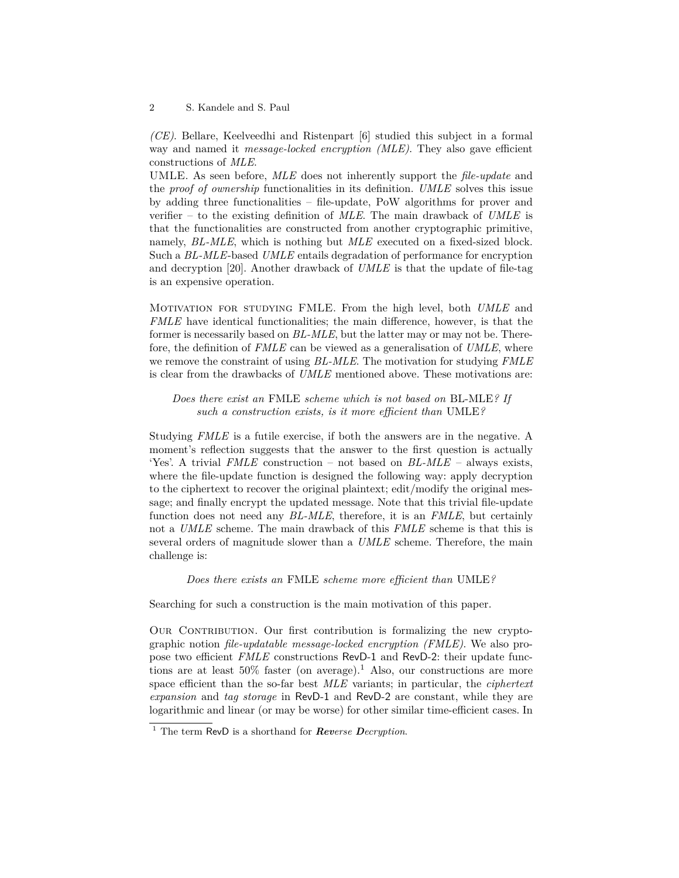*(CE)*. Bellare, Keelveedhi and Ristenpart [6] studied this subject in a formal way and named it *message-locked encryption (MLE)*. They also gave efficient constructions of *MLE*.

UMLE. As seen before, *MLE* does not inherently support the *file-update* and the *proof of ownership* functionalities in its definition. *UMLE* solves this issue by adding three functionalities – file-update, PoW algorithms for prover and verifier – to the existing definition of *MLE*. The main drawback of *UMLE* is that the functionalities are constructed from another cryptographic primitive, namely, *BL-MLE*, which is nothing but *MLE* executed on a fixed-sized block. Such a *BL-MLE*-based *UMLE* entails degradation of performance for encryption and decryption [20]. Another drawback of *UMLE* is that the update of file-tag is an expensive operation.

Motivation for studying FMLE. From the high level, both *UMLE* and *FMLE* have identical functionalities; the main difference, however, is that the former is necessarily based on *BL-MLE*, but the latter may or may not be. Therefore, the definition of *FMLE* can be viewed as a generalisation of *UMLE*, where we remove the constraint of using *BL-MLE*. The motivation for studying *FMLE* is clear from the drawbacks of *UMLE* mentioned above. These motivations are:

> *Does there exist an* FMLE *scheme which is not based on* BL-MLE*? If such a construction exists, is it more efficient than* UMLE*?*

Studying *FMLE* is a futile exercise, if both the answers are in the negative. A moment's reflection suggests that the answer to the first question is actually 'Yes'. A trivial *FMLE* construction – not based on *BL-MLE* – always exists, where the file-update function is designed the following way: apply decryption to the ciphertext to recover the original plaintext; edit/modify the original message; and finally encrypt the updated message. Note that this trivial file-update function does not need any *BL-MLE*, therefore, it is an *FMLE*, but certainly not a *UMLE* scheme. The main drawback of this *FMLE* scheme is that this is several orders of magnitude slower than a *UMLE* scheme. Therefore, the main challenge is:

> *Does there exists an* FMLE *scheme more efficient than* UMLE*?*

Searching for such a construction is the main motivation of this paper.

Our Contribution. Our first contribution is formalizing the new cryptographic notion *file-updatable message-locked encryption (FMLE)*. We also propose two efficient *FMLE* constructions RevD-1 and RevD-2: their update functions are at least 50% faster (on average).[1] Also, our constructions are more space efficient than the so-far best *MLE* variants; in particular, the *ciphertext expansion* and *tag storage* in RevD-1 and RevD-2 are constant, while they are logarithmic and linear (or may be worse) for other similar time-efficient cases. In

[1] The term RevD is a shorthand for ***Rev****erse* ***D****ecryption*.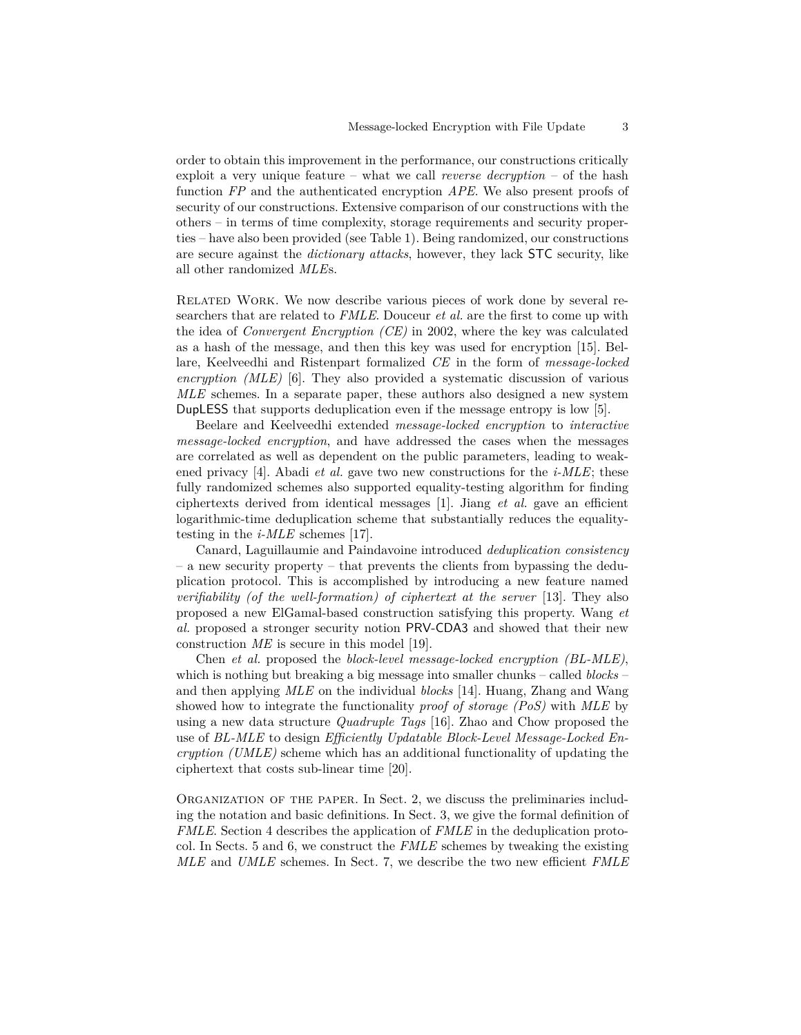order to obtain this improvement in the performance, our constructions critically exploit a very unique feature – what we call *reverse decryption* – of the hash function *FP* and the authenticated encryption *APE*. We also present proofs of security of our constructions. Extensive comparison of our constructions with the others – in terms of time complexity, storage requirements and security properties – have also been provided (see Table 1). Being randomized, our constructions are secure against the *dictionary attacks*, however, they lack STC security, like all other randomized *MLE*s.

Related Work. We now describe various pieces of work done by several researchers that are related to *FMLE*. Douceur *et al.* are the first to come up with the idea of *Convergent Encryption (CE)* in 2002, where the key was calculated as a hash of the message, and then this key was used for encryption [15]. Bellare, Keelveedhi and Ristenpart formalized *CE* in the form of *message-locked encryption (MLE)* [6]. They also provided a systematic discussion of various *MLE* schemes. In a separate paper, these authors also designed a new system DupLESS that supports deduplication even if the message entropy is low [5].

Beelare and Keelveedhi extended *message-locked encryption* to *interactive message-locked encryption*, and have addressed the cases when the messages are correlated as well as dependent on the public parameters, leading to weakened privacy [4]. Abadi *et al.* gave two new constructions for the *i-MLE*; these fully randomized schemes also supported equality-testing algorithm for finding ciphertexts derived from identical messages [1]. Jiang *et al.* gave an efficient logarithmic-time deduplication scheme that substantially reduces the equality-testing in the *i-MLE* schemes [17].

Canard, Laguillaumie and Paindavoine introduced *deduplication consistency* – a new security property – that prevents the clients from bypassing the deduplication protocol. This is accomplished by introducing a new feature named *verifiability (of the well-formation) of ciphertext at the server* [13]. They also proposed a new ElGamal-based construction satisfying this property. Wang *et al.* proposed a stronger security notion PRV-CDA3 and showed that their new construction *ME* is secure in this model [19].

Chen *et al.* proposed the *block-level message-locked encryption (BL-MLE)*, which is nothing but breaking a big message into smaller chunks – called *blocks* – and then applying *MLE* on the individual *blocks* [14]. Huang, Zhang and Wang showed how to integrate the functionality *proof of storage (PoS)* with *MLE* by using a new data structure *Quadruple Tags* [16]. Zhao and Chow proposed the use of *BL-MLE* to design *Efficiently Updatable Block-Level Message-Locked Encryption (UMLE)* scheme which has an additional functionality of updating the ciphertext that costs sub-linear time [20].

Organization of the paper. In Sect. 2, we discuss the preliminaries including the notation and basic definitions. In Sect. 3, we give the formal definition of *FMLE*. Section 4 describes the application of *FMLE* in the deduplication protocol. In Sects. 5 and 6, we construct the *FMLE* schemes by tweaking the existing *MLE* and *UMLE* schemes. In Sect. 7, we describe the two new efficient *FMLE*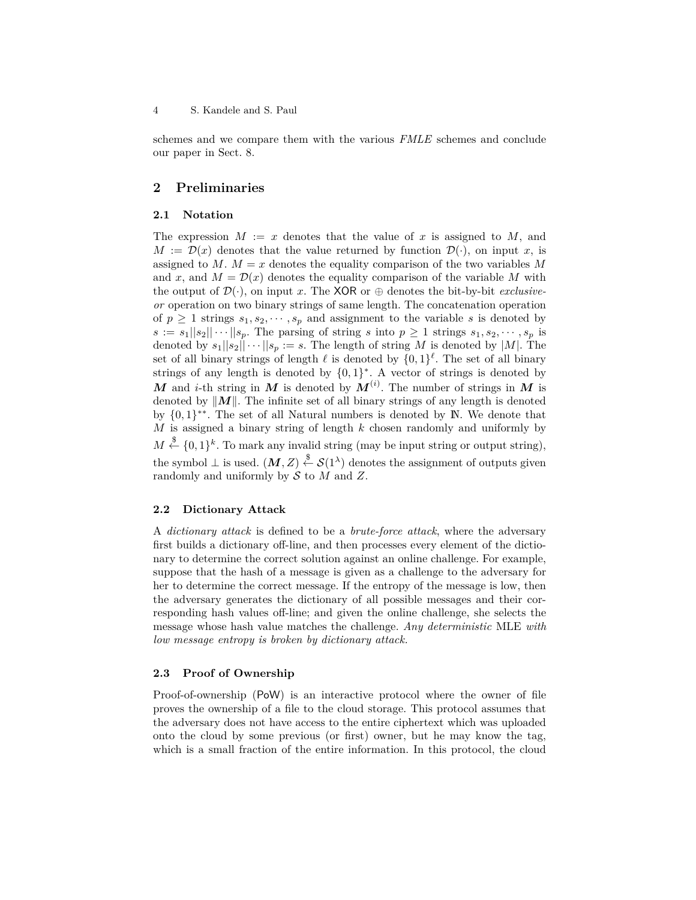schemes and we compare them with the various *FMLE* schemes and conclude our paper in Sect. 8.

## 2 Preliminaries

### 2.1 Notation

The expression $M := x$ denotes that the value of $x$ is assigned to $M$, and $M := \mathcal{D}(x)$ denotes that the value returned by function $\mathcal{D}(\cdot)$, on input $x$, is assigned to $M$. $M = x$ denotes the equality comparison of the two variables $M$ and $x$, and $M = \mathcal{D}(x)$ denotes the equality comparison of the variable $M$ with the output of $\mathcal{D}(\cdot)$, on input $x$. The $\mathsf{XOR}$ or $\oplus$ denotes the bit-by-bit *exclusive-or* operation on two binary strings of same length. The concatenation operation of $p \geq 1$ strings $s_1, s_2, \cdots, s_p$ and assignment to the variable $s$ is denoted by $s := s_1||s_2||\cdots||s_p$. The parsing of string $s$ into $p \geq 1$ strings $s_1, s_2, \cdots, s_p$ is denoted by $s_1||s_2||\cdots||s_p := s$. The length of string $M$ is denoted by $|M|$. The set of all binary strings of length $\ell$ is denoted by $\{0,1\}^{\ell}$. The set of all binary strings of any length is denoted by $\{0,1\}^{*}$. A vector of strings is denoted by $\boldsymbol{M}$ and $i$-th string in $\boldsymbol{M}$ is denoted by $\boldsymbol{M}^{(i)}$. The number of strings in $\boldsymbol{M}$ is denoted by $\|\boldsymbol{M}\|$. The infinite set of all binary strings of any length is denoted by $\{0,1\}^{**}$. The set of all Natural numbers is denoted by $\mathbb{N}$. We denote that $M$ is assigned a binary string of length $k$ chosen randomly and uniformly by $M \xleftarrow{\$} \{0,1\}^{k}$. To mark any invalid string (may be input string or output string), the symbol $\perp$ is used. $(\boldsymbol{M}, Z) \xleftarrow{\$} \mathcal{S}(1^{\lambda})$ denotes the assignment of outputs given randomly and uniformly by $\mathcal{S}$ to $M$ and $Z$.

### 2.2 Dictionary Attack

A *dictionary attack* is defined to be a *brute-force attack*, where the adversary first builds a dictionary off-line, and then processes every element of the dictionary to determine the correct solution against an online challenge. For example, suppose that the hash of a message is given as a challenge to the adversary for her to determine the correct message. If the entropy of the message is low, then the adversary generates the dictionary of all possible messages and their corresponding hash values off-line; and given the online challenge, she selects the message whose hash value matches the challenge. *Any deterministic* MLE *with low message entropy is broken by dictionary attack.*

### 2.3 Proof of Ownership

Proof-of-ownership ($\mathsf{PoW}$) is an interactive protocol where the owner of file proves the ownership of a file to the cloud storage. This protocol assumes that the adversary does not have access to the entire ciphertext which was uploaded onto the cloud by some previous (or first) owner, but he may know the tag, which is a small fraction of the entire information. In this protocol, the cloud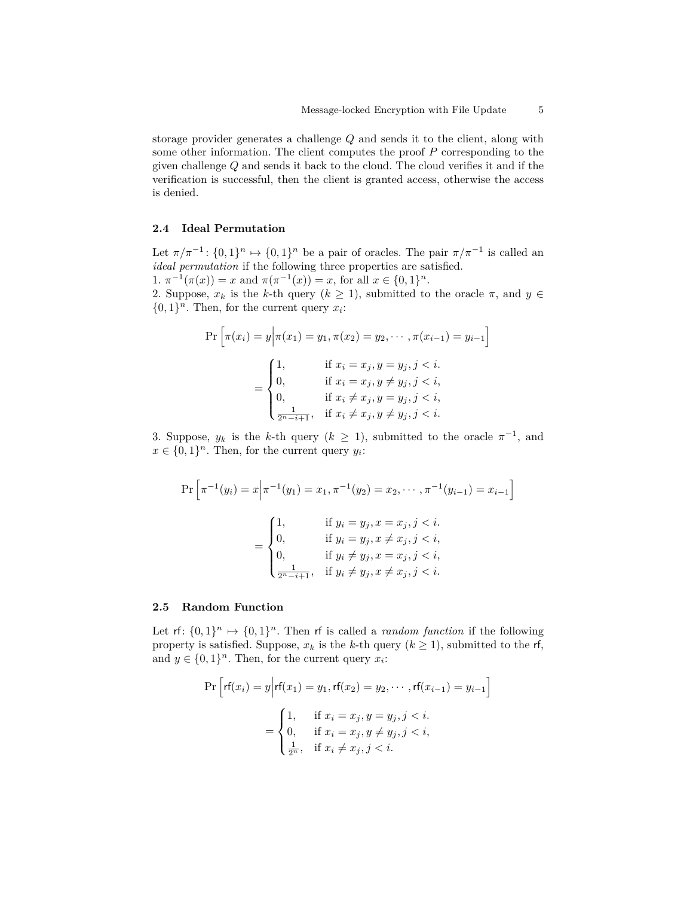storage provider generates a challenge $Q$ and sends it to the client, along with some other information. The client computes the proof $P$ corresponding to the given challenge $Q$ and sends it back to the cloud. The cloud verifies it and if the verification is successful, then the client is granted access, otherwise the access is denied.

### 2.4 Ideal Permutation

Let $\pi/\pi^{-1} \colon \{0,1\}^n \mapsto \{0,1\}^n$ be a pair of oracles. The pair $\pi/\pi^{-1}$ is called an *ideal permutation* if the following three properties are satisfied.
1. $\pi^{-1}(\pi(x)) = x$ and $\pi(\pi^{-1}(x)) = x$, for all $x \in \{0,1\}^n$.
2. Suppose, $x_k$ is the $k$-th query ($k \geq 1$), submitted to the oracle $\pi$, and $y \in \{0,1\}^n$. Then, for the current query $x_i$:

$$
\Pr\Big[\pi(x_i) = y \Big| \pi(x_1) = y_1, \pi(x_2) = y_2, \cdots, \pi(x_{i-1}) = y_{i-1}\Big]
$$

$$
= \begin{cases} 1, & \text{if } x_i = x_j, y = y_j, j < i. \\ 0, & \text{if } x_i = x_j, y \neq y_j, j < i, \\ 0, & \text{if } x_i \neq x_j, y = y_j, j < i, \\ \frac{1}{2^n - i + 1}, & \text{if } x_i \neq x_j, y \neq y_j, j < i. \end{cases}
$$

3. Suppose, $y_k$ is the $k$-th query ($k \geq 1$), submitted to the oracle $\pi^{-1}$, and $x \in \{0,1\}^n$. Then, for the current query $y_i$:

$$
\Pr\Big[\pi^{-1}(y_i) = x \Big| \pi^{-1}(y_1) = x_1, \pi^{-1}(y_2) = x_2, \cdots, \pi^{-1}(y_{i-1}) = x_{i-1}\Big]
$$

$$
= \begin{cases} 1, & \text{if } y_i = y_j, x = x_j, j < i. \\ 0, & \text{if } y_i = y_j, x \neq x_j, j < i, \\ 0, & \text{if } y_i \neq y_j, x = x_j, j < i, \\ \frac{1}{2^n - i + 1}, & \text{if } y_i \neq y_j, x \neq x_j, j < i. \end{cases}
$$

### 2.5 Random Function

Let $\mathsf{rf} \colon \{0,1\}^n \mapsto \{0,1\}^n$. Then $\mathsf{rf}$ is called a *random function* if the following property is satisfied. Suppose, $x_k$ is the $k$-th query ($k \geq 1$), submitted to the $\mathsf{rf}$, and $y \in \{0,1\}^n$. Then, for the current query $x_i$:

$$
\Pr\Big[\mathsf{rf}(x_i) = y \Big| \mathsf{rf}(x_1) = y_1, \mathsf{rf}(x_2) = y_2, \cdots, \mathsf{rf}(x_{i-1}) = y_{i-1}\Big]
$$

$$
= \begin{cases} 1, & \text{if } x_i = x_j, y = y_j, j < i. \\ 0, & \text{if } x_i = x_j, y \neq y_j, j < i, \\ \frac{1}{2^n}, & \text{if } x_i \neq x_j, j < i. \end{cases}
$$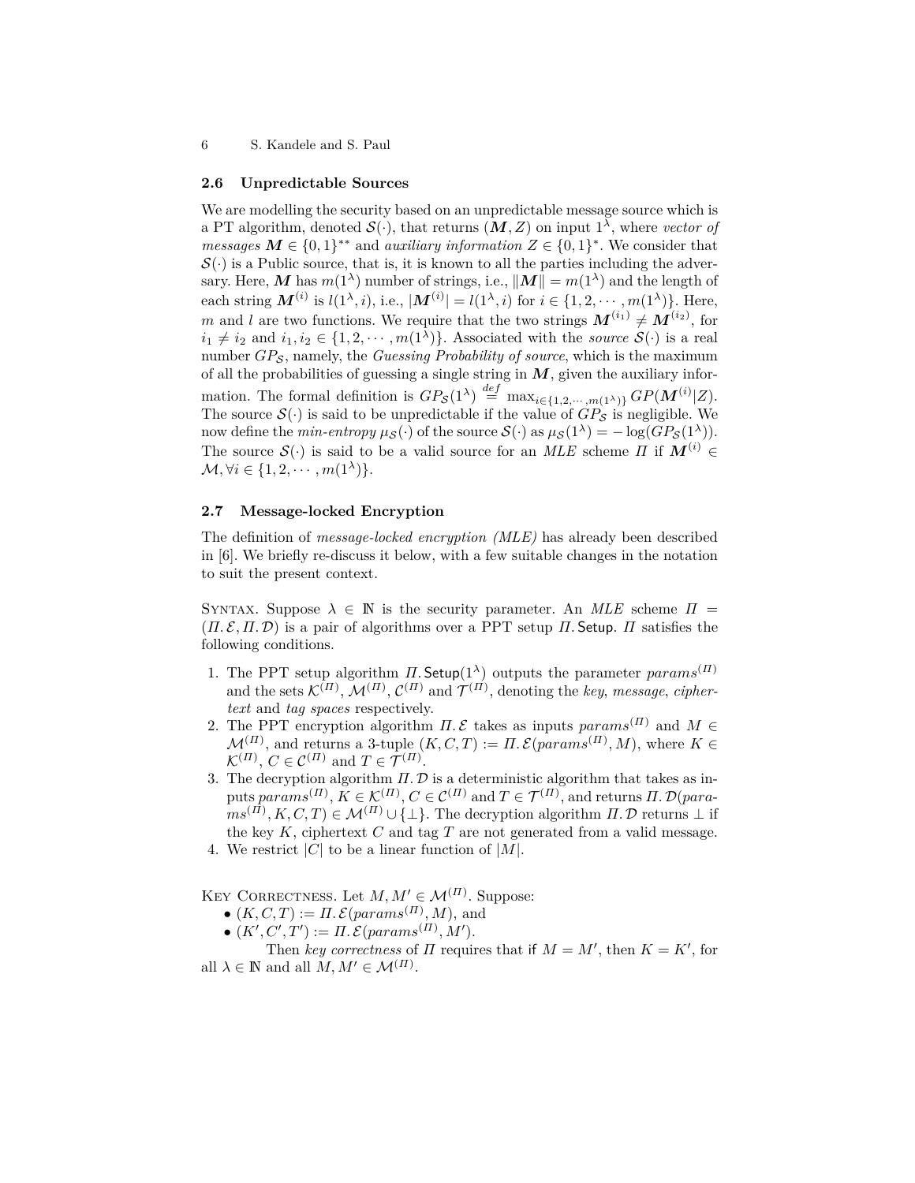### 2.6 Unpredictable Sources

We are modelling the security based on an unpredictable message source which is a PT algorithm, denoted $\mathcal{S}(\cdot)$, that returns $(\boldsymbol{M}, Z)$ on input $1^\lambda$, where *vector of messages* $\boldsymbol{M} \in \{0,1\}^{**}$ and *auxiliary information* $Z \in \{0,1\}^*$. We consider that $\mathcal{S}(\cdot)$ is a Public source, that is, it is known to all the parties including the adversary. Here, $\boldsymbol{M}$ has $m(1^\lambda)$ number of strings, i.e., $\|\boldsymbol{M}\| = m(1^\lambda)$ and the length of each string $\boldsymbol{M}^{(i)}$ is $l(1^\lambda, i)$, i.e., $|\boldsymbol{M}^{(i)}| = l(1^\lambda, i)$ for $i \in \{1, 2, \cdots, m(1^\lambda)\}$. Here, $m$ and $l$ are two functions. We require that the two strings $\boldsymbol{M}^{(i_1)} \neq \boldsymbol{M}^{(i_2)}$, for $i_1 \neq i_2$ and $i_1, i_2 \in \{1, 2, \cdots, m(1^\lambda)\}$. Associated with the *source* $\mathcal{S}(\cdot)$ is a real number $GP_{\mathcal{S}}$, namely, the *Guessing Probability of source*, which is the maximum of all the probabilities of guessing a single string in $\boldsymbol{M}$, given the auxiliary information. The formal definition is $GP_{\mathcal{S}}(1^\lambda) \stackrel{def}{=} \max_{i \in \{1,2,\cdots,m(1^\lambda)\}} GP(\boldsymbol{M}^{(i)}|Z)$. The source $\mathcal{S}(\cdot)$ is said to be unpredictable if the value of $GP_{\mathcal{S}}$ is negligible. We now define the *min-entropy* $\mu_{\mathcal{S}}(\cdot)$ of the source $\mathcal{S}(\cdot)$ as $\mu_{\mathcal{S}}(1^\lambda) = -\log(GP_{\mathcal{S}}(1^\lambda))$. The source $\mathcal{S}(\cdot)$ is said to be a valid source for an *MLE* scheme $\Pi$ if $\boldsymbol{M}^{(i)} \in \mathcal{M}, \forall i \in \{1, 2, \cdots, m(1^\lambda)\}$.

### 2.7 Message-locked Encryption

The definition of *message-locked encryption (MLE)* has already been described in [6]. We briefly re-discuss it below, with a few suitable changes in the notation to suit the present context.

SYNTAX. Suppose $\lambda \in \mathbb{N}$ is the security parameter. An *MLE* scheme $\Pi = (\Pi.\mathcal{E}, \Pi.\mathcal{D})$ is a pair of algorithms over a PPT setup $\Pi.\mathsf{Setup}$. $\Pi$ satisfies the following conditions.

1. The PPT setup algorithm $\Pi.\mathsf{Setup}(1^\lambda)$ outputs the parameter $params^{(\Pi)}$ and the sets $\mathcal{K}^{(\Pi)}$, $\mathcal{M}^{(\Pi)}$, $\mathcal{C}^{(\Pi)}$ and $\mathcal{T}^{(\Pi)}$, denoting the *key*, *message*, *ciphertext* and *tag spaces* respectively.
2. The PPT encryption algorithm $\Pi.\mathcal{E}$ takes as inputs $params^{(\Pi)}$ and $M \in \mathcal{M}^{(\Pi)}$, and returns a 3-tuple $(K, C, T) := \Pi.\mathcal{E}(params^{(\Pi)}, M)$, where $K \in \mathcal{K}^{(\Pi)}$, $C \in \mathcal{C}^{(\Pi)}$ and $T \in \mathcal{T}^{(\Pi)}$.
3. The decryption algorithm $\Pi.\mathcal{D}$ is a deterministic algorithm that takes as inputs $params^{(\Pi)}$, $K \in \mathcal{K}^{(\Pi)}$, $C \in \mathcal{C}^{(\Pi)}$ and $T \in \mathcal{T}^{(\Pi)}$, and returns $\Pi.\mathcal{D}(params^{(\Pi)}, K, C, T) \in \mathcal{M}^{(\Pi)} \cup \{\bot\}$. The decryption algorithm $\Pi.\mathcal{D}$ returns $\bot$ if the key $K$, ciphertext $C$ and tag $T$ are not generated from a valid message.
4. We restrict $|C|$ to be a linear function of $|M|$.

KEY CORRECTNESS. Let $M, M' \in \mathcal{M}^{(\Pi)}$. Suppose:

- $(K, C, T) := \Pi.\mathcal{E}(params^{(\Pi)}, M)$, and
- $(K', C', T') := \Pi.\mathcal{E}(params^{(\Pi)}, M')$.

Then *key correctness* of $\Pi$ requires that if $M = M'$, then $K = K'$, for all $\lambda \in \mathbb{N}$ and all $M, M' \in \mathcal{M}^{(\Pi)}$.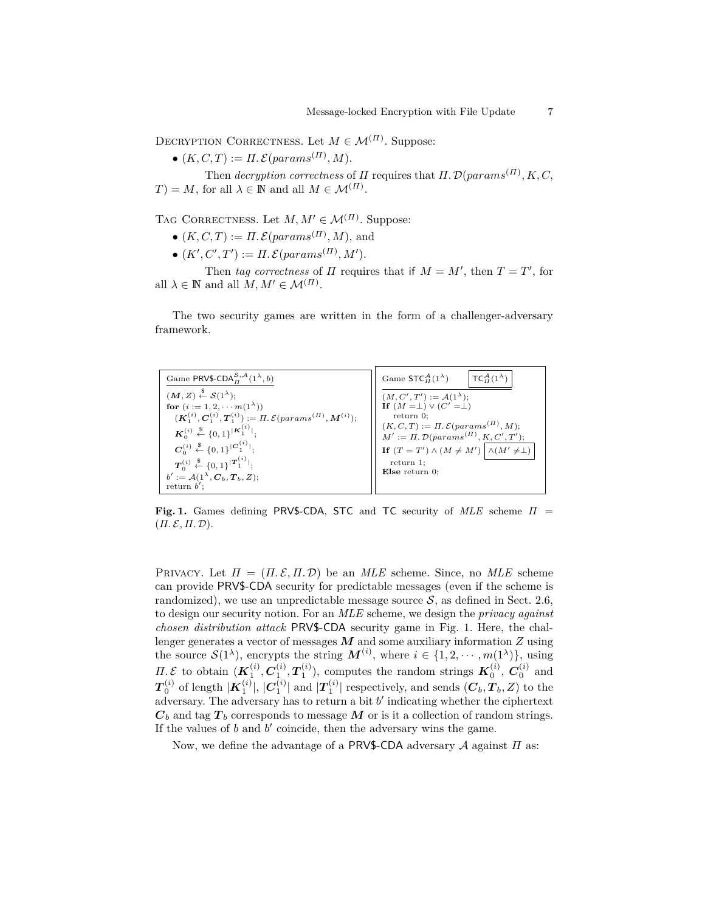Decryption Correctness. Let $M \in \mathcal{M}^{(\Pi)}$. Suppose:

- $(K, C, T) := \Pi.\mathcal{E}(params^{(\Pi)}, M)$.

Then *decryption correctness* of $\Pi$ requires that $\Pi.\mathcal{D}(params^{(\Pi)}, K, C, T) = M$, for all $\lambda \in \mathbb{N}$ and all $M \in \mathcal{M}^{(\Pi)}$.

Tag Correctness. Let $M, M' \in \mathcal{M}^{(\Pi)}$. Suppose:

- $(K, C, T) := \Pi.\mathcal{E}(params^{(\Pi)}, M)$, and
- $(K', C', T') := \Pi.\mathcal{E}(params^{(\Pi)}, M')$.

Then *tag correctness* of $\Pi$ requires that if $M = M'$, then $T = T'$, for all $\lambda \in \mathbb{N}$ and all $M, M' \in \mathcal{M}^{(\Pi)}$.

The two security games are written in the form of a challenger-adversary framework.

```
Game PRV$-CDA_Π^{S,A}(1^λ, b)
(M, Z) <-$ S(1^λ);
for (i := 1, 2, ··· m(1^λ))
    (K_1^(i), C_1^(i), T_1^(i)) := Π.E(params^(Π), M^(i));
    K_0^(i) <-$ {0,1}^|K_1^(i)|;
    C_0^(i) <-$ {0,1}^|C_1^(i)|;
    T_0^(i) <-$ {0,1}^|T_1^(i)|;
b' := A(1^λ, C_b, T_b, Z);
return b';
```

```
Game STC_Π^A(1^λ)    [TC_Π^A(1^λ)]
(M, C', T') := A(1^λ);
If (M = ⊥) ∨ (C' = ⊥)
    return 0;
(K, C, T) := Π.E(params^(Π), M);
M' := Π.D(params^(Π), K, C', T');
If (T = T') ∧ (M ≠ M') [∧(M' ≠ ⊥)]
    return 1;
Else return 0;
```

**Fig. 1.** Games defining PRV\$-CDA, STC and TC security of *MLE* scheme $\Pi = (\Pi.\mathcal{E}, \Pi.\mathcal{D})$.

Privacy. Let $\Pi = (\Pi.\mathcal{E}, \Pi.\mathcal{D})$ be an *MLE* scheme. Since, no *MLE* scheme can provide PRV\$-CDA security for predictable messages (even if the scheme is randomized), we use an unpredictable message source $\mathcal{S}$, as defined in Sect. 2.6, to design our security notion. For an *MLE* scheme, we design the *privacy against chosen distribution attack* PRV\$-CDA security game in Fig. 1. Here, the challenger generates a vector of messages $\boldsymbol{M}$ and some auxiliary information $Z$ using the source $\mathcal{S}(1^\lambda)$, encrypts the string $\boldsymbol{M}^{(i)}$, where $i \in \{1, 2, \cdots, m(1^\lambda)\}$, using $\Pi.\mathcal{E}$ to obtain $(\boldsymbol{K}_1^{(i)}, \boldsymbol{C}_1^{(i)}, \boldsymbol{T}_1^{(i)})$, computes the random strings $\boldsymbol{K}_0^{(i)}$, $\boldsymbol{C}_0^{(i)}$ and $\boldsymbol{T}_0^{(i)}$ of length $|\boldsymbol{K}_1^{(i)}|$, $|\boldsymbol{C}_1^{(i)}|$ and $|\boldsymbol{T}_1^{(i)}|$ respectively, and sends $(\boldsymbol{C}_b, \boldsymbol{T}_b, Z)$ to the adversary. The adversary has to return a bit $b'$ indicating whether the ciphertext $\boldsymbol{C}_b$ and tag $\boldsymbol{T}_b$ corresponds to message $\boldsymbol{M}$ or is it a collection of random strings. If the values of $b$ and $b'$ coincide, then the adversary wins the game.

Now, we define the advantage of a PRV\$-CDA adversary $\mathcal{A}$ against $\Pi$ as: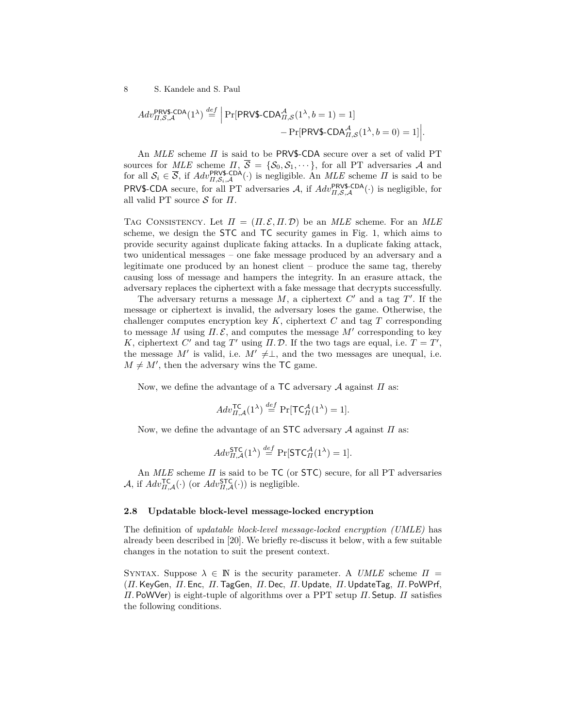$$Adv^{\mathsf{PRV\$\text{-}CDA}}_{\Pi,\mathcal{S},\mathcal{A}}(1^\lambda) \stackrel{def}{=} \Big| \Pr[\mathsf{PRV\$\text{-}CDA}^{\mathcal{A}}_{\Pi,\mathcal{S}}(1^\lambda, b=1)=1] - \Pr[\mathsf{PRV\$\text{-}CDA}^{\mathcal{A}}_{\Pi,\mathcal{S}}(1^\lambda, b=0)=1]\Big|.$$

An *MLE* scheme $\Pi$ is said to be PRV\$-CDA secure over a set of valid PT sources for *MLE* scheme $\Pi$, $\overline{\mathcal{S}} = \{\mathcal{S}_0, \mathcal{S}_1, \cdots\}$, for all PT adversaries $\mathcal{A}$ and for all $\mathcal{S}_i \in \overline{\mathcal{S}}$, if $Adv^{\mathsf{PRV\$\text{-}CDA}}_{\Pi,\mathcal{S}_i,\mathcal{A}}(\cdot)$ is negligible. An *MLE* scheme $\Pi$ is said to be PRV\$-CDA secure, for all PT adversaries $\mathcal{A}$, if $Adv^{\mathsf{PRV\$\text{-}CDA}}_{\Pi,\mathcal{S},\mathcal{A}}(\cdot)$ is negligible, for all valid PT source $\mathcal{S}$ for $\Pi$.

Tag Consistency. Let $\Pi = (\Pi.\mathcal{E}, \Pi.\mathcal{D})$ be an *MLE* scheme. For an *MLE* scheme, we design the STC and TC security games in Fig. 1, which aims to provide security against duplicate faking attacks. In a duplicate faking attack, two unidentical messages – one fake message produced by an adversary and a legitimate one produced by an honest client – produce the same tag, thereby causing loss of message and hampers the integrity. In an erasure attack, the adversary replaces the ciphertext with a fake message that decrypts successfully.

The adversary returns a message $M$, a ciphertext $C'$ and a tag $T'$. If the message or ciphertext is invalid, the adversary loses the game. Otherwise, the challenger computes encryption key $K$, ciphertext $C$ and tag $T$ corresponding to message $M$ using $\Pi.\mathcal{E}$, and computes the message $M'$ corresponding to key $K$, ciphertext $C'$ and tag $T'$ using $\Pi.\mathcal{D}$. If the two tags are equal, i.e. $T = T'$, the message $M'$ is valid, i.e. $M' \neq \perp$, and the two messages are unequal, i.e. $M \neq M'$, then the adversary wins the TC game.

Now, we define the advantage of a TC adversary $\mathcal{A}$ against $\Pi$ as:

$$Adv^{\mathsf{TC}}_{\Pi,\mathcal{A}}(1^\lambda) \stackrel{def}{=} \Pr[\mathsf{TC}^{\mathcal{A}}_{\Pi}(1^\lambda) = 1].$$

Now, we define the advantage of an STC adversary $\mathcal{A}$ against $\Pi$ as:

$$Adv^{\mathsf{STC}}_{\Pi,\mathcal{A}}(1^\lambda) \stackrel{def}{=} \Pr[\mathsf{STC}^{\mathcal{A}}_{\Pi}(1^\lambda) = 1].$$

An *MLE* scheme $\Pi$ is said to be TC (or STC) secure, for all PT adversaries $\mathcal{A}$, if $Adv^{\mathsf{TC}}_{\Pi,\mathcal{A}}(\cdot)$ (or $Adv^{\mathsf{STC}}_{\Pi,\mathcal{A}}(\cdot)$) is negligible.

### 2.8 Updatable block-level message-locked encryption

The definition of *updatable block-level message-locked encryption (UMLE)* has already been described in [20]. We briefly re-discuss it below, with a few suitable changes in the notation to suit the present context.

Syntax. Suppose $\lambda \in \mathbb{N}$ is the security parameter. A *UMLE* scheme $\Pi = (\Pi.\mathsf{KeyGen}, \Pi.\mathsf{Enc}, \Pi.\mathsf{TagGen}, \Pi.\mathsf{Dec}, \Pi.\mathsf{Update}, \Pi.\mathsf{UpdateTag}, \Pi.\mathsf{PoWPrf}, \Pi.\mathsf{PoWVer})$ is eight-tuple of algorithms over a PPT setup $\Pi.\mathsf{Setup}$. $\Pi$ satisfies the following conditions.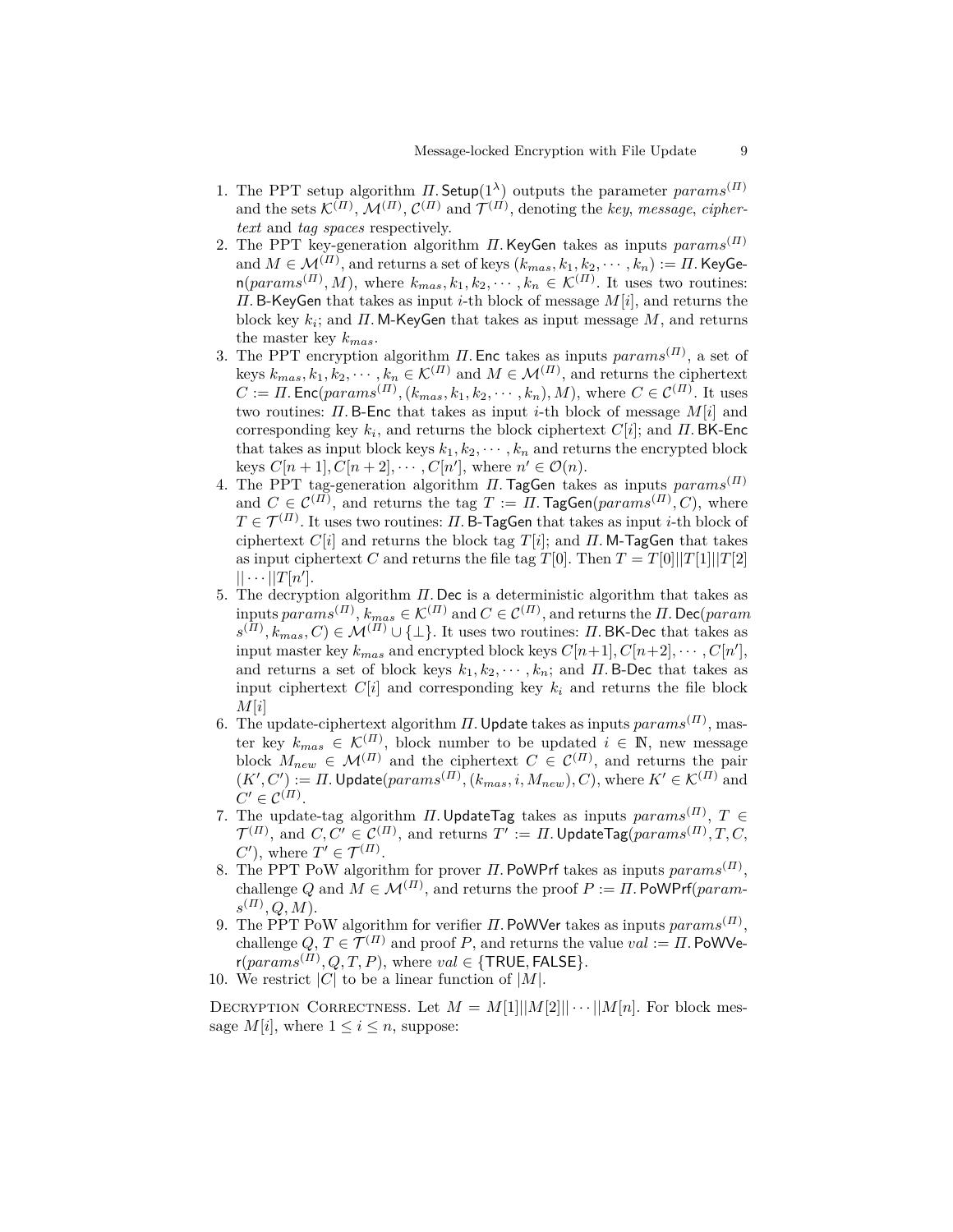1. The PPT setup algorithm $\Pi.\mathsf{Setup}(1^\lambda)$ outputs the parameter $params^{(\Pi)}$ and the sets $\mathcal{K}^{(\Pi)}$, $\mathcal{M}^{(\Pi)}$, $\mathcal{C}^{(\Pi)}$ and $\mathcal{T}^{(\Pi)}$, denoting the *key*, *message*, *ciphertext* and *tag spaces* respectively.
2. The PPT key-generation algorithm $\Pi.\mathsf{KeyGen}$ takes as inputs $params^{(\Pi)}$ and $M \in \mathcal{M}^{(\Pi)}$, and returns a set of keys $(k_{mas}, k_1, k_2, \cdots, k_n) := \Pi.\mathsf{KeyGen}(params^{(\Pi)}, M)$, where $k_{mas}, k_1, k_2, \cdots, k_n \in \mathcal{K}^{(\Pi)}$. It uses two routines: $\Pi.\mathsf{B\text{-}KeyGen}$ that takes as input $i$-th block of message $M[i]$, and returns the block key $k_i$; and $\Pi.\mathsf{M\text{-}KeyGen}$ that takes as input message $M$, and returns the master key $k_{mas}$.
3. The PPT encryption algorithm $\Pi.\mathsf{Enc}$ takes as inputs $params^{(\Pi)}$, a set of keys $k_{mas}, k_1, k_2, \cdots, k_n \in \mathcal{K}^{(\Pi)}$ and $M \in \mathcal{M}^{(\Pi)}$, and returns the ciphertext $C := \Pi.\mathsf{Enc}(params^{(\Pi)}, (k_{mas}, k_1, k_2, \cdots, k_n), M)$, where $C \in \mathcal{C}^{(\Pi)}$. It uses two routines: $\Pi.\mathsf{B\text{-}Enc}$ that takes as input $i$-th block of message $M[i]$ and corresponding key $k_i$, and returns the block ciphertext $C[i]$; and $\Pi.\mathsf{BK\text{-}Enc}$ that takes as input block keys $k_1, k_2, \cdots, k_n$ and returns the encrypted block keys $C[n+1], C[n+2], \cdots, C[n']$, where $n' \in \mathcal{O}(n)$.
4. The PPT tag-generation algorithm $\Pi.\mathsf{TagGen}$ takes as inputs $params^{(\Pi)}$ and $C \in \mathcal{C}^{(\Pi)}$, and returns the tag $T := \Pi.\mathsf{TagGen}(params^{(\Pi)}, C)$, where $T \in \mathcal{T}^{(\Pi)}$. It uses two routines: $\Pi.\mathsf{B\text{-}TagGen}$ that takes as input $i$-th block of ciphertext $C[i]$ and returns the block tag $T[i]$; and $\Pi.\mathsf{M\text{-}TagGen}$ that takes as input ciphertext $C$ and returns the file tag $T[0]$. Then $T = T[0]||T[1]||T[2]||\cdots||T[n']$.
5. The decryption algorithm $\Pi.\mathsf{Dec}$ is a deterministic algorithm that takes as inputs $params^{(\Pi)}$, $k_{mas} \in \mathcal{K}^{(\Pi)}$ and $C \in \mathcal{C}^{(\Pi)}$, and returns the $\Pi.\mathsf{Dec}(params^{(\Pi)}, k_{mas}, C) \in \mathcal{M}^{(\Pi)} \cup \{\perp\}$. It uses two routines: $\Pi.\mathsf{BK\text{-}Dec}$ that takes as input master key $k_{mas}$ and encrypted block keys $C[n+1], C[n+2], \cdots, C[n']$, and returns a set of block keys $k_1, k_2, \cdots, k_n$; and $\Pi.\mathsf{B\text{-}Dec}$ that takes as input ciphertext $C[i]$ and corresponding key $k_i$ and returns the file block $M[i]$
6. The update-ciphertext algorithm $\Pi.\mathsf{Update}$ takes as inputs $params^{(\Pi)}$, master key $k_{mas} \in \mathcal{K}^{(\Pi)}$, block number to be updated $i \in \mathbb{N}$, new message block $M_{new} \in \mathcal{M}^{(\Pi)}$ and the ciphertext $C \in \mathcal{C}^{(\Pi)}$, and returns the pair $(K', C') := \Pi.\mathsf{Update}(params^{(\Pi)}, (k_{mas}, i, M_{new}), C)$, where $K' \in \mathcal{K}^{(\Pi)}$ and $C' \in \mathcal{C}^{(\Pi)}$.
7. The update-tag algorithm $\Pi.\mathsf{UpdateTag}$ takes as inputs $params^{(\Pi)}$, $T \in \mathcal{T}^{(\Pi)}$, and $C, C' \in \mathcal{C}^{(\Pi)}$, and returns $T' := \Pi.\mathsf{UpdateTag}(params^{(\Pi)}, T, C, C')$, where $T' \in \mathcal{T}^{(\Pi)}$.
8. The PPT PoW algorithm for prover $\Pi.\mathsf{PoWPrf}$ takes as inputs $params^{(\Pi)}$, challenge $Q$ and $M \in \mathcal{M}^{(\Pi)}$, and returns the proof $P := \Pi.\mathsf{PoWPrf}(params^{(\Pi)}, Q, M)$.
9. The PPT PoW algorithm for verifier $\Pi.\mathsf{PoWVer}$ takes as inputs $params^{(\Pi)}$, challenge $Q$, $T \in \mathcal{T}^{(\Pi)}$ and proof $P$, and returns the value $val := \Pi.\mathsf{PoWVer}(params^{(\Pi)}, Q, T, P)$, where $val \in \{\mathsf{TRUE}, \mathsf{FALSE}\}$.
10. We restrict $|C|$ to be a linear function of $|M|$.

Decryption Correctness. Let $M = M[1]||M[2]||\cdots||M[n]$. For block message $M[i]$, where $1 \leq i \leq n$, suppose: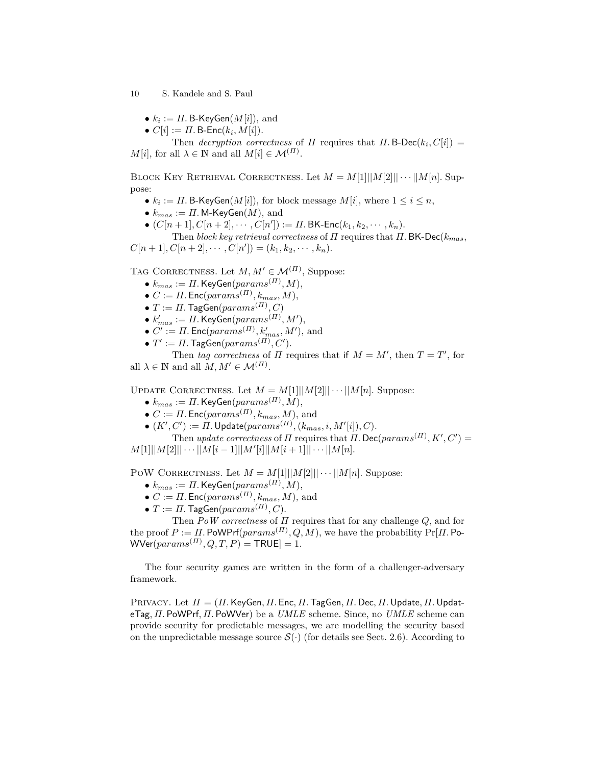- $k_i := \Pi.\mathsf{B\text{-}KeyGen}(M[i])$, and
- $C[i] := \Pi.\mathsf{B\text{-}Enc}(k_i, M[i])$.

Then *decryption correctness* of $\Pi$ requires that $\Pi.\mathsf{B\text{-}Dec}(k_i, C[i]) = M[i]$, for all $\lambda \in \mathbb{N}$ and all $M[i] \in \mathcal{M}^{(\Pi)}$.

Block Key Retrieval Correctness. Let $M = M[1]||M[2]|| \cdots ||M[n]$. Suppose:

- $k_i := \Pi.\mathsf{B\text{-}KeyGen}(M[i])$, for block message $M[i]$, where $1 \leq i \leq n$,
- $k_{mas} := \Pi.\mathsf{M\text{-}KeyGen}(M)$, and
- $(C[n+1], C[n+2], \cdots, C[n']) := \Pi.\mathsf{BK\text{-}Enc}(k_1, k_2, \cdots, k_n)$.

Then *block key retrieval correctness* of $\Pi$ requires that $\Pi.\mathsf{BK\text{-}Dec}(k_{mas}, C[n+1], C[n+2], \cdots, C[n']) = (k_1, k_2, \cdots, k_n)$.

Tag Correctness. Let $M, M' \in \mathcal{M}^{(\Pi)}$, Suppose:

- $k_{mas} := \Pi.\mathsf{KeyGen}(params^{(\Pi)}, M)$,
- $C := \Pi.\mathsf{Enc}(params^{(\Pi)}, k_{mas}, M)$,
- $T := \Pi.\mathsf{TagGen}(params^{(\Pi)}, C)$
- $k'_{mas} := \Pi.\mathsf{KeyGen}(params^{(\Pi)}, M')$,
- $C' := \Pi.\mathsf{Enc}(params^{(\Pi)}, k'_{mas}, M')$, and
- $T' := \Pi.\mathsf{TagGen}(params^{(\Pi)}, C')$.

Then *tag correctness* of $\Pi$ requires that if $M = M'$, then $T = T'$, for all $\lambda \in \mathbb{N}$ and all $M, M' \in \mathcal{M}^{(\Pi)}$.

Update Correctness. Let $M = M[1]||M[2]|| \cdots ||M[n]$. Suppose:

- $k_{mas} := \Pi.\mathsf{KeyGen}(params^{(\Pi)}, M)$,
- $C := \Pi.\mathsf{Enc}(params^{(\Pi)}, k_{mas}, M)$, and
- $(K', C') := \Pi.\mathsf{Update}(params^{(\Pi)}, (k_{mas}, i, M'[i]), C)$.

Then *update correctness* of $\Pi$ requires that $\Pi.\mathsf{Dec}(params^{(\Pi)}, K', C') = M[1]||M[2]|| \cdots ||M[i-1]||M'[i]||M[i+1]|| \cdots ||M[n]$.

PoW Correctness. Let $M = M[1]||M[2]|| \cdots ||M[n]$. Suppose:

- $k_{mas} := \Pi.\mathsf{KeyGen}(params^{(\Pi)}, M)$,
- $C := \Pi.\mathsf{Enc}(params^{(\Pi)}, k_{mas}, M)$, and
- $T := \Pi.\mathsf{TagGen}(params^{(\Pi)}, C)$.

Then *PoW correctness* of $\Pi$ requires that for any challenge $Q$, and for the proof $P := \Pi.\mathsf{PoWPrf}(params^{(\Pi)}, Q, M)$, we have the probability $\Pr[\Pi.\mathsf{PoWVer}(params^{(\Pi)}, Q, T, P) = \mathsf{TRUE}] = 1$.

The four security games are written in the form of a challenger-adversary framework.

Privacy. Let $\Pi = (\Pi.\mathsf{KeyGen}, \Pi.\mathsf{Enc}, \Pi.\mathsf{TagGen}, \Pi.\mathsf{Dec}, \Pi.\mathsf{Update}, \Pi.\mathsf{UpdateTag}, \Pi.\mathsf{PoWPrf}, \Pi.\mathsf{PoWVer})$ be a *UMLE* scheme. Since, no *UMLE* scheme can provide security for predictable messages, we are modelling the security based on the unpredictable message source $\mathcal{S}(\cdot)$ (for details see Sect. 2.6). According to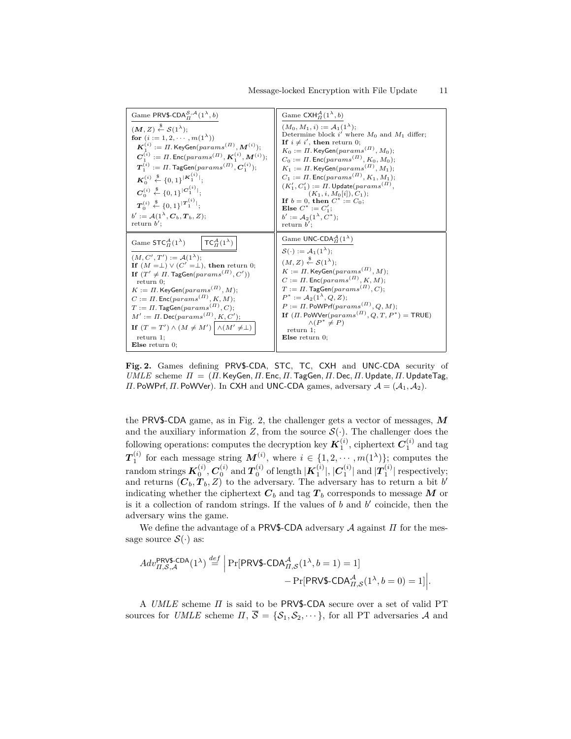| Game $\mathsf{PRV\$\text{-}CDA}_{\Pi}^{\mathcal{S},\mathcal{A}}(1^\lambda, b)$ | Game $\mathsf{CXH}_{\Pi}^{\mathcal{A}}(1^\lambda, b)$ |
|---|---|
| $(\boldsymbol{M}, Z) \xleftarrow{\$} \mathcal{S}(1^\lambda)$;<br>**for** $(i := 1, 2, \cdots, m(1^\lambda))$<br>  $\boldsymbol{K}_1^{(i)} := \Pi.\mathsf{KeyGen}(params^{(\Pi)}, \boldsymbol{M}^{(i)})$;<br>  $\boldsymbol{C}_1^{(i)} := \Pi.\mathsf{Enc}(params^{(\Pi)}, \boldsymbol{K}_1^{(i)}, \boldsymbol{M}^{(i)})$;<br>  $\boldsymbol{T}_1^{(i)} := \Pi.\mathsf{TagGen}(params^{(\Pi)}, \boldsymbol{C}_1^{(i)})$;<br>  $\boldsymbol{K}_0^{(i)} \xleftarrow{\$} \{0,1\}^{\lvert \boldsymbol{K}_1^{(i)} \rvert}$;<br>  $\boldsymbol{C}_0^{(i)} \xleftarrow{\$} \{0,1\}^{\lvert \boldsymbol{C}_1^{(i)} \rvert}$;<br>  $\boldsymbol{T}_0^{(i)} \xleftarrow{\$} \{0,1\}^{\lvert \boldsymbol{T}_1^{(i)} \rvert}$;<br>$b' := \mathcal{A}(1^\lambda, \boldsymbol{C}_b, \boldsymbol{T}_b, Z)$;<br>return $b'$; | $(M_0, M_1, i) := \mathcal{A}_1(1^\lambda)$;<br>Determine block $i'$ where $M_0$ and $M_1$ differ;<br>**If** $i \neq i'$, **then** return 0;<br>$K_0 := \Pi.\mathsf{KeyGen}(params^{(\Pi)}, M_0)$;<br>$C_0 := \Pi.\mathsf{Enc}(params^{(\Pi)}, K_0, M_0)$;<br>$K_1 := \Pi.\mathsf{KeyGen}(params^{(\Pi)}, M_1)$;<br>$C_1 := \Pi.\mathsf{Enc}(params^{(\Pi)}, K_1, M_1)$;<br>$(K_1', C_1') := \Pi.\mathsf{Update}(params^{(\Pi)},$<br>  $(K_1, i, M_0[i]), C_1)$;<br>**If** $b = 0$, **then** $C^* := C_0$;<br>**Else** $C^* := C_1'$;<br>$b' := \mathcal{A}_2(1^\lambda, C^*)$;<br>return $b'$; |
| Game $\mathsf{STC}_{\Pi}^{\mathcal{A}}(1^\lambda)$ [ $\mathsf{TC}_{\Pi}^{\mathcal{A}}(1^\lambda)$ ] | Game $\mathsf{UNC\text{-}CDA}_{\Pi}^{\mathcal{A}}(1^\lambda)$ |
| $(M, C', T') := \mathcal{A}(1^\lambda)$;<br>**If** $(M = \perp) \vee (C' = \perp)$, **then** return 0;<br>**If** $(T' \neq \Pi.\mathsf{TagGen}(params^{(\Pi)}, C'))$<br>  return 0;<br>$K := \Pi.\mathsf{KeyGen}(params^{(\Pi)}, M)$;<br>$C := \Pi.\mathsf{Enc}(params^{(\Pi)}, K, M)$;<br>$T := \Pi.\mathsf{TagGen}(params^{(\Pi)}, C)$;<br>$M' := \Pi.\mathsf{Dec}(params^{(\Pi)}, K, C')$;<br>**If** $(T = T') \wedge (M \neq M')$ [ $\wedge (M' \neq \perp)$ ]<br>  return 1;<br>**Else** return 0; | $\mathcal{S}(\cdot) := \mathcal{A}_1(1^\lambda)$;<br>$(M, Z) \xleftarrow{\$} \mathcal{S}(1^\lambda)$;<br>$K := \Pi.\mathsf{KeyGen}(params^{(\Pi)}, M)$;<br>$C := \Pi.\mathsf{Enc}(params^{(\Pi)}, K, M)$;<br>$T := \Pi.\mathsf{TagGen}(params^{(\Pi)}, C)$;<br>$P^* := \mathcal{A}_2(1^\lambda, Q, Z)$;<br>$P := \Pi.\mathsf{PoWPrf}(params^{(\Pi)}, Q, M)$;<br>**If** $(\Pi.\mathsf{PoWVer}(params^{(\Pi)}, Q, T, P^*) = \mathsf{TRUE})$<br>  $\wedge (P^* \neq P)$<br>  return 1;<br>**Else** return 0; |

**Fig. 2.** Games defining PRV\$-CDA, STC, TC, CXH and UNC-CDA security of *UMLE* scheme $\Pi = (\Pi.\mathsf{KeyGen}, \Pi.\mathsf{Enc}, \Pi.\mathsf{TagGen}, \Pi.\mathsf{Dec}, \Pi.\mathsf{Update}, \Pi.\mathsf{UpdateTag}, \Pi.\mathsf{PoWPrf}, \Pi.\mathsf{PoWVer})$. In CXH and UNC-CDA games, adversary $\mathcal{A} = (\mathcal{A}_1, \mathcal{A}_2)$.

the PRV\$-CDA game, as in Fig. 2, the challenger gets a vector of messages, $\boldsymbol{M}$ and the auxiliary information $Z$, from the source $\mathcal{S}(\cdot)$. The challenger does the following operations: computes the decryption key $\boldsymbol{K}_1^{(i)}$, ciphertext $\boldsymbol{C}_1^{(i)}$ and tag $\boldsymbol{T}_1^{(i)}$ for each message string $\boldsymbol{M}^{(i)}$, where $i \in \{1, 2, \cdots, m(1^\lambda)\}$; computes the random strings $\boldsymbol{K}_0^{(i)}$, $\boldsymbol{C}_0^{(i)}$ and $\boldsymbol{T}_0^{(i)}$ of length $|\boldsymbol{K}_1^{(i)}|$, $|\boldsymbol{C}_1^{(i)}|$ and $|\boldsymbol{T}_1^{(i)}|$ respectively; and returns $(\boldsymbol{C}_b, \boldsymbol{T}_b, Z)$ to the adversary. The adversary has to return a bit $b'$ indicating whether the ciphertext $\boldsymbol{C}_b$ and tag $\boldsymbol{T}_b$ corresponds to message $\boldsymbol{M}$ or is it a collection of random strings. If the values of $b$ and $b'$ coincide, then the adversary wins the game.

We define the advantage of a PRV\$-CDA adversary $\mathcal{A}$ against $\Pi$ for the message source $\mathcal{S}(\cdot)$ as:

$$Adv_{\Pi,\mathcal{S},\mathcal{A}}^{\mathsf{PRV\$\text{-}CDA}}(1^\lambda) \stackrel{def}{=} \Big| \Pr[\mathsf{PRV\$\text{-}CDA}_{\Pi,\mathcal{S}}^{\mathcal{A}}(1^\lambda, b = 1) = 1] - \Pr[\mathsf{PRV\$\text{-}CDA}_{\Pi,\mathcal{S}}^{\mathcal{A}}(1^\lambda, b = 0) = 1] \Big|.$$

A *UMLE* scheme $\Pi$ is said to be PRV\$-CDA secure over a set of valid PT sources for *UMLE* scheme $\Pi$, $\overline{\mathcal{S}} = \{\mathcal{S}_1, \mathcal{S}_2, \cdots\}$, for all PT adversaries $\mathcal{A}$ and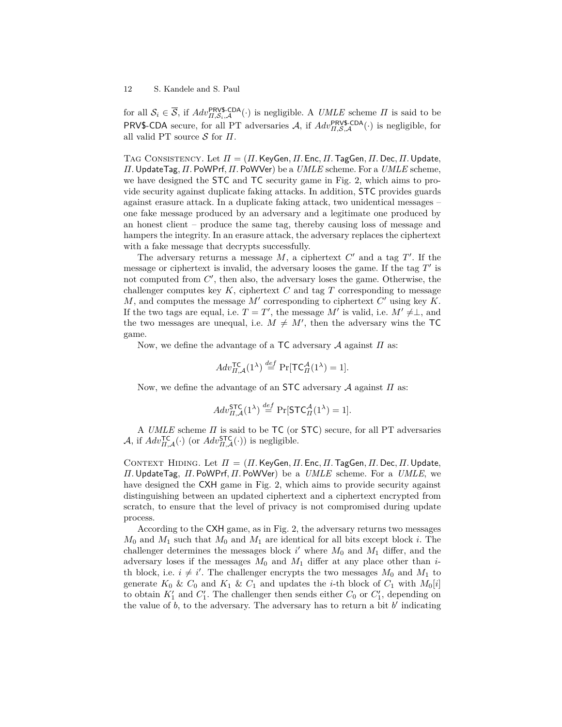for all $\mathcal{S}_i \in \overline{\mathcal{S}}$, if $Adv^{\mathsf{PRV\$\text{-}CDA}}_{\Pi,\mathcal{S}_i,\mathcal{A}}(\cdot)$ is negligible. A *UMLE* scheme $\Pi$ is said to be PRV\$-CDA secure, for all PT adversaries $\mathcal{A}$, if $Adv^{\mathsf{PRV\$\text{-}CDA}}_{\Pi,\mathcal{S},\mathcal{A}}(\cdot)$ is negligible, for all valid PT source $\mathcal{S}$ for $\Pi$.

Tag Consistency. Let $\Pi = (\Pi.\mathsf{KeyGen}, \Pi.\mathsf{Enc}, \Pi.\mathsf{TagGen}, \Pi.\mathsf{Dec}, \Pi.\mathsf{Update}, \Pi.\mathsf{UpdateTag}, \Pi.\mathsf{PoWPrf}, \Pi.\mathsf{PoWVer})$ be a *UMLE* scheme. For a *UMLE* scheme, we have designed the STC and TC security game in Fig. 2, which aims to provide security against duplicate faking attacks. In addition, STC provides guards against erasure attack. In a duplicate faking attack, two unidentical messages – one fake message produced by an adversary and a legitimate one produced by an honest client – produce the same tag, thereby causing loss of message and hampers the integrity. In an erasure attack, the adversary replaces the ciphertext with a fake message that decrypts successfully.

The adversary returns a message $M$, a ciphertext $C'$ and a tag $T'$. If the message or ciphertext is invalid, the adversary looses the game. If the tag $T'$ is not computed from $C'$, then also, the adversary loses the game. Otherwise, the challenger computes key $K$, ciphertext $C$ and tag $T$ corresponding to message $M$, and computes the message $M'$ corresponding to ciphertext $C'$ using key $K$. If the two tags are equal, i.e. $T = T'$, the message $M'$ is valid, i.e. $M' \neq \perp$, and the two messages are unequal, i.e. $M \neq M'$, then the adversary wins the TC game.

Now, we define the advantage of a TC adversary $\mathcal{A}$ against $\Pi$ as:

$$Adv^{\mathsf{TC}}_{\Pi,\mathcal{A}}(1^\lambda) \stackrel{def}{=} \Pr[\mathsf{TC}^{\mathcal{A}}_{\Pi}(1^\lambda) = 1].$$

Now, we define the advantage of an STC adversary $\mathcal{A}$ against $\Pi$ as:

$$Adv^{\mathsf{STC}}_{\Pi,\mathcal{A}}(1^\lambda) \stackrel{def}{=} \Pr[\mathsf{STC}^{\mathcal{A}}_{\Pi}(1^\lambda) = 1].$$

A *UMLE* scheme $\Pi$ is said to be TC (or STC) secure, for all PT adversaries $\mathcal{A}$, if $Adv^{\mathsf{TC}}_{\Pi,\mathcal{A}}(\cdot)$ (or $Adv^{\mathsf{STC}}_{\Pi,\mathcal{A}}(\cdot)$) is negligible.

Context Hiding. Let $\Pi = (\Pi.\mathsf{KeyGen}, \Pi.\mathsf{Enc}, \Pi.\mathsf{TagGen}, \Pi.\mathsf{Dec}, \Pi.\mathsf{Update}, \Pi.\mathsf{UpdateTag}, \Pi.\mathsf{PoWPrf}, \Pi.\mathsf{PoWVer})$ be a *UMLE* scheme. For a *UMLE*, we have designed the CXH game in Fig. 2, which aims to provide security against distinguishing between an updated ciphertext and a ciphertext encrypted from scratch, to ensure that the level of privacy is not compromised during update process.

According to the CXH game, as in Fig. 2, the adversary returns two messages $M_0$ and $M_1$ such that $M_0$ and $M_1$ are identical for all bits except block $i$. The challenger determines the messages block $i'$ where $M_0$ and $M_1$ differ, and the adversary loses if the messages $M_0$ and $M_1$ differ at any place other than $i$-th block, i.e. $i \neq i'$. The challenger encrypts the two messages $M_0$ and $M_1$ to generate $K_0$ & $C_0$ and $K_1$ & $C_1$ and updates the $i$-th block of $C_1$ with $M_0[i]$ to obtain $K_1'$ and $C_1'$. The challenger then sends either $C_0$ or $C_1'$, depending on the value of $b$, to the adversary. The adversary has to return a bit $b'$ indicating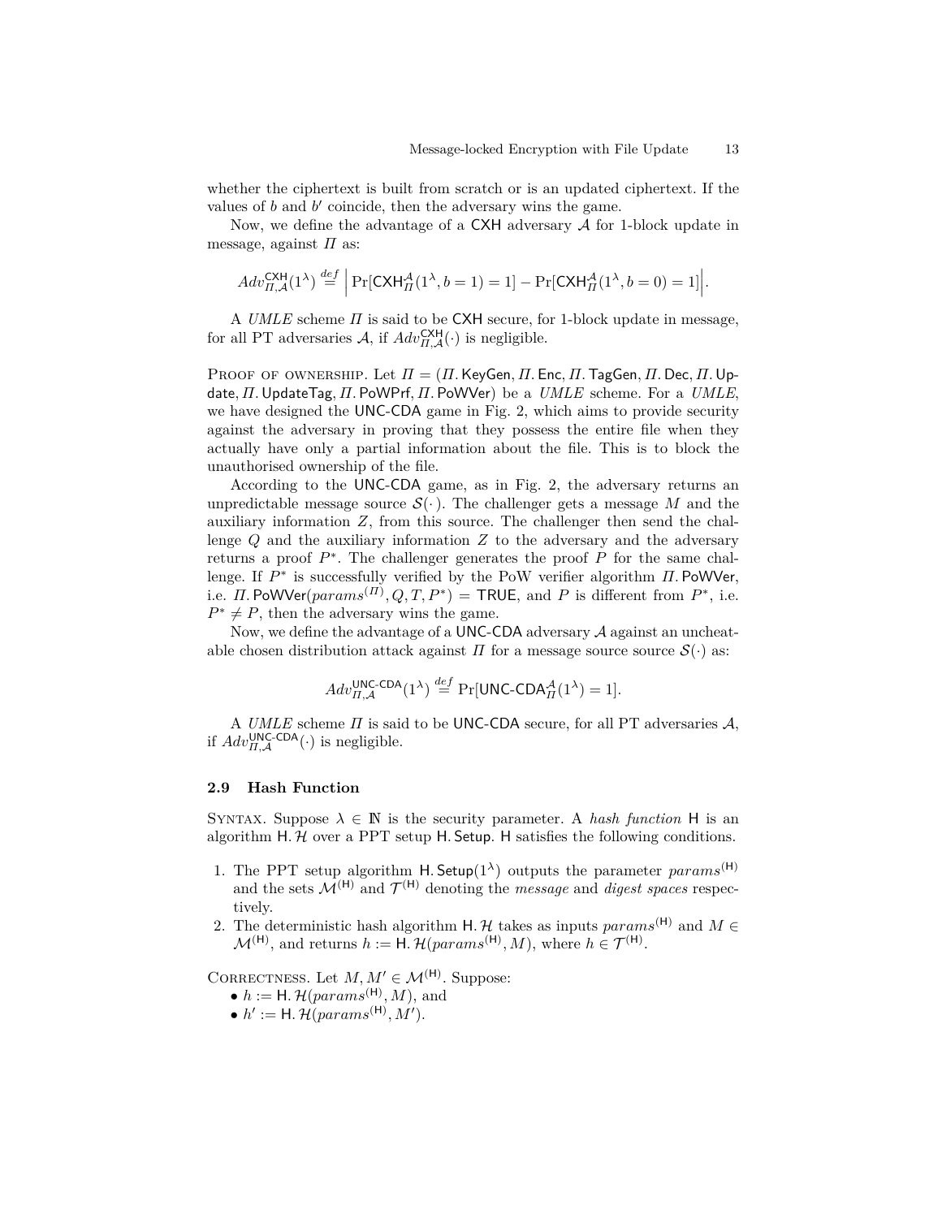whether the ciphertext is built from scratch or is an updated ciphertext. If the values of $b$ and $b'$ coincide, then the adversary wins the game.

Now, we define the advantage of a $\mathsf{CXH}$ adversary $\mathcal{A}$ for 1-block update in message, against $\Pi$ as:

$$Adv_{\Pi,\mathcal{A}}^{\mathsf{CXH}}(1^\lambda) \stackrel{def}{=} \Big| \Pr[\mathsf{CXH}_{\Pi}^{\mathcal{A}}(1^\lambda, b=1)=1] - \Pr[\mathsf{CXH}_{\Pi}^{\mathcal{A}}(1^\lambda, b=0)=1] \Big|.$$

A *UMLE* scheme $\Pi$ is said to be $\mathsf{CXH}$ secure, for 1-block update in message, for all PT adversaries $\mathcal{A}$, if $Adv_{\Pi,\mathcal{A}}^{\mathsf{CXH}}(\cdot)$ is negligible.

Proof of ownership. Let $\Pi = (\Pi.\mathsf{KeyGen}, \Pi.\mathsf{Enc}, \Pi.\mathsf{TagGen}, \Pi.\mathsf{Dec}, \Pi.\mathsf{Update}, \Pi.\mathsf{UpdateTag}, \Pi.\mathsf{PoWPrf}, \Pi.\mathsf{PoWVer})$ be a *UMLE* scheme. For a *UMLE*, we have designed the $\mathsf{UNC\text{-}CDA}$ game in Fig. 2, which aims to provide security against the adversary in proving that they possess the entire file when they actually have only a partial information about the file. This is to block the unauthorised ownership of the file.

According to the $\mathsf{UNC\text{-}CDA}$ game, as in Fig. 2, the adversary returns an unpredictable message source $\mathcal{S}(\cdot)$. The challenger gets a message $M$ and the auxiliary information $Z$, from this source. The challenger then send the challenge $Q$ and the auxiliary information $Z$ to the adversary and the adversary returns a proof $P^*$. The challenger generates the proof $P$ for the same challenge. If $P^*$ is successfully verified by the PoW verifier algorithm $\Pi.\mathsf{PoWVer}$, i.e. $\Pi.\mathsf{PoWVer}(params^{(\Pi)}, Q, T, P^*) = \mathsf{TRUE}$, and $P$ is different from $P^*$, i.e. $P^* \neq P$, then the adversary wins the game.

Now, we define the advantage of a $\mathsf{UNC\text{-}CDA}$ adversary $\mathcal{A}$ against an uncheatable chosen distribution attack against $\Pi$ for a message source source $\mathcal{S}(\cdot)$ as:

$$Adv_{\Pi,\mathcal{A}}^{\mathsf{UNC\text{-}CDA}}(1^\lambda) \stackrel{def}{=} \Pr[\mathsf{UNC\text{-}CDA}_{\Pi}^{\mathcal{A}}(1^\lambda)=1].$$

A *UMLE* scheme $\Pi$ is said to be $\mathsf{UNC\text{-}CDA}$ secure, for all PT adversaries $\mathcal{A}$, if $Adv_{\Pi,\mathcal{A}}^{\mathsf{UNC\text{-}CDA}}(\cdot)$ is negligible.

### 2.9 Hash Function

Syntax. Suppose $\lambda \in \mathbb{N}$ is the security parameter. A *hash function* $\mathsf{H}$ is an algorithm $\mathsf{H}.\mathcal{H}$ over a PPT setup $\mathsf{H}.\mathsf{Setup}$. $\mathsf{H}$ satisfies the following conditions.

1. The PPT setup algorithm $\mathsf{H}.\mathsf{Setup}(1^\lambda)$ outputs the parameter $params^{(\mathsf{H})}$ and the sets $\mathcal{M}^{(\mathsf{H})}$ and $\mathcal{T}^{(\mathsf{H})}$ denoting the *message* and *digest spaces* respectively.
2. The deterministic hash algorithm $\mathsf{H}.\mathcal{H}$ takes as inputs $params^{(\mathsf{H})}$ and $M \in \mathcal{M}^{(\mathsf{H})}$, and returns $h := \mathsf{H}.\mathcal{H}(params^{(\mathsf{H})}, M)$, where $h \in \mathcal{T}^{(\mathsf{H})}$.

Correctness. Let $M, M' \in \mathcal{M}^{(\mathsf{H})}$. Suppose:
- $h := \mathsf{H}.\mathcal{H}(params^{(\mathsf{H})}, M)$, and
- $h' := \mathsf{H}.\mathcal{H}(params^{(\mathsf{H})}, M')$.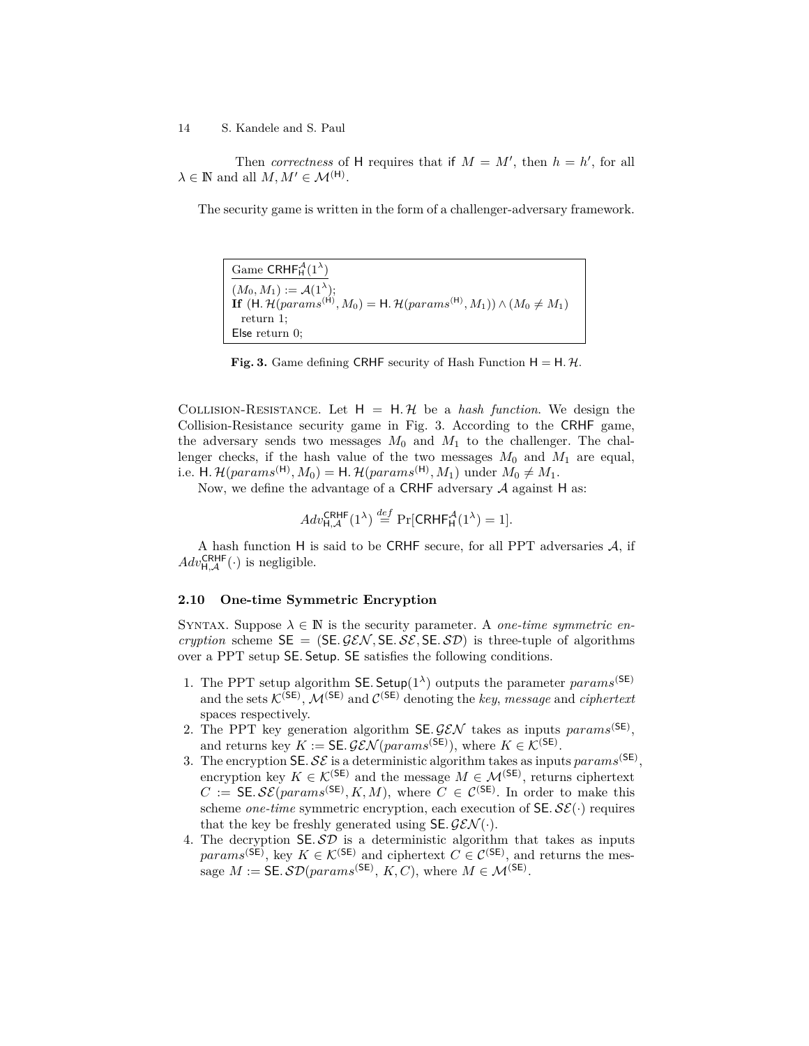Then *correctness* of $\mathsf{H}$ requires that if $M = M'$, then $h = h'$, for all $\lambda \in \mathbb{N}$ and all $M, M' \in \mathcal{M}^{(\mathsf{H})}$.

The security game is written in the form of a challenger-adversary framework.

```
Game CRHF_H^A(1^λ)
(M_0, M_1) := A(1^λ);
If (H.H(params^(H), M_0) = H.H(params^(H), M_1)) ∧ (M_0 ≠ M_1)
  return 1;
Else return 0;
```

**Fig. 3.** Game defining $\mathsf{CRHF}$ security of Hash Function $\mathsf{H} = \mathsf{H}.\mathcal{H}$.

Collision-Resistance. Let $\mathsf{H} = \mathsf{H}.\mathcal{H}$ be a *hash function*. We design the Collision-Resistance security game in Fig. 3. According to the $\mathsf{CRHF}$ game, the adversary sends two messages $M_0$ and $M_1$ to the challenger. The challenger checks, if the hash value of the two messages $M_0$ and $M_1$ are equal, i.e. $\mathsf{H}.\mathcal{H}(params^{(\mathsf{H})}, M_0) = \mathsf{H}.\mathcal{H}(params^{(\mathsf{H})}, M_1)$ under $M_0 \neq M_1$.

Now, we define the advantage of a $\mathsf{CRHF}$ adversary $\mathcal{A}$ against $\mathsf{H}$ as:

$$Adv_{\mathsf{H},\mathcal{A}}^{\mathsf{CRHF}}(1^\lambda) \stackrel{def}{=} \Pr[\mathsf{CRHF}_{\mathsf{H}}^{\mathcal{A}}(1^\lambda) = 1].$$

A hash function $\mathsf{H}$ is said to be $\mathsf{CRHF}$ secure, for all PPT adversaries $\mathcal{A}$, if $Adv_{\mathsf{H},\mathcal{A}}^{\mathsf{CRHF}}(\cdot)$ is negligible.

### 2.10 One-time Symmetric Encryption

Syntax. Suppose $\lambda \in \mathbb{N}$ is the security parameter. A *one-time symmetric encryption* scheme $\mathsf{SE} = (\mathsf{SE}.\mathcal{GEN}, \mathsf{SE}.\mathcal{SE}, \mathsf{SE}.\mathcal{SD})$ is three-tuple of algorithms over a PPT setup $\mathsf{SE}.\mathsf{Setup}$. $\mathsf{SE}$ satisfies the following conditions.

1. The PPT setup algorithm $\mathsf{SE}.\mathsf{Setup}(1^\lambda)$ outputs the parameter $params^{(\mathsf{SE})}$ and the sets $\mathcal{K}^{(\mathsf{SE})}$, $\mathcal{M}^{(\mathsf{SE})}$ and $\mathcal{C}^{(\mathsf{SE})}$ denoting the *key*, *message* and *ciphertext* spaces respectively.
2. The PPT key generation algorithm $\mathsf{SE}.\mathcal{GEN}$ takes as inputs $params^{(\mathsf{SE})}$, and returns key $K := \mathsf{SE}.\mathcal{GEN}(params^{(\mathsf{SE})})$, where $K \in \mathcal{K}^{(\mathsf{SE})}$.
3. The encryption $\mathsf{SE}.\mathcal{SE}$ is a deterministic algorithm takes as inputs $params^{(\mathsf{SE})}$, encryption key $K \in \mathcal{K}^{(\mathsf{SE})}$ and the message $M \in \mathcal{M}^{(\mathsf{SE})}$, returns ciphertext $C := \mathsf{SE}.\mathcal{SE}(params^{(\mathsf{SE})}, K, M)$, where $C \in \mathcal{C}^{(\mathsf{SE})}$. In order to make this scheme *one-time* symmetric encryption, each execution of $\mathsf{SE}.\mathcal{SE}(\cdot)$ requires that the key be freshly generated using $\mathsf{SE}.\mathcal{GEN}(\cdot)$.
4. The decryption $\mathsf{SE}.\mathcal{SD}$ is a deterministic algorithm that takes as inputs $params^{(\mathsf{SE})}$, key $K \in \mathcal{K}^{(\mathsf{SE})}$ and ciphertext $C \in \mathcal{C}^{(\mathsf{SE})}$, and returns the message $M := \mathsf{SE}.\mathcal{SD}(params^{(\mathsf{SE})}, K, C)$, where $M \in \mathcal{M}^{(\mathsf{SE})}$.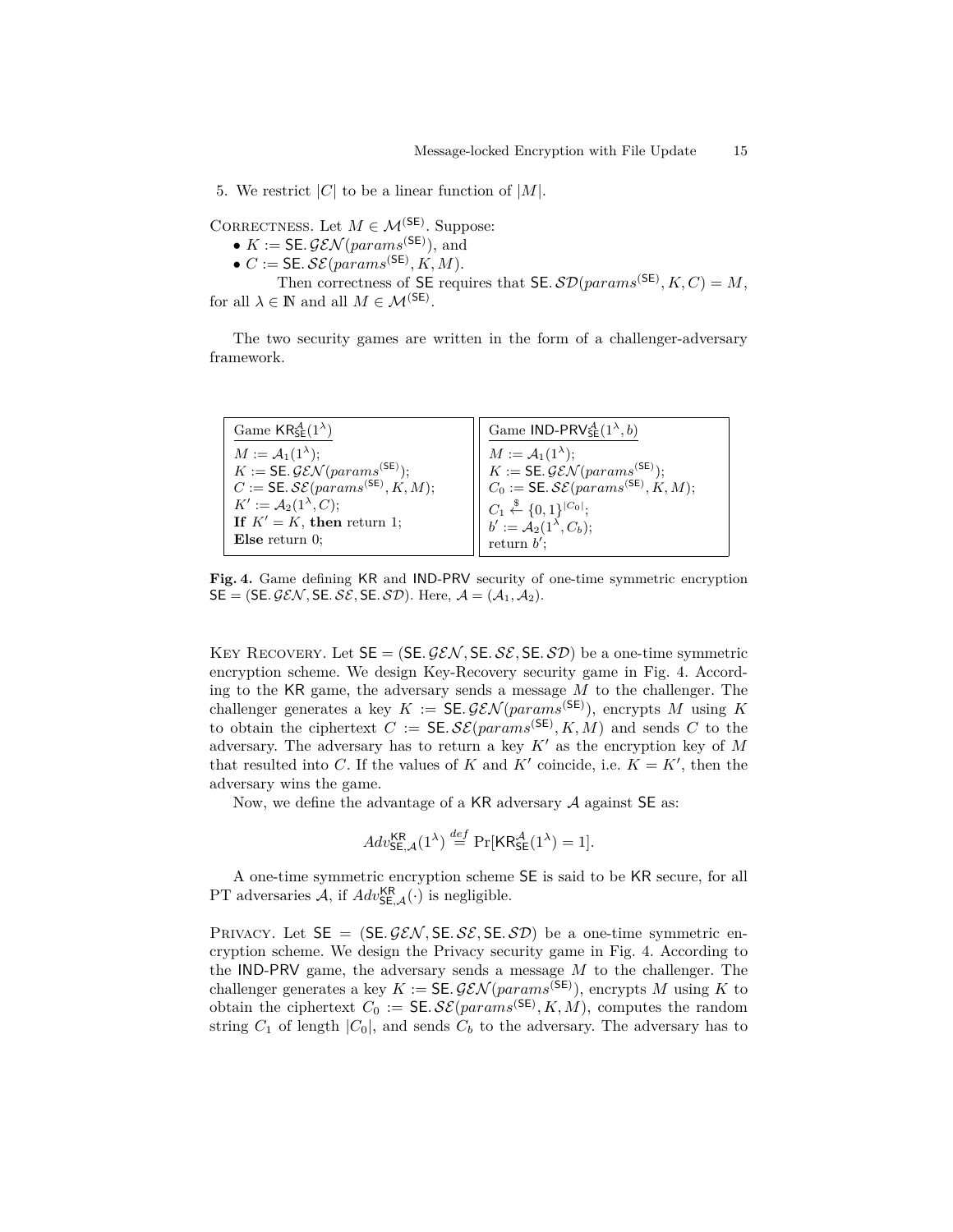5. We restrict $|C|$ to be a linear function of $|M|$.

Correctness. Let $M \in \mathcal{M}^{(\mathsf{SE})}$. Suppose:

- $K := \mathsf{SE}.\mathcal{GEN}(params^{(\mathsf{SE})})$, and
- $C := \mathsf{SE}.\mathcal{SE}(params^{(\mathsf{SE})}, K, M)$.

Then correctness of $\mathsf{SE}$ requires that $\mathsf{SE}.\mathcal{SD}(params^{(\mathsf{SE})}, K, C) = M$, for all $\lambda \in \mathbb{N}$ and all $M \in \mathcal{M}^{(\mathsf{SE})}$.

The two security games are written in the form of a challenger-adversary framework.

| Game $\mathsf{KR}^{\mathcal{A}}_{\mathsf{SE}}(1^\lambda)$ | Game $\mathsf{IND\text{-}PRV}^{\mathcal{A}}_{\mathsf{SE}}(1^\lambda, b)$ |
|---|---|
| $M := \mathcal{A}_1(1^\lambda)$; | $M := \mathcal{A}_1(1^\lambda)$; |
| $K := \mathsf{SE}.\mathcal{GEN}(params^{(\mathsf{SE})})$; | $K := \mathsf{SE}.\mathcal{GEN}(params^{(\mathsf{SE})})$; |
| $C := \mathsf{SE}.\mathcal{SE}(params^{(\mathsf{SE})}, K, M)$; | $C_0 := \mathsf{SE}.\mathcal{SE}(params^{(\mathsf{SE})}, K, M)$; |
| $K' := \mathcal{A}_2(1^\lambda, C)$; | $C_1 \xleftarrow{\$} \{0,1\}^{\lvert C_0 \rvert}$; |
| **If** $K' = K$, **then** return 1; | $b' := \mathcal{A}_2(1^\lambda, C_b)$; |
| **Else** return 0; | return $b'$; |

**Fig. 4.** Game defining KR and IND-PRV security of one-time symmetric encryption $\mathsf{SE} = (\mathsf{SE}.\mathcal{GEN}, \mathsf{SE}.\mathcal{SE}, \mathsf{SE}.\mathcal{SD})$. Here, $\mathcal{A} = (\mathcal{A}_1, \mathcal{A}_2)$.

Key Recovery. Let $\mathsf{SE} = (\mathsf{SE}.\mathcal{GEN}, \mathsf{SE}.\mathcal{SE}, \mathsf{SE}.\mathcal{SD})$ be a one-time symmetric encryption scheme. We design Key-Recovery security game in Fig. 4. According to the KR game, the adversary sends a message $M$ to the challenger. The challenger generates a key $K := \mathsf{SE}.\mathcal{GEN}(params^{(\mathsf{SE})})$, encrypts $M$ using $K$ to obtain the ciphertext $C := \mathsf{SE}.\mathcal{SE}(params^{(\mathsf{SE})}, K, M)$ and sends $C$ to the adversary. The adversary has to return a key $K'$ as the encryption key of $M$ that resulted into $C$. If the values of $K$ and $K'$ coincide, i.e. $K = K'$, then the adversary wins the game.

Now, we define the advantage of a KR adversary $\mathcal{A}$ against SE as:

$$Adv^{\mathsf{KR}}_{\mathsf{SE},\mathcal{A}}(1^\lambda) \stackrel{def}{=} \Pr[\mathsf{KR}^{\mathcal{A}}_{\mathsf{SE}}(1^\lambda) = 1].$$

A one-time symmetric encryption scheme SE is said to be KR secure, for all PT adversaries $\mathcal{A}$, if $Adv^{\mathsf{KR}}_{\mathsf{SE},\mathcal{A}}(\cdot)$ is negligible.

Privacy. Let $\mathsf{SE} = (\mathsf{SE}.\mathcal{GEN}, \mathsf{SE}.\mathcal{SE}, \mathsf{SE}.\mathcal{SD})$ be a one-time symmetric encryption scheme. We design the Privacy security game in Fig. 4. According to the IND-PRV game, the adversary sends a message $M$ to the challenger. The challenger generates a key $K := \mathsf{SE}.\mathcal{GEN}(params^{(\mathsf{SE})})$, encrypts $M$ using $K$ to obtain the ciphertext $C_0 := \mathsf{SE}.\mathcal{SE}(params^{(\mathsf{SE})}, K, M)$, computes the random string $C_1$ of length $|C_0|$, and sends $C_b$ to the adversary. The adversary has to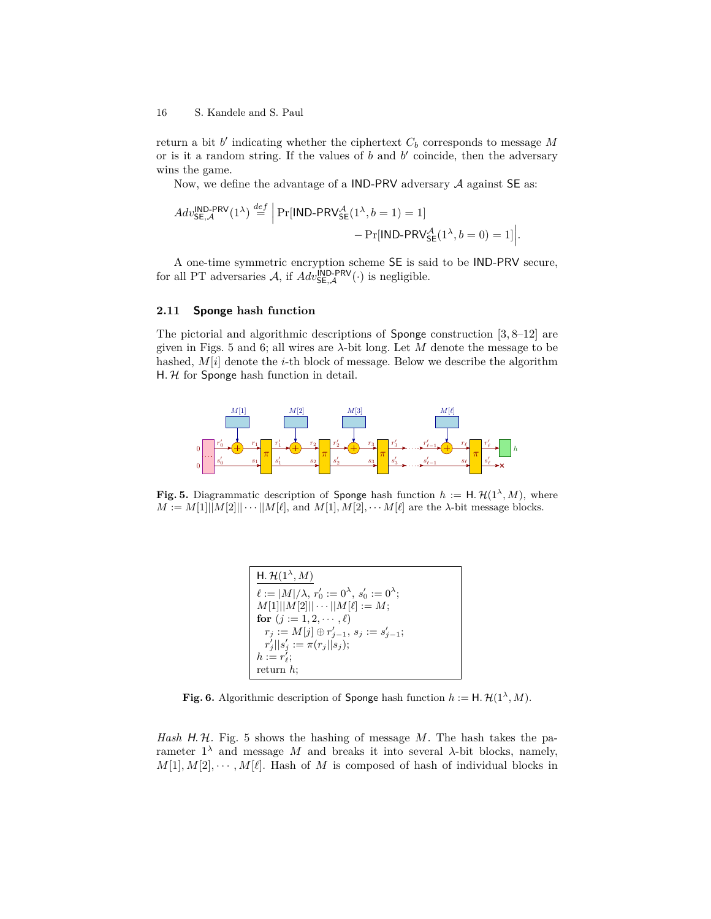return a bit $b'$ indicating whether the ciphertext $C_b$ corresponds to message $M$ or is it a random string. If the values of $b$ and $b'$ coincide, then the adversary wins the game.

Now, we define the advantage of a IND-PRV adversary $\mathcal{A}$ against SE as:

$$Adv^{\mathsf{IND\text{-}PRV}}_{\mathsf{SE},\mathcal{A}}(1^\lambda) \stackrel{def}{=} \Big| \Pr[\mathsf{IND\text{-}PRV}^{\mathcal{A}}_{\mathsf{SE}}(1^\lambda, b=1) = 1] - \Pr[\mathsf{IND\text{-}PRV}^{\mathcal{A}}_{\mathsf{SE}}(1^\lambda, b=0) = 1] \Big|.$$

A one-time symmetric encryption scheme SE is said to be IND-PRV secure, for all PT adversaries $\mathcal{A}$, if $Adv^{\mathsf{IND\text{-}PRV}}_{\mathsf{SE},\mathcal{A}}(\cdot)$ is negligible.

### 2.11 Sponge hash function

The pictorial and algorithmic descriptions of Sponge construction [3, 8–12] are given in Figs. 5 and 6; all wires are $\lambda$-bit long. Let $M$ denote the message to be hashed, $M[i]$ denote the $i$-th block of message. Below we describe the algorithm $\mathsf{H}.\mathcal{H}$ for Sponge hash function in detail.

**Fig. 5.** Diagrammatic description of Sponge hash function $h := \mathsf{H}.\mathcal{H}(1^\lambda, M)$, where $M := M[1]||M[2]||\cdots||M[\ell]$, and $M[1], M[2], \cdots M[\ell]$ are the $\lambda$-bit message blocks.

```
H.H(1^λ, M)
ℓ := |M|/λ, r'_0 := 0^λ, s'_0 := 0^λ;
M[1]||M[2]||···||M[ℓ] := M;
for (j := 1, 2, ···, ℓ)
  r_j := M[j] ⊕ r'_{j-1}, s_j := s'_{j-1};
  r'_j||s'_j := π(r_j||s_j);
h := r'_ℓ;
return h;
```

**Fig. 6.** Algorithmic description of Sponge hash function $h := \mathsf{H}.\mathcal{H}(1^\lambda, M)$.

*Hash* $\mathsf{H}.\mathcal{H}$. Fig. 5 shows the hashing of message $M$. The hash takes the parameter $1^\lambda$ and message $M$ and breaks it into several $\lambda$-bit blocks, namely, $M[1], M[2], \cdots, M[\ell]$. Hash of $M$ is composed of hash of individual blocks in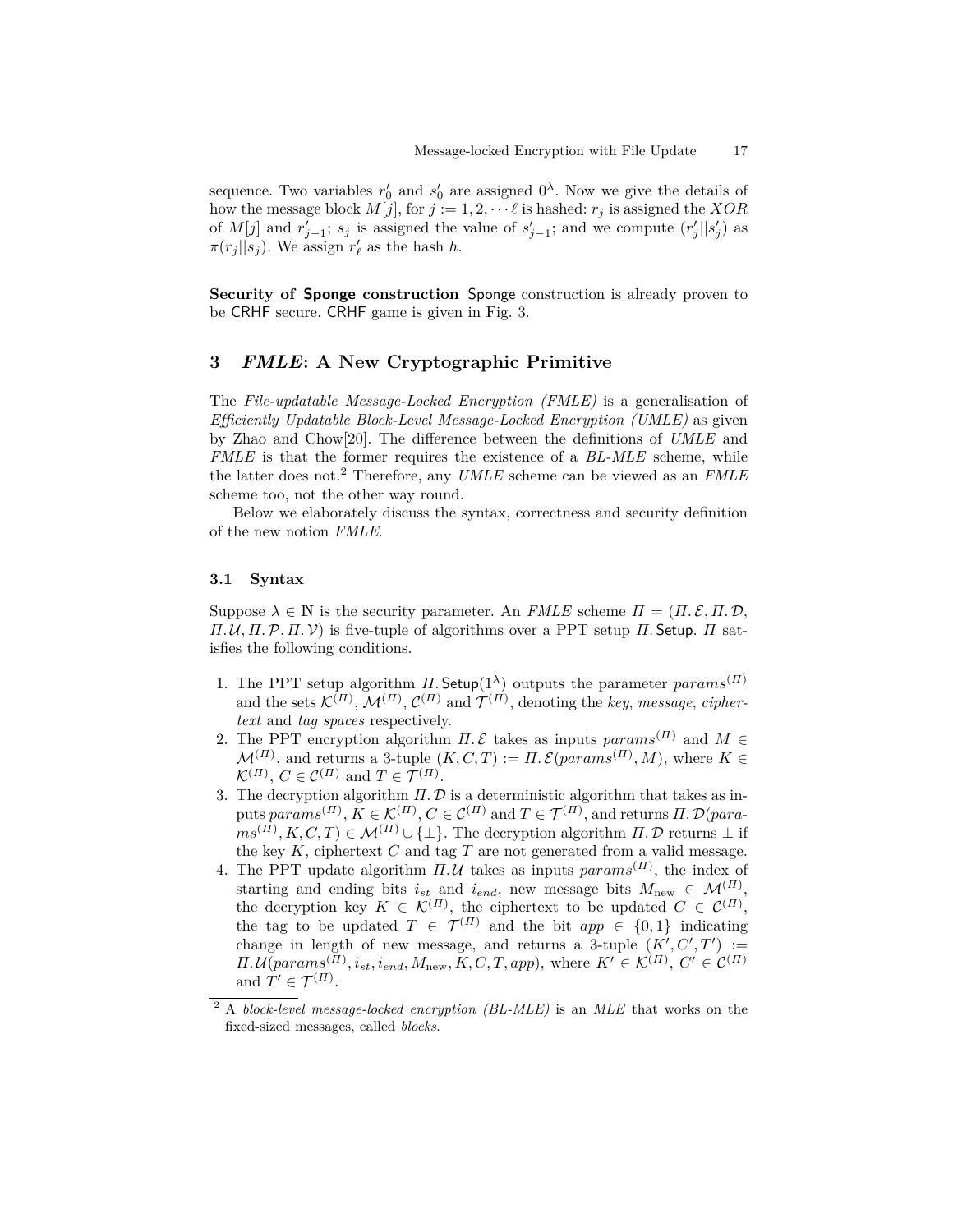sequence. Two variables $r'_0$ and $s'_0$ are assigned $0^\lambda$. Now we give the details of how the message block $M[j]$, for $j := 1, 2, \cdots \ell$ is hashed: $r_j$ is assigned the *XOR* of $M[j]$ and $r'_{j-1}$; $s_j$ is assigned the value of $s'_{j-1}$; and we compute $(r'_j||s'_j)$ as $\pi(r_j||s_j)$. We assign $r'_\ell$ as the hash $h$.

**Security of Sponge construction** Sponge construction is already proven to be CRHF secure. CRHF game is given in Fig. 3.

## 3 *FMLE*: A New Cryptographic Primitive

The *File-updatable Message-Locked Encryption (FMLE)* is a generalisation of *Efficiently Updatable Block-Level Message-Locked Encryption (UMLE)* as given by Zhao and Chow[20]. The difference between the definitions of *UMLE* and *FMLE* is that the former requires the existence of a *BL-MLE* scheme, while the latter does not.[2] Therefore, any *UMLE* scheme can be viewed as an *FMLE* scheme too, not the other way round.

Below we elaborately discuss the syntax, correctness and security definition of the new notion *FMLE*.

### 3.1 Syntax

Suppose $\lambda \in \mathbb{N}$ is the security parameter. An *FMLE* scheme $\Pi = (\Pi.\mathcal{E}, \Pi.\mathcal{D}, \Pi.\mathcal{U}, \Pi.\mathcal{P}, \Pi.\mathcal{V})$ is five-tuple of algorithms over a PPT setup $\Pi.\mathsf{Setup}$. $\Pi$ satisfies the following conditions.

1. The PPT setup algorithm $\Pi.\mathsf{Setup}(1^\lambda)$ outputs the parameter $params^{(\Pi)}$ and the sets $\mathcal{K}^{(\Pi)}$, $\mathcal{M}^{(\Pi)}$, $\mathcal{C}^{(\Pi)}$ and $\mathcal{T}^{(\Pi)}$, denoting the *key*, *message*, *ciphertext* and *tag spaces* respectively.
2. The PPT encryption algorithm $\Pi.\mathcal{E}$ takes as inputs $params^{(\Pi)}$ and $M \in \mathcal{M}^{(\Pi)}$, and returns a 3-tuple $(K, C, T) := \Pi.\mathcal{E}(params^{(\Pi)}, M)$, where $K \in \mathcal{K}^{(\Pi)}$, $C \in \mathcal{C}^{(\Pi)}$ and $T \in \mathcal{T}^{(\Pi)}$.
3. The decryption algorithm $\Pi.\mathcal{D}$ is a deterministic algorithm that takes as inputs $params^{(\Pi)}$, $K \in \mathcal{K}^{(\Pi)}$, $C \in \mathcal{C}^{(\Pi)}$ and $T \in \mathcal{T}^{(\Pi)}$, and returns $\Pi.\mathcal{D}(params^{(\Pi)}, K, C, T) \in \mathcal{M}^{(\Pi)} \cup \{\perp\}$. The decryption algorithm $\Pi.\mathcal{D}$ returns $\perp$ if the key $K$, ciphertext $C$ and tag $T$ are not generated from a valid message.
4. The PPT update algorithm $\Pi.\mathcal{U}$ takes as inputs $params^{(\Pi)}$, the index of starting and ending bits $i_{st}$ and $i_{end}$, new message bits $M_{\text{new}} \in \mathcal{M}^{(\Pi)}$, the decryption key $K \in \mathcal{K}^{(\Pi)}$, the ciphertext to be updated $C \in \mathcal{C}^{(\Pi)}$, the tag to be updated $T \in \mathcal{T}^{(\Pi)}$ and the bit $app \in \{0,1\}$ indicating change in length of new message, and returns a 3-tuple $(K', C', T') := \Pi.\mathcal{U}(params^{(\Pi)}, i_{st}, i_{end}, M_{\text{new}}, K, C, T, app)$, where $K' \in \mathcal{K}^{(\Pi)}$, $C' \in \mathcal{C}^{(\Pi)}$ and $T' \in \mathcal{T}^{(\Pi)}$.

---

[2] A *block-level message-locked encryption (BL-MLE)* is an *MLE* that works on the fixed-sized messages, called *blocks*.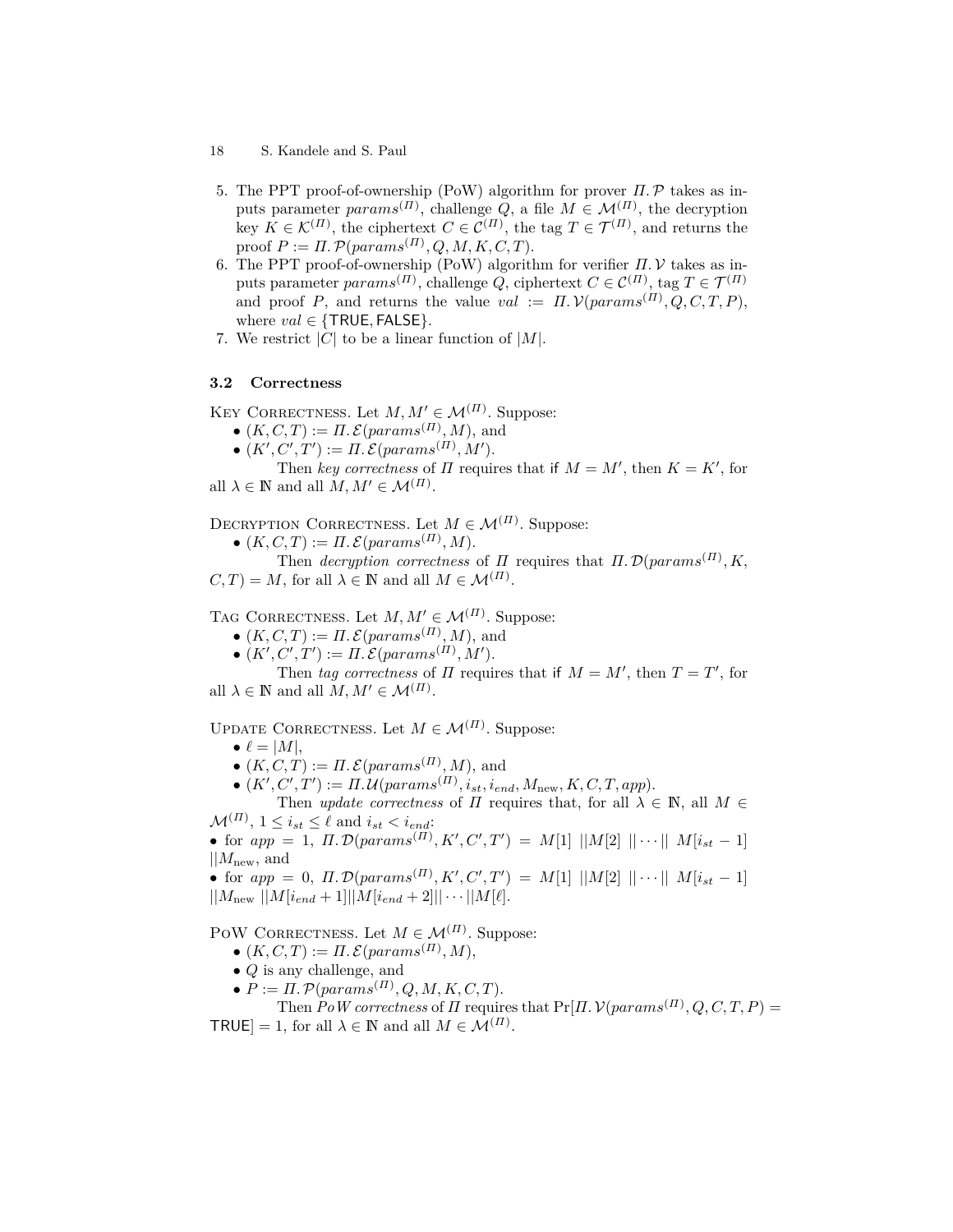5. The PPT proof-of-ownership (PoW) algorithm for prover $\Pi.\mathcal{P}$ takes as inputs parameter $params^{(\Pi)}$, challenge $Q$, a file $M \in \mathcal{M}^{(\Pi)}$, the decryption key $K \in \mathcal{K}^{(\Pi)}$, the ciphertext $C \in \mathcal{C}^{(\Pi)}$, the tag $T \in \mathcal{T}^{(\Pi)}$, and returns the proof $P := \Pi.\mathcal{P}(params^{(\Pi)}, Q, M, K, C, T)$.
6. The PPT proof-of-ownership (PoW) algorithm for verifier $\Pi.\mathcal{V}$ takes as inputs parameter $params^{(\Pi)}$, challenge $Q$, ciphertext $C \in \mathcal{C}^{(\Pi)}$, tag $T \in \mathcal{T}^{(\Pi)}$ and proof $P$, and returns the value $val := \Pi.\mathcal{V}(params^{(\Pi)}, Q, C, T, P)$, where $val \in \{\mathsf{TRUE}, \mathsf{FALSE}\}$.
7. We restrict $|C|$ to be a linear function of $|M|$.

### 3.2 Correctness

Key Correctness. Let $M, M' \in \mathcal{M}^{(\Pi)}$. Suppose:

- $(K, C, T) := \Pi.\mathcal{E}(params^{(\Pi)}, M)$, and
- $(K', C', T') := \Pi.\mathcal{E}(params^{(\Pi)}, M')$.

Then *key correctness* of $\Pi$ requires that if $M = M'$, then $K = K'$, for all $\lambda \in \mathbb{N}$ and all $M, M' \in \mathcal{M}^{(\Pi)}$.

Decryption Correctness. Let $M \in \mathcal{M}^{(\Pi)}$. Suppose:

- $(K, C, T) := \Pi.\mathcal{E}(params^{(\Pi)}, M)$.

Then *decryption correctness* of $\Pi$ requires that $\Pi.\mathcal{D}(params^{(\Pi)}, K, C, T) = M$, for all $\lambda \in \mathbb{N}$ and all $M \in \mathcal{M}^{(\Pi)}$.

Tag Correctness. Let $M, M' \in \mathcal{M}^{(\Pi)}$. Suppose:

- $(K, C, T) := \Pi.\mathcal{E}(params^{(\Pi)}, M)$, and
- $(K', C', T') := \Pi.\mathcal{E}(params^{(\Pi)}, M')$.

Then *tag correctness* of $\Pi$ requires that if $M = M'$, then $T = T'$, for all $\lambda \in \mathbb{N}$ and all $M, M' \in \mathcal{M}^{(\Pi)}$.

Update Correctness. Let $M \in \mathcal{M}^{(\Pi)}$. Suppose:

- $\ell = |M|$,
- $(K, C, T) := \Pi.\mathcal{E}(params^{(\Pi)}, M)$, and
- $(K', C', T') := \Pi.\mathcal{U}(params^{(\Pi)}, i_{st}, i_{end}, M_{\text{new}}, K, C, T, app)$.

Then *update correctness* of $\Pi$ requires that, for all $\lambda \in \mathbb{N}$, all $M \in \mathcal{M}^{(\Pi)}$, $1 \leq i_{st} \leq \ell$ and $i_{st} < i_{end}$:

- for $app = 1$, $\Pi.\mathcal{D}(params^{(\Pi)}, K', C', T') = M[1] \; || M[2] \; || \cdots || \; M[i_{st} - 1] \; || M_{\text{new}}$, and
- for $app = 0$, $\Pi.\mathcal{D}(params^{(\Pi)}, K', C', T') = M[1] \; || M[2] \; || \cdots || \; M[i_{st} - 1] \; || M_{\text{new}} \; || M[i_{end} + 1] || M[i_{end} + 2] || \cdots || M[\ell]$.

PoW Correctness. Let $M \in \mathcal{M}^{(\Pi)}$. Suppose:

- $(K, C, T) := \Pi.\mathcal{E}(params^{(\Pi)}, M)$,
- $Q$ is any challenge, and
- $P := \Pi.\mathcal{P}(params^{(\Pi)}, Q, M, K, C, T)$.

Then *PoW correctness* of $\Pi$ requires that $\Pr[\Pi.\mathcal{V}(params^{(\Pi)}, Q, C, T, P) = \mathsf{TRUE}] = 1$, for all $\lambda \in \mathbb{N}$ and all $M \in \mathcal{M}^{(\Pi)}$.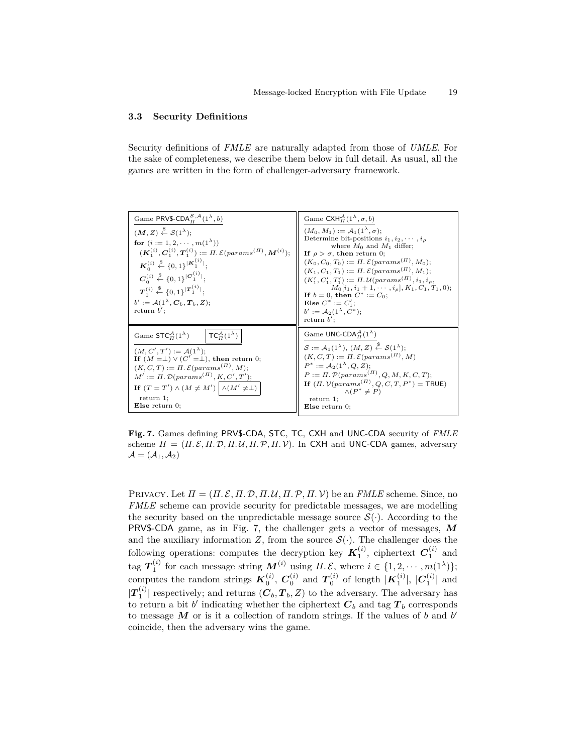### 3.3 Security Definitions

Security definitions of *FMLE* are naturally adapted from those of *UMLE*. For the sake of completeness, we describe them below in full detail. As usual, all the games are written in the form of challenger-adversary framework.

```
Game PRV$-CDA_Π^{S,A}(1^λ, b)
(M, Z) ←$ S(1^λ);
for (i := 1, 2, ··· , m(1^λ))
  (K_1^(i), C_1^(i), T_1^(i)) := Π.E(params^(Π), M^(i));
  K_0^(i) ←$ {0,1}^|K_1^(i)|;
  C_0^(i) ←$ {0,1}^|C_1^(i)|;
  T_0^(i) ←$ {0,1}^|T_1^(i)|;
b' := A(1^λ, C_b, T_b, Z);
return b';
```

```
Game CXH_Π^A(1^λ, σ, b)
(M_0, M_1) := A_1(1^λ, σ);
Determine bit-positions i_1, i_2, ··· , i_ρ
      where M_0 and M_1 differ;
If ρ > σ, then return 0;
(K_0, C_0, T_0) := Π.E(params^(Π), M_0);
(K_1, C_1, T_1) := Π.E(params^(Π), M_1);
(K'_1, C'_1, T'_1) := Π.U(params^(Π), i_1, i_ρ,
      M_0[i_1, i_1 + 1, ··· , i_ρ], K_1, C_1, T_1, 0);
If b = 0, then C* := C_0;
Else C* := C'_1;
b' := A_2(1^λ, C*);
return b';
```

```
Game STC_Π^A(1^λ)    [TC_Π^A(1^λ)]
(M, C', T') := A(1^λ);
If (M =⊥) ∨ (C' =⊥), then return 0;
(K, C, T) := Π.E(params^(Π), M);
M' := Π.D(params^(Π), K, C', T');
If (T = T') ∧ (M ≠ M') [∧(M' ≠⊥)]
  return 1;
Else return 0;
```

```
Game UNC-CDA_Π^A(1^λ)
S := A_1(1^λ), (M, Z) ←$ S(1^λ);
(K, C, T) := Π.E(params^(Π), M)
P* := A_2(1^λ, Q, Z);
P := Π.P(params^(Π), Q, M, K, C, T);
If (Π.V(params^(Π), Q, C, T, P*) = TRUE)
      ∧(P* ≠ P)
  return 1;
Else return 0;
```

**Fig. 7.** Games defining PRV\$-CDA, STC, TC, CXH and UNC-CDA security of *FMLE* scheme $\Pi = (\Pi.\mathcal{E}, \Pi.\mathcal{D}, \Pi.\mathcal{U}, \Pi.\mathcal{P}, \Pi.\mathcal{V})$. In CXH and UNC-CDA games, adversary $\mathcal{A} = (\mathcal{A}_1, \mathcal{A}_2)$

Privacy. Let $\Pi = (\Pi.\mathcal{E}, \Pi.\mathcal{D}, \Pi.\mathcal{U}, \Pi.\mathcal{P}, \Pi.\mathcal{V})$ be an *FMLE* scheme. Since, no *FMLE* scheme can provide security for predictable messages, we are modelling the security based on the unpredictable message source $\mathcal{S}(\cdot)$. According to the PRV\$-CDA game, as in Fig. 7, the challenger gets a vector of messages, $\boldsymbol{M}$ and the auxiliary information $Z$, from the source $\mathcal{S}(\cdot)$. The challenger does the following operations: computes the decryption key $\boldsymbol{K}_1^{(i)}$, ciphertext $\boldsymbol{C}_1^{(i)}$ and tag $\boldsymbol{T}_1^{(i)}$ for each message string $\boldsymbol{M}^{(i)}$ using $\Pi.\mathcal{E}$, where $i \in \{1, 2, \cdots, m(1^\lambda)\}$; computes the random strings $\boldsymbol{K}_0^{(i)}$, $\boldsymbol{C}_0^{(i)}$ and $\boldsymbol{T}_0^{(i)}$ of length $|\boldsymbol{K}_1^{(i)}|$, $|\boldsymbol{C}_1^{(i)}|$ and $|\boldsymbol{T}_1^{(i)}|$ respectively; and returns $(\boldsymbol{C}_b, \boldsymbol{T}_b, Z)$ to the adversary. The adversary has to return a bit $b'$ indicating whether the ciphertext $\boldsymbol{C}_b$ and tag $\boldsymbol{T}_b$ corresponds to message $\boldsymbol{M}$ or is it a collection of random strings. If the values of $b$ and $b'$ coincide, then the adversary wins the game.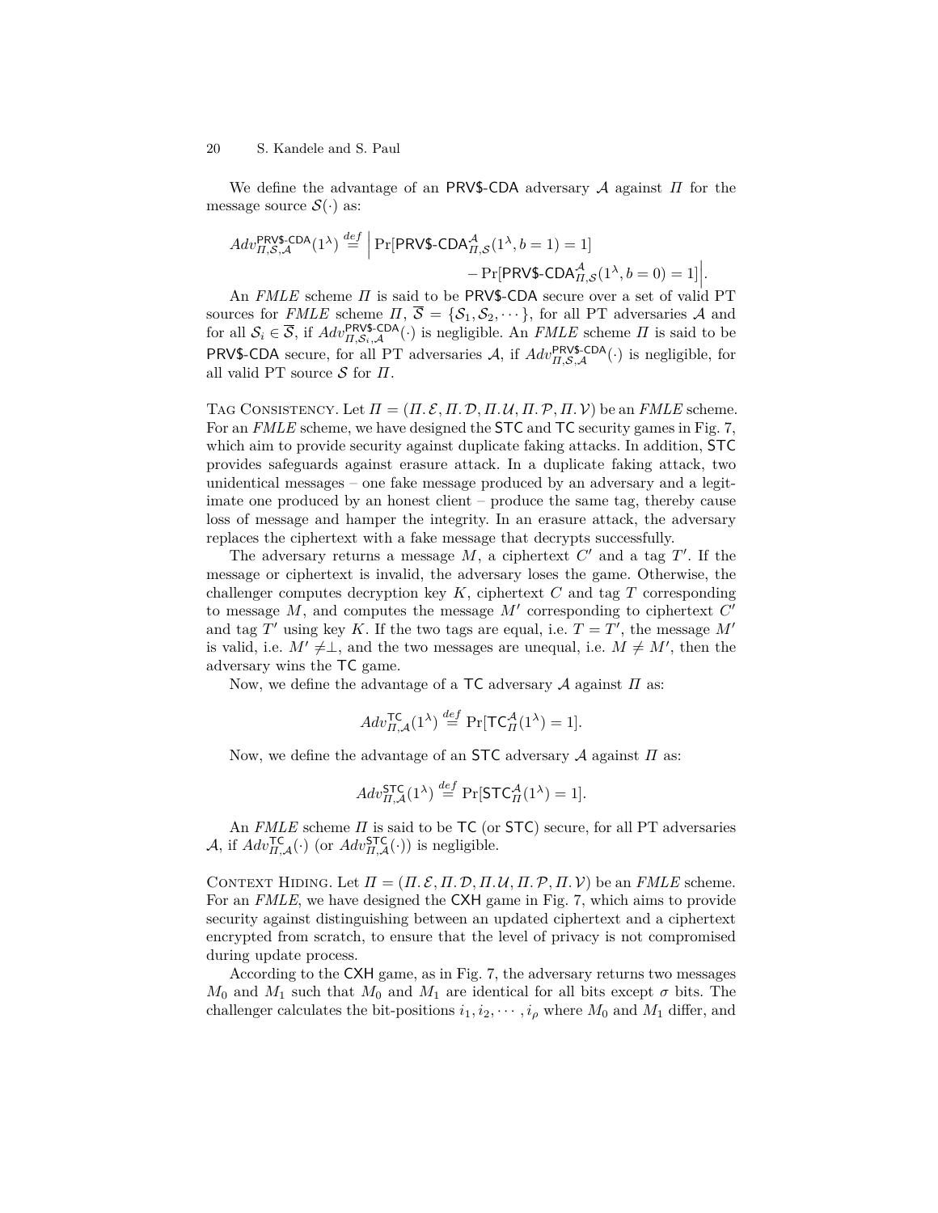We define the advantage of an PRV\$-CDA adversary $\mathcal{A}$ against $\Pi$ for the message source $\mathcal{S}(\cdot)$ as:

$$Adv^{\mathsf{PRV\$\text{-}CDA}}_{\Pi,\mathcal{S},\mathcal{A}}(1^\lambda) \stackrel{def}{=} \Big| \Pr[\mathsf{PRV\$\text{-}CDA}^{\mathcal{A}}_{\Pi,\mathcal{S}}(1^\lambda, b=1)=1] - \Pr[\mathsf{PRV\$\text{-}CDA}^{\mathcal{A}}_{\Pi,\mathcal{S}}(1^\lambda, b=0)=1]\Big|.$$

An *FMLE* scheme $\Pi$ is said to be PRV\$-CDA secure over a set of valid PT sources for *FMLE* scheme $\Pi$, $\overline{\mathcal{S}} = \{\mathcal{S}_1, \mathcal{S}_2, \cdots\}$, for all PT adversaries $\mathcal{A}$ and for all $\mathcal{S}_i \in \overline{\mathcal{S}}$, if $Adv^{\mathsf{PRV\$\text{-}CDA}}_{\Pi,\mathcal{S}_i,\mathcal{A}}(\cdot)$ is negligible. An *FMLE* scheme $\Pi$ is said to be PRV\$-CDA secure, for all PT adversaries $\mathcal{A}$, if $Adv^{\mathsf{PRV\$\text{-}CDA}}_{\Pi,\mathcal{S},\mathcal{A}}(\cdot)$ is negligible, for all valid PT source $\mathcal{S}$ for $\Pi$.

Tag Consistency. Let $\Pi = (\Pi.\mathcal{E}, \Pi.\mathcal{D}, \Pi.\mathcal{U}, \Pi.\mathcal{P}, \Pi.\mathcal{V})$ be an *FMLE* scheme. For an *FMLE* scheme, we have designed the STC and TC security games in Fig. 7, which aim to provide security against duplicate faking attacks. In addition, STC provides safeguards against erasure attack. In a duplicate faking attack, two unidentical messages – one fake message produced by an adversary and a legitimate one produced by an honest client – produce the same tag, thereby cause loss of message and hamper the integrity. In an erasure attack, the adversary replaces the ciphertext with a fake message that decrypts successfully.

The adversary returns a message $M$, a ciphertext $C'$ and a tag $T'$. If the message or ciphertext is invalid, the adversary loses the game. Otherwise, the challenger computes decryption key $K$, ciphertext $C$ and tag $T$ corresponding to message $M$, and computes the message $M'$ corresponding to ciphertext $C'$ and tag $T'$ using key $K$. If the two tags are equal, i.e. $T = T'$, the message $M'$ is valid, i.e. $M' \neq \perp$, and the two messages are unequal, i.e. $M \neq M'$, then the adversary wins the TC game.

Now, we define the advantage of a TC adversary $\mathcal{A}$ against $\Pi$ as:

$$Adv^{\mathsf{TC}}_{\Pi,\mathcal{A}}(1^\lambda) \stackrel{def}{=} \Pr[\mathsf{TC}^{\mathcal{A}}_{\Pi}(1^\lambda)=1].$$

Now, we define the advantage of an STC adversary $\mathcal{A}$ against $\Pi$ as:

$$Adv^{\mathsf{STC}}_{\Pi,\mathcal{A}}(1^\lambda) \stackrel{def}{=} \Pr[\mathsf{STC}^{\mathcal{A}}_{\Pi}(1^\lambda)=1].$$

An *FMLE* scheme $\Pi$ is said to be TC (or STC) secure, for all PT adversaries $\mathcal{A}$, if $Adv^{\mathsf{TC}}_{\Pi,\mathcal{A}}(\cdot)$ (or $Adv^{\mathsf{STC}}_{\Pi,\mathcal{A}}(\cdot)$) is negligible.

Context Hiding. Let $\Pi = (\Pi.\mathcal{E}, \Pi.\mathcal{D}, \Pi.\mathcal{U}, \Pi.\mathcal{P}, \Pi.\mathcal{V})$ be an *FMLE* scheme. For an *FMLE*, we have designed the CXH game in Fig. 7, which aims to provide security against distinguishing between an updated ciphertext and a ciphertext encrypted from scratch, to ensure that the level of privacy is not compromised during update process.

According to the CXH game, as in Fig. 7, the adversary returns two messages $M_0$ and $M_1$ such that $M_0$ and $M_1$ are identical for all bits except $\sigma$ bits. The challenger calculates the bit-positions $i_1, i_2, \cdots, i_\rho$ where $M_0$ and $M_1$ differ, and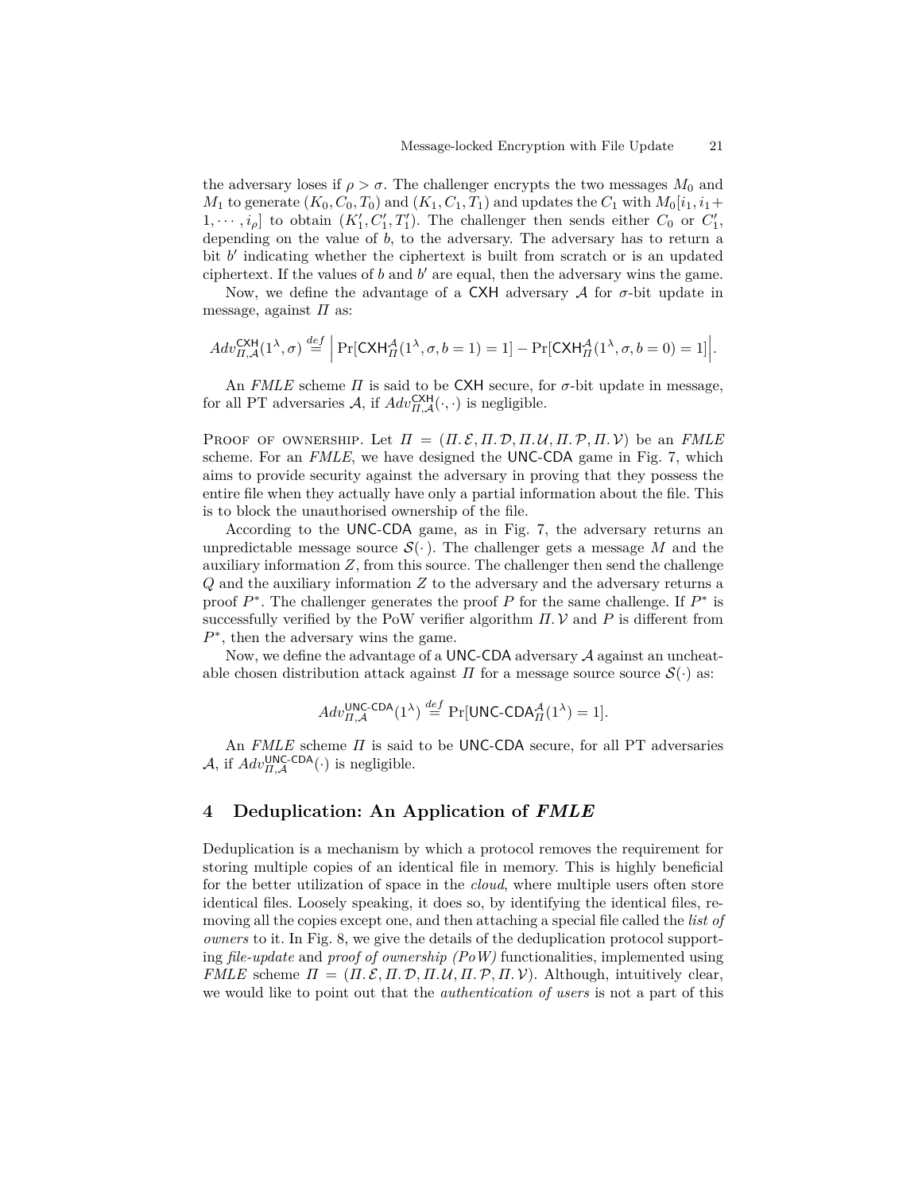the adversary loses if $\rho > \sigma$. The challenger encrypts the two messages $M_0$ and $M_1$ to generate $(K_0, C_0, T_0)$ and $(K_1, C_1, T_1)$ and updates the $C_1$ with $M_0[i_1, i_1 + 1, \cdots, i_\rho]$ to obtain $(K_1', C_1', T_1')$. The challenger then sends either $C_0$ or $C_1'$, depending on the value of $b$, to the adversary. The adversary has to return a bit $b'$ indicating whether the ciphertext is built from scratch or is an updated ciphertext. If the values of $b$ and $b'$ are equal, then the adversary wins the game.

Now, we define the advantage of a $\mathsf{CXH}$ adversary $\mathcal{A}$ for $\sigma$-bit update in message, against $\Pi$ as:

$$Adv_{\Pi,\mathcal{A}}^{\mathsf{CXH}}(1^\lambda, \sigma) \stackrel{def}{=} \Big| \Pr[\mathsf{CXH}_{\Pi}^{\mathcal{A}}(1^\lambda, \sigma, b = 1) = 1] - \Pr[\mathsf{CXH}_{\Pi}^{\mathcal{A}}(1^\lambda, \sigma, b = 0) = 1] \Big|.$$

An *FMLE* scheme $\Pi$ is said to be $\mathsf{CXH}$ secure, for $\sigma$-bit update in message, for all PT adversaries $\mathcal{A}$, if $Adv_{\Pi,\mathcal{A}}^{\mathsf{CXH}}(\cdot, \cdot)$ is negligible.

Proof of ownership. Let $\Pi = (\Pi.\mathcal{E}, \Pi.\mathcal{D}, \Pi.\mathcal{U}, \Pi.\mathcal{P}, \Pi.\mathcal{V})$ be an *FMLE* scheme. For an *FMLE*, we have designed the $\mathsf{UNC\text{-}CDA}$ game in Fig. 7, which aims to provide security against the adversary in proving that they possess the entire file when they actually have only a partial information about the file. This is to block the unauthorised ownership of the file.

According to the $\mathsf{UNC\text{-}CDA}$ game, as in Fig. 7, the adversary returns an unpredictable message source $\mathcal{S}(\cdot)$. The challenger gets a message $M$ and the auxiliary information $Z$, from this source. The challenger then send the challenge $Q$ and the auxiliary information $Z$ to the adversary and the adversary returns a proof $P^*$. The challenger generates the proof $P$ for the same challenge. If $P^*$ is successfully verified by the PoW verifier algorithm $\Pi.\mathcal{V}$ and $P$ is different from $P^*$, then the adversary wins the game.

Now, we define the advantage of a $\mathsf{UNC\text{-}CDA}$ adversary $\mathcal{A}$ against an uncheatable chosen distribution attack against $\Pi$ for a message source source $\mathcal{S}(\cdot)$ as:

$$Adv_{\Pi,\mathcal{A}}^{\mathsf{UNC\text{-}CDA}}(1^\lambda) \stackrel{def}{=} \Pr[\mathsf{UNC\text{-}CDA}_{\Pi}^{\mathcal{A}}(1^\lambda) = 1].$$

An *FMLE* scheme $\Pi$ is said to be $\mathsf{UNC\text{-}CDA}$ secure, for all PT adversaries $\mathcal{A}$, if $Adv_{\Pi,\mathcal{A}}^{\mathsf{UNC\text{-}CDA}}(\cdot)$ is negligible.

## 4 Deduplication: An Application of *FMLE*

Deduplication is a mechanism by which a protocol removes the requirement for storing multiple copies of an identical file in memory. This is highly beneficial for the better utilization of space in the *cloud*, where multiple users often store identical files. Loosely speaking, it does so, by identifying the identical files, removing all the copies except one, and then attaching a special file called the *list of owners* to it. In Fig. 8, we give the details of the deduplication protocol supporting *file-update* and *proof of ownership (PoW)* functionalities, implemented using *FMLE* scheme $\Pi = (\Pi.\mathcal{E}, \Pi.\mathcal{D}, \Pi.\mathcal{U}, \Pi.\mathcal{P}, \Pi.\mathcal{V})$. Although, intuitively clear, we would like to point out that the *authentication of users* is not a part of this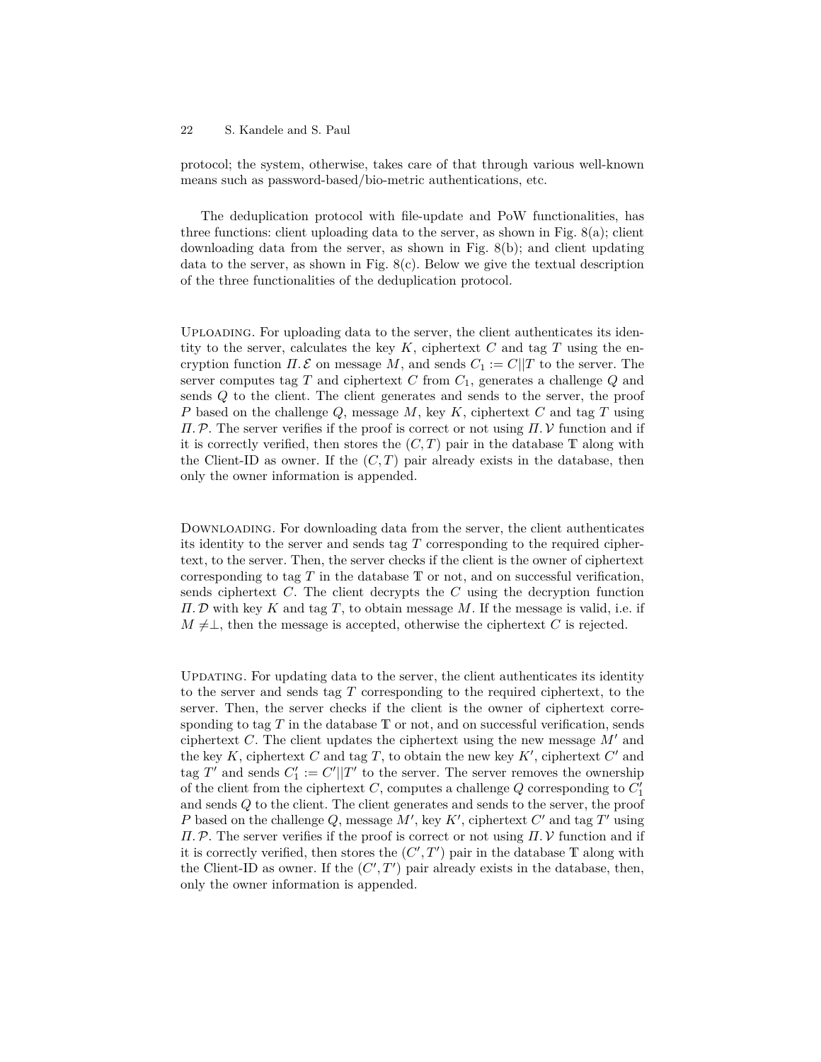protocol; the system, otherwise, takes care of that through various well-known means such as password-based/bio-metric authentications, etc.

The deduplication protocol with file-update and PoW functionalities, has three functions: client uploading data to the server, as shown in Fig. 8(a); client downloading data from the server, as shown in Fig. 8(b); and client updating data to the server, as shown in Fig. 8(c). Below we give the textual description of the three functionalities of the deduplication protocol.

Uploading. For uploading data to the server, the client authenticates its identity to the server, calculates the key $K$, ciphertext $C$ and tag $T$ using the encryption function $\Pi.\mathcal{E}$ on message $M$, and sends $C_1 := C||T$ to the server. The server computes tag $T$ and ciphertext $C$ from $C_1$, generates a challenge $Q$ and sends $Q$ to the client. The client generates and sends to the server, the proof $P$ based on the challenge $Q$, message $M$, key $K$, ciphertext $C$ and tag $T$ using $\Pi.\mathcal{P}$. The server verifies if the proof is correct or not using $\Pi.\mathcal{V}$ function and if it is correctly verified, then stores the $(C, T)$ pair in the database $\mathbb{T}$ along with the Client-ID as owner. If the $(C, T)$ pair already exists in the database, then only the owner information is appended.

Downloading. For downloading data from the server, the client authenticates its identity to the server and sends tag $T$ corresponding to the required ciphertext, to the server. Then, the server checks if the client is the owner of ciphertext corresponding to tag $T$ in the database $\mathbb{T}$ or not, and on successful verification, sends ciphertext $C$. The client decrypts the $C$ using the decryption function $\Pi.\mathcal{D}$ with key $K$ and tag $T$, to obtain message $M$. If the message is valid, i.e. if $M \neq \perp$, then the message is accepted, otherwise the ciphertext $C$ is rejected.

Updating. For updating data to the server, the client authenticates its identity to the server and sends tag $T$ corresponding to the required ciphertext, to the server. Then, the server checks if the client is the owner of ciphertext corresponding to tag $T$ in the database $\mathbb{T}$ or not, and on successful verification, sends ciphertext $C$. The client updates the ciphertext using the new message $M'$ and the key $K$, ciphertext $C$ and tag $T$, to obtain the new key $K'$, ciphertext $C'$ and tag $T'$ and sends $C_1' := C'||T'$ to the server. The server removes the ownership of the client from the ciphertext $C$, computes a challenge $Q$ corresponding to $C_1'$ and sends $Q$ to the client. The client generates and sends to the server, the proof $P$ based on the challenge $Q$, message $M'$, key $K'$, ciphertext $C'$ and tag $T'$ using $\Pi.\mathcal{P}$. The server verifies if the proof is correct or not using $\Pi.\mathcal{V}$ function and if it is correctly verified, then stores the $(C', T')$ pair in the database $\mathbb{T}$ along with the Client-ID as owner. If the $(C', T')$ pair already exists in the database, then, only the owner information is appended.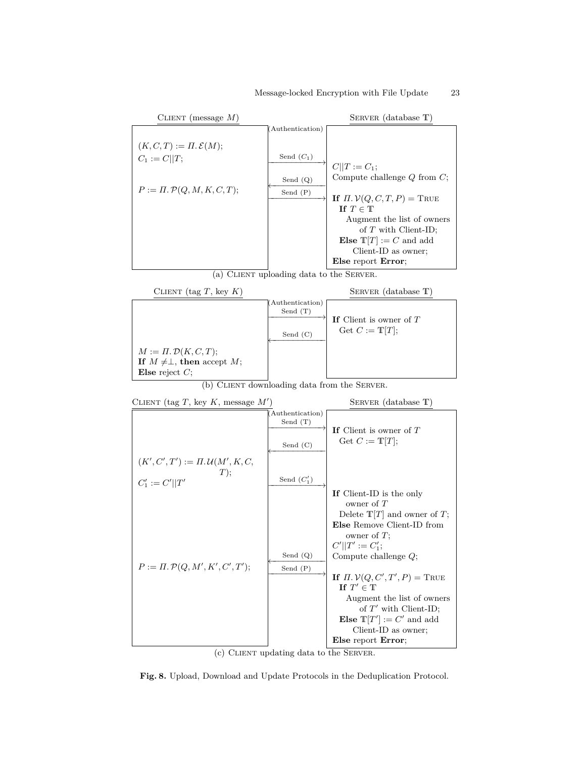**(a) CLIENT uploading data to the SERVER.**

| CLIENT (message $M$) | | SERVER (database $\mathbb{T}$) |
|---|---|---|
| | (Authentication) | |
| $(K, C, T) := \Pi.\mathcal{E}(M)$; <br> $C_1 := C\|\|T$; | Send ($C_1$) → | |
| | | $C\|\|T := C_1$; <br> Compute challenge $Q$ from $C$; |
| | ← Send (Q) | |
| $P := \Pi.\mathcal{P}(Q, M, K, C, T)$; | Send (P) → | |
| | | **If** $\Pi.\mathcal{V}(Q, C, T, P) =$ TRUE <br> **If** $T \in \mathbb{T}$ <br> Augment the list of owners of $T$ with Client-ID; <br> **Else** $\mathbb{T}[T] := C$ and add Client-ID as owner; <br> **Else** report **Error**; |

(a) CLIENT uploading data to the SERVER.

**(b) CLIENT downloading data from the SERVER.**

| CLIENT (tag $T$, key $K$) | | SERVER (database $\mathbb{T}$) |
|---|---|---|
| | (Authentication) | |
| | Send (T) → | |
| | | **If** Client is owner of $T$ <br> Get $C := \mathbb{T}[T]$; |
| | ← Send (C) | |
| $M := \Pi.\mathcal{D}(K, C, T)$; <br> **If** $M \neq \perp$, **then** accept $M$; <br> **Else** reject $C$; | | |

(b) CLIENT downloading data from the SERVER.

**(c) CLIENT updating data to the SERVER.**

| CLIENT (tag $T$, key $K$, message $M'$) | | SERVER (database $\mathbb{T}$) |
|---|---|---|
| | (Authentication) | |
| | Send (T) → | |
| | | **If** Client is owner of $T$ <br> Get $C := \mathbb{T}[T]$; |
| | ← Send (C) | |
| $(K', C', T') := \Pi.\mathcal{U}(M', K, C, T)$; <br> $C'_1 := C'\|\|T'$ | Send ($C'_1$) → | |
| | | **If** Client-ID is the only owner of $T$ <br> Delete $\mathbb{T}[T]$ and owner of $T$; <br> **Else** Remove Client-ID from owner of $T$; <br> $C'\|\|T' := C'_1$; <br> Compute challenge $Q$; |
| | ← Send (Q) | |
| $P := \Pi.\mathcal{P}(Q, M', K', C', T')$; | Send (P) → | |
| | | **If** $\Pi.\mathcal{V}(Q, C', T', P) =$ TRUE <br> **If** $T' \in \mathbb{T}$ <br> Augment the list of owners of $T'$ with Client-ID; <br> **Else** $\mathbb{T}[T'] := C'$ and add Client-ID as owner; <br> **Else** report **Error**; |

(c) CLIENT updating data to the SERVER.

**Fig. 8.** Upload, Download and Update Protocols in the Deduplication Protocol.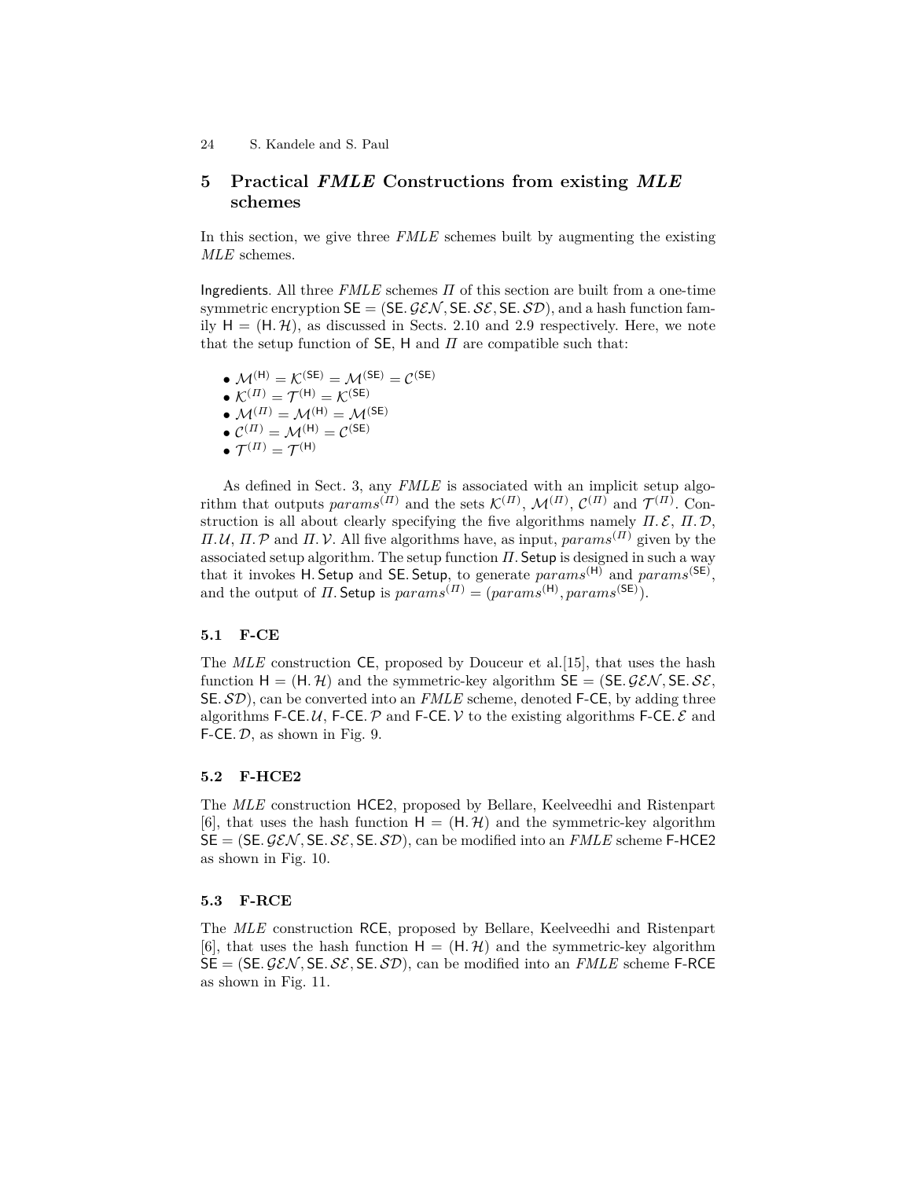## 5 Practical *FMLE* Constructions from existing *MLE* schemes

In this section, we give three *FMLE* schemes built by augmenting the existing *MLE* schemes.

Ingredients. All three *FMLE* schemes $\Pi$ of this section are built from a one-time symmetric encryption $\mathsf{SE} = (\mathsf{SE}.\mathcal{GEN}, \mathsf{SE}.\mathcal{SE}, \mathsf{SE}.\mathcal{SD})$, and a hash function family $\mathsf{H} = (\mathsf{H}.\mathcal{H})$, as discussed in Sects. 2.10 and 2.9 respectively. Here, we note that the setup function of $\mathsf{SE}$, $\mathsf{H}$ and $\Pi$ are compatible such that:

- $\mathcal{M}^{(\mathsf{H})} = \mathcal{K}^{(\mathsf{SE})} = \mathcal{M}^{(\mathsf{SE})} = \mathcal{C}^{(\mathsf{SE})}$
- $\mathcal{K}^{(\Pi)} = \mathcal{T}^{(\mathsf{H})} = \mathcal{K}^{(\mathsf{SE})}$
- $\mathcal{M}^{(\Pi)} = \mathcal{M}^{(\mathsf{H})} = \mathcal{M}^{(\mathsf{SE})}$
- $\mathcal{C}^{(\Pi)} = \mathcal{M}^{(\mathsf{H})} = \mathcal{C}^{(\mathsf{SE})}$
- $\mathcal{T}^{(\Pi)} = \mathcal{T}^{(\mathsf{H})}$

As defined in Sect. 3, any *FMLE* is associated with an implicit setup algorithm that outputs $params^{(\Pi)}$ and the sets $\mathcal{K}^{(\Pi)}$, $\mathcal{M}^{(\Pi)}$, $\mathcal{C}^{(\Pi)}$ and $\mathcal{T}^{(\Pi)}$. Construction is all about clearly specifying the five algorithms namely $\Pi.\mathcal{E}$, $\Pi.\mathcal{D}$, $\Pi.\mathcal{U}$, $\Pi.\mathcal{P}$ and $\Pi.\mathcal{V}$. All five algorithms have, as input, $params^{(\Pi)}$ given by the associated setup algorithm. The setup function $\Pi.\mathsf{Setup}$ is designed in such a way that it invokes $\mathsf{H}.\mathsf{Setup}$ and $\mathsf{SE}.\mathsf{Setup}$, to generate $params^{(\mathsf{H})}$ and $params^{(\mathsf{SE})}$, and the output of $\Pi.\mathsf{Setup}$ is $params^{(\Pi)} = (params^{(\mathsf{H})}, params^{(\mathsf{SE})})$.

### 5.1 F-CE

The *MLE* construction CE, proposed by Douceur et al.[15], that uses the hash function $\mathsf{H} = (\mathsf{H}.\mathcal{H})$ and the symmetric-key algorithm $\mathsf{SE} = (\mathsf{SE}.\mathcal{GEN}, \mathsf{SE}.\mathcal{SE}, \mathsf{SE}.\mathcal{SD})$, can be converted into an *FMLE* scheme, denoted F-CE, by adding three algorithms $\mathsf{F\text{-}CE}.\mathcal{U}$, $\mathsf{F\text{-}CE}.\mathcal{P}$ and $\mathsf{F\text{-}CE}.\mathcal{V}$ to the existing algorithms $\mathsf{F\text{-}CE}.\mathcal{E}$ and $\mathsf{F\text{-}CE}.\mathcal{D}$, as shown in Fig. 9.

### 5.2 F-HCE2

The *MLE* construction HCE2, proposed by Bellare, Keelveedhi and Ristenpart [6], that uses the hash function $\mathsf{H} = (\mathsf{H}.\mathcal{H})$ and the symmetric-key algorithm $\mathsf{SE} = (\mathsf{SE}.\mathcal{GEN}, \mathsf{SE}.\mathcal{SE}, \mathsf{SE}.\mathcal{SD})$, can be modified into an *FMLE* scheme F-HCE2 as shown in Fig. 10.

### 5.3 F-RCE

The *MLE* construction RCE, proposed by Bellare, Keelveedhi and Ristenpart [6], that uses the hash function $\mathsf{H} = (\mathsf{H}.\mathcal{H})$ and the symmetric-key algorithm $\mathsf{SE} = (\mathsf{SE}.\mathcal{GEN}, \mathsf{SE}.\mathcal{SE}, \mathsf{SE}.\mathcal{SD})$, can be modified into an *FMLE* scheme F-RCE as shown in Fig. 11.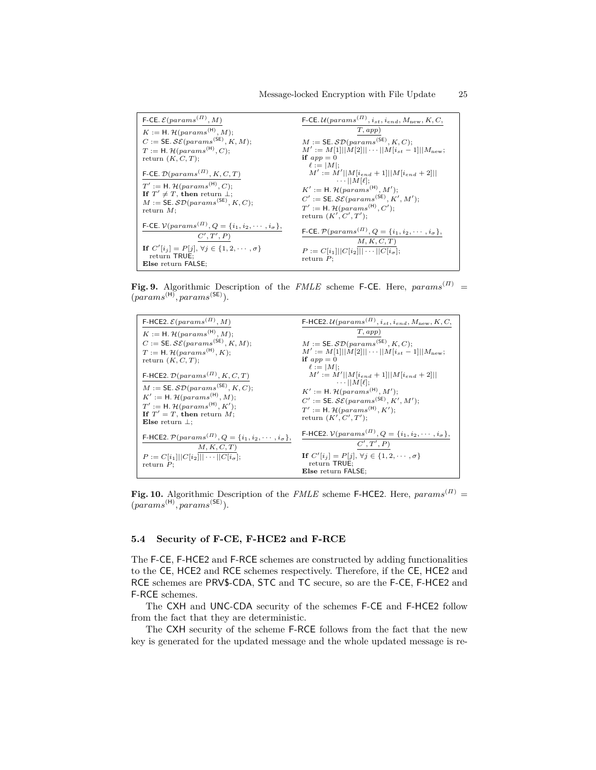```
F-CE.E(params^(Π), M)
  K := H.H(params^(H), M);
  C := SE.SE(params^(SE), K, M);
  T := H.H(params^(H), C);
  return (K, C, T);

F-CE.D(params^(Π), K, C, T)
  T' := H.H(params^(H), C);
  If T' ≠ T, then return ⊥;
  M := SE.SD(params^(SE), K, C);
  return M;

F-CE.V(params^(Π), Q = {i_1, i_2, ..., i_σ}, C', T', P)
  If C'[i_j] = P[j], ∀j ∈ {1, 2, ..., σ}
    return TRUE;
  Else return FALSE;

F-CE.U(params^(Π), i_st, i_end, M_new, K, C, T, app)
  M := SE.SD(params^(SE), K, C);
  M' := M[1]||M[2]|| ... ||M[i_st − 1]||M_new;
  if app = 0
    ℓ := |M|;
    M' := M'||M[i_end + 1]||M[i_end + 2]||
          ... ||M[ℓ];
  K' := H.H(params^(H), M');
  C' := SE.SE(params^(SE), K', M');
  T' := H.H(params^(H), C');
  return (K', C', T');

F-CE.P(params^(Π), Q = {i_1, i_2, ..., i_σ}, M, K, C, T)
  P := C[i_1]||C[i_2]|| ... ||C[i_σ];
  return P;
```

**Fig. 9.** Algorithmic Description of the *FMLE* scheme F-CE. Here, $params^{(\Pi)} = (params^{(\mathsf{H})}, params^{(\mathsf{SE})})$.

```
F-HCE2.E(params^(Π), M)
  K := H.H(params^(H), M);
  C := SE.SE(params^(SE), K, M);
  T := H.H(params^(H), K);
  return (K, C, T);

F-HCE2.D(params^(Π), K, C, T)
  M := SE.SD(params^(SE), K, C);
  K' := H.H(params^(H), M);
  T' := H.H(params^(H), K');
  If T' = T, then return M;
  Else return ⊥;

F-HCE2.P(params^(Π), Q = {i_1, i_2, ..., i_σ}, M, K, C, T)
  P := C[i_1]||C[i_2]|| ... ||C[i_σ];
  return P;

F-HCE2.U(params^(Π), i_st, i_end, M_new, K, C, T, app)
  M := SE.SD(params^(SE), K, C);
  M' := M[1]||M[2]|| ... ||M[i_st − 1]||M_new;
  if app = 0
    ℓ := |M|;
    M' := M'||M[i_end + 1]||M[i_end + 2]||
          ... ||M[ℓ];
  K' := H.H(params^(H), M');
  C' := SE.SE(params^(SE), K', M');
  T' := H.H(params^(H), K');
  return (K', C', T');

F-HCE2.V(params^(Π), Q = {i_1, i_2, ..., i_σ}, C', T', P)
  If C'[i_j] = P[j], ∀j ∈ {1, 2, ..., σ}
    return TRUE;
  Else return FALSE;
```

**Fig. 10.** Algorithmic Description of the *FMLE* scheme F-HCE2. Here, $params^{(\Pi)} = (params^{(\mathsf{H})}, params^{(\mathsf{SE})})$.

### 5.4 Security of F-CE, F-HCE2 and F-RCE

The F-CE, F-HCE2 and F-RCE schemes are constructed by adding functionalities to the CE, HCE2 and RCE schemes respectively. Therefore, if the CE, HCE2 and RCE schemes are PRV\$-CDA, STC and TC secure, so are the F-CE, F-HCE2 and F-RCE schemes.

The CXH and UNC-CDA security of the schemes F-CE and F-HCE2 follow from the fact that they are deterministic.

The CXH security of the scheme F-RCE follows from the fact that the new key is generated for the updated message and the whole updated message is re-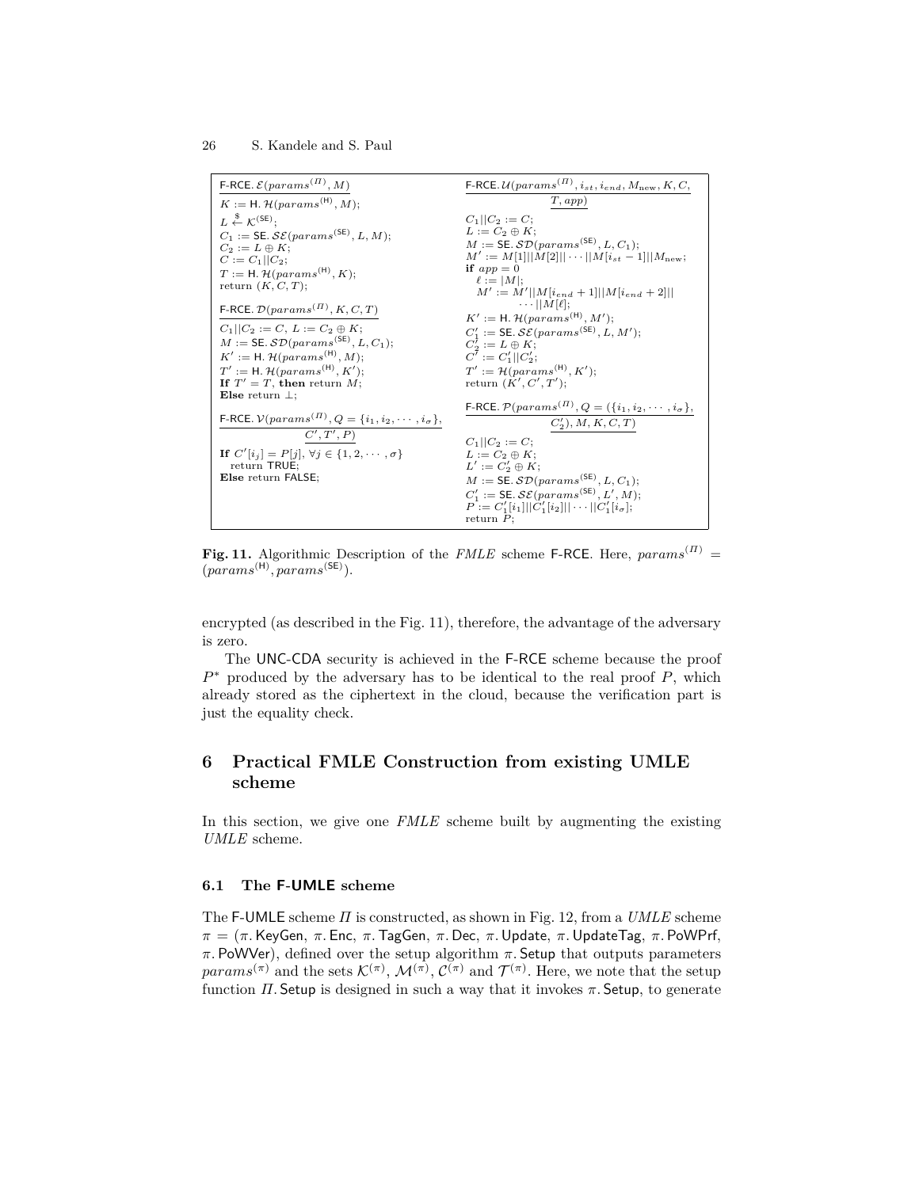$\underline{\mathsf{F\text{-}RCE}.\,\mathcal{E}(params^{(\Pi)}, M)}$
$K := \mathsf{H}.\,\mathcal{H}(params^{(\mathsf{H})}, M);$
$L \xleftarrow{\$} \mathcal{K}^{(\mathsf{SE})};$
$C_1 := \mathsf{SE}.\,\mathcal{SE}(params^{(\mathsf{SE})}, L, M);$
$C_2 := L \oplus K;$
$C := C_1 || C_2;$
$T := \mathsf{H}.\,\mathcal{H}(params^{(\mathsf{H})}, K);$
return $(K, C, T)$;

$\underline{\mathsf{F\text{-}RCE}.\,\mathcal{D}(params^{(\Pi)}, K, C, T)}$
$C_1 || C_2 := C,\ L := C_2 \oplus K;$
$M := \mathsf{SE}.\,\mathcal{SD}(params^{(\mathsf{SE})}, L, C_1);$
$K' := \mathsf{H}.\,\mathcal{H}(params^{(\mathsf{H})}, M);$
$T' := \mathsf{H}.\,\mathcal{H}(params^{(\mathsf{H})}, K');$
**If** $T' = T$, **then** return $M$;
**Else** return $\perp$;

$\underline{\mathsf{F\text{-}RCE}.\,\mathcal{V}(params^{(\Pi)}, Q = \{i_1, i_2, \cdots, i_\sigma\}, C', T', P)}$
**If** $C'[i_j] = P[j],\ \forall j \in \{1, 2, \cdots, \sigma\}$
  return TRUE;
**Else** return FALSE;

$\underline{\mathsf{F\text{-}RCE}.\,\mathcal{U}(params^{(\Pi)}, i_{st}, i_{end}, M_{\text{new}}, K, C, T, app)}$
$C_1 || C_2 := C;$
$L := C_2 \oplus K;$
$M := \mathsf{SE}.\,\mathcal{SD}(params^{(\mathsf{SE})}, L, C_1);$
$M' := M[1] || M[2] || \cdots || M[i_{st} - 1] || M_{\text{new}};$
**if** $app = 0$
  $\ell := |M|;$
  $M' := M' || M[i_{end} + 1] || M[i_{end} + 2] || \cdots || M[\ell];$
$K' := \mathsf{H}.\,\mathcal{H}(params^{(\mathsf{H})}, M');$
$C_1' := \mathsf{SE}.\,\mathcal{SE}(params^{(\mathsf{SE})}, L, M');$
$C_2' := L \oplus K;$
$C' := C_1' || C_2';$
$T' := \mathcal{H}(params^{(\mathsf{H})}, K');$
return $(K', C', T')$;

$\underline{\mathsf{F\text{-}RCE}.\,\mathcal{P}(params^{(\Pi)}, Q = (\{i_1, i_2, \cdots, i_\sigma\}, C_2'), M, K, C, T)}$
$C_1 || C_2 := C;$
$L := C_2 \oplus K;$
$L' := C_2' \oplus K;$
$M := \mathsf{SE}.\,\mathcal{SD}(params^{(\mathsf{SE})}, L, C_1);$
$C_1' := \mathsf{SE}.\,\mathcal{SE}(params^{(\mathsf{SE})}, L', M);$
$P := C_1'[i_1] || C_1'[i_2] || \cdots || C_1'[i_\sigma];$
return $P$;

**Fig. 11.** Algorithmic Description of the *FMLE* scheme F-RCE. Here, $params^{(\Pi)} = (params^{(\mathsf{H})}, params^{(\mathsf{SE})})$.

encrypted (as described in the Fig. 11), therefore, the advantage of the adversary is zero.

The UNC-CDA security is achieved in the F-RCE scheme because the proof $P^*$ produced by the adversary has to be identical to the real proof $P$, which already stored as the ciphertext in the cloud, because the verification part is just the equality check.

# 6 Practical FMLE Construction from existing UMLE scheme

In this section, we give one *FMLE* scheme built by augmenting the existing *UMLE* scheme.

## 6.1 The F-UMLE scheme

The F-UMLE scheme $\Pi$ is constructed, as shown in Fig. 12, from a *UMLE* scheme $\pi = (\pi.\mathsf{KeyGen},\ \pi.\mathsf{Enc},\ \pi.\mathsf{TagGen},\ \pi.\mathsf{Dec},\ \pi.\mathsf{Update},\ \pi.\mathsf{UpdateTag},\ \pi.\mathsf{PoWPrf},\ \pi.\mathsf{PoWVer})$, defined over the setup algorithm $\pi.\mathsf{Setup}$ that outputs parameters $params^{(\pi)}$ and the sets $\mathcal{K}^{(\pi)}$, $\mathcal{M}^{(\pi)}$, $\mathcal{C}^{(\pi)}$ and $\mathcal{T}^{(\pi)}$. Here, we note that the setup function $\Pi.\mathsf{Setup}$ is designed in such a way that it invokes $\pi.\mathsf{Setup}$, to generate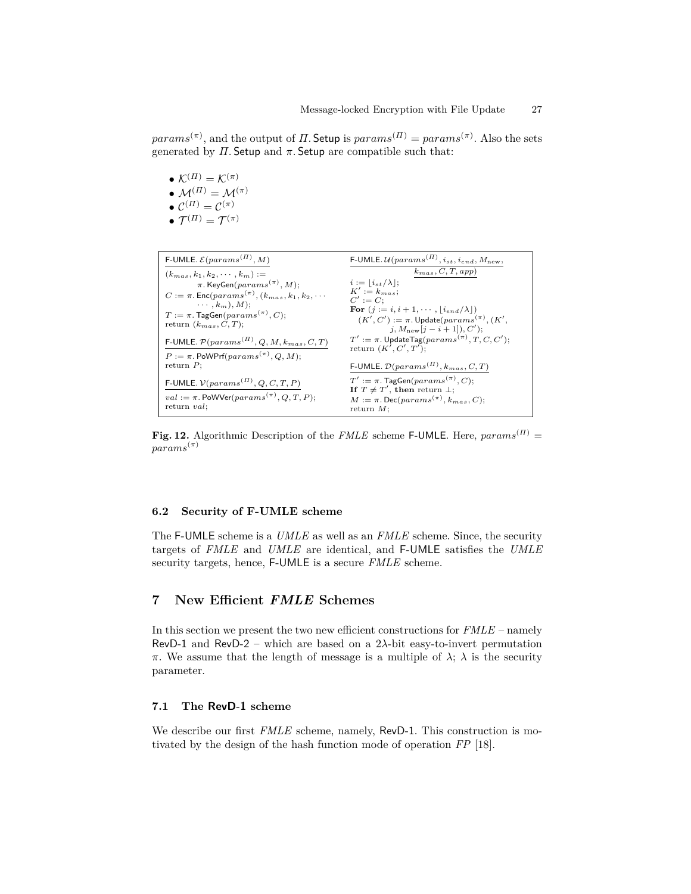$params^{(\pi)}$, and the output of $\Pi$. Setup is $params^{(\Pi)} = params^{(\pi)}$. Also the sets generated by $\Pi$. Setup and $\pi$. Setup are compatible such that:

- $\mathcal{K}^{(\Pi)} = \mathcal{K}^{(\pi)}$
- $\mathcal{M}^{(\Pi)} = \mathcal{M}^{(\pi)}$
- $\mathcal{C}^{(\Pi)} = \mathcal{C}^{(\pi)}$
- $\mathcal{T}^{(\Pi)} = \mathcal{T}^{(\pi)}$

```
F-UMLE.E(params^(Π), M)
  (k_mas, k_1, k_2, ..., k_m) := π.KeyGen(params^(π), M);
  C := π.Enc(params^(π), (k_mas, k_1, k_2, ..., k_m), M);
  T := π.TagGen(params^(π), C);
  return (k_mas, C, T);

F-UMLE.P(params^(Π), Q, M, k_mas, C, T)
  P := π.PoWPrf(params^(π), Q, M);
  return P;

F-UMLE.V(params^(Π), Q, C, T, P)
  val := π.PoWVer(params^(π), Q, T, P);
  return val;

F-UMLE.U(params^(Π), i_st, i_end, M_new, k_mas, C, T, app)
  i := ⌊i_st/λ⌋;
  K' := k_mas;
  C' := C;
  For (j := i, i+1, ..., ⌊i_end/λ⌋)
    (K', C') := π.Update(params^(π), (K', j, M_new[j − i + 1]), C');
  T' := π.UpdateTag(params^(π), T, C, C');
  return (K', C', T');

F-UMLE.D(params^(Π), k_mas, C, T)
  T' := π.TagGen(params^(π), C);
  If T ≠ T', then return ⊥;
  M := π.Dec(params^(π), k_mas, C);
  return M;
```

**Fig. 12.** Algorithmic Description of the *FMLE* scheme F-UMLE. Here, $params^{(\Pi)} = params^{(\pi)}$

### 6.2 Security of F-UMLE scheme

The F-UMLE scheme is a *UMLE* as well as an *FMLE* scheme. Since, the security targets of *FMLE* and *UMLE* are identical, and F-UMLE satisfies the *UMLE* security targets, hence, F-UMLE is a secure *FMLE* scheme.

## 7 New Efficient *FMLE* Schemes

In this section we present the two new efficient constructions for *FMLE* – namely RevD-1 and RevD-2 – which are based on a $2\lambda$-bit easy-to-invert permutation $\pi$. We assume that the length of message is a multiple of $\lambda$; $\lambda$ is the security parameter.

### 7.1 The RevD-1 scheme

We describe our first *FMLE* scheme, namely, RevD-1. This construction is motivated by the design of the hash function mode of operation *FP* [18].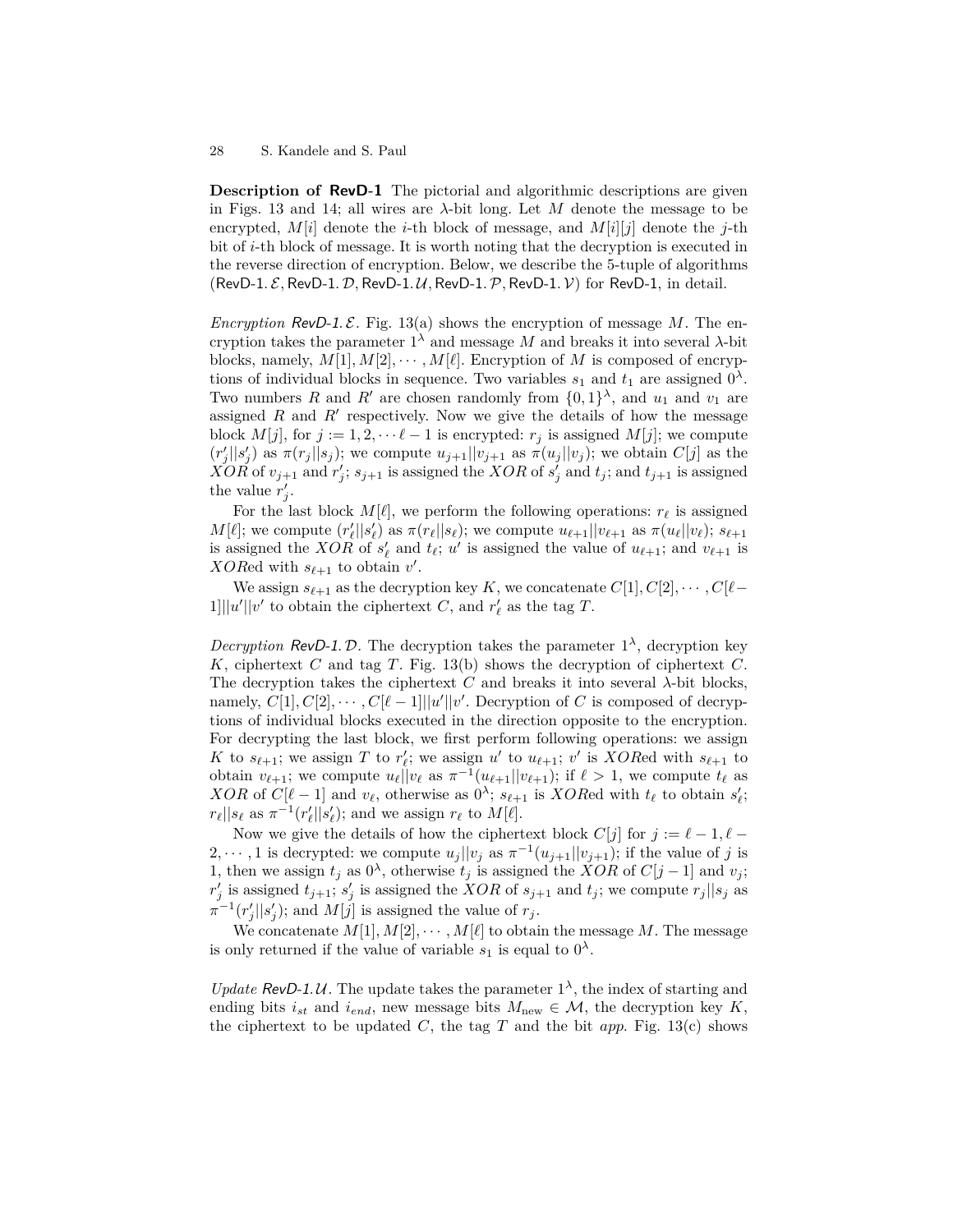**Description of RevD-1** The pictorial and algorithmic descriptions are given in Figs. 13 and 14; all wires are $\lambda$-bit long. Let $M$ denote the message to be encrypted, $M[i]$ denote the $i$-th block of message, and $M[i][j]$ denote the $j$-th bit of $i$-th block of message. It is worth noting that the decryption is executed in the reverse direction of encryption. Below, we describe the 5-tuple of algorithms ($\mathsf{RevD\text{-}1}.\mathcal{E}$, $\mathsf{RevD\text{-}1}.\mathcal{D}$, $\mathsf{RevD\text{-}1}.\mathcal{U}$, $\mathsf{RevD\text{-}1}.\mathcal{P}$, $\mathsf{RevD\text{-}1}.\mathcal{V}$) for RevD-1, in detail.

*Encryption $\mathsf{RevD\text{-}1}.\mathcal{E}$.* Fig. 13(a) shows the encryption of message $M$. The encryption takes the parameter $1^\lambda$ and message $M$ and breaks it into several $\lambda$-bit blocks, namely, $M[1], M[2], \cdots, M[\ell]$. Encryption of $M$ is composed of encryptions of individual blocks in sequence. Two variables $s_1$ and $t_1$ are assigned $0^\lambda$. Two numbers $R$ and $R'$ are chosen randomly from $\{0,1\}^\lambda$, and $u_1$ and $v_1$ are assigned $R$ and $R'$ respectively. Now we give the details of how the message block $M[j]$, for $j := 1, 2, \cdots \ell - 1$ is encrypted: $r_j$ is assigned $M[j]$; we compute $(r'_j||s'_j)$ as $\pi(r_j||s_j)$; we compute $u_{j+1}||v_{j+1}$ as $\pi(u_j||v_j)$; we obtain $C[j]$ as the $XOR$ of $v_{j+1}$ and $r'_j$; $s_{j+1}$ is assigned the $XOR$ of $s'_j$ and $t_j$; and $t_{j+1}$ is assigned the value $r'_j$.

For the last block $M[\ell]$, we perform the following operations: $r_\ell$ is assigned $M[\ell]$; we compute $(r'_\ell||s'_\ell)$ as $\pi(r_\ell||s_\ell)$; we compute $u_{\ell+1}||v_{\ell+1}$ as $\pi(u_\ell||v_\ell)$; $s_{\ell+1}$ is assigned the $XOR$ of $s'_\ell$ and $t_\ell$; $u'$ is assigned the value of $u_{\ell+1}$; and $v_{\ell+1}$ is $XOR$ed with $s_{\ell+1}$ to obtain $v'$.

We assign $s_{\ell+1}$ as the decryption key $K$, we concatenate $C[1], C[2], \cdots, C[\ell-1]||u'||v'$ to obtain the ciphertext $C$, and $r'_\ell$ as the tag $T$.

*Decryption $\mathsf{RevD\text{-}1}.\mathcal{D}$.* The decryption takes the parameter $1^\lambda$, decryption key $K$, ciphertext $C$ and tag $T$. Fig. 13(b) shows the decryption of ciphertext $C$. The decryption takes the ciphertext $C$ and breaks it into several $\lambda$-bit blocks, namely, $C[1], C[2], \cdots, C[\ell-1]||u'||v'$. Decryption of $C$ is composed of decryptions of individual blocks executed in the direction opposite to the encryption. For decrypting the last block, we first perform following operations: we assign $K$ to $s_{\ell+1}$; we assign $T$ to $r'_\ell$; we assign $u'$ to $u_{\ell+1}$; $v'$ is $XOR$ed with $s_{\ell+1}$ to obtain $v_{\ell+1}$; we compute $u_\ell||v_\ell$ as $\pi^{-1}(u_{\ell+1}||v_{\ell+1})$; if $\ell > 1$, we compute $t_\ell$ as $XOR$ of $C[\ell-1]$ and $v_\ell$, otherwise as $0^\lambda$; $s_{\ell+1}$ is $XOR$ed with $t_\ell$ to obtain $s'_\ell$; $r_\ell||s_\ell$ as $\pi^{-1}(r'_\ell||s'_\ell)$; and we assign $r_\ell$ to $M[\ell]$.

Now we give the details of how the ciphertext block $C[j]$ for $j := \ell-1, \ell-2, \cdots, 1$ is decrypted: we compute $u_j||v_j$ as $\pi^{-1}(u_{j+1}||v_{j+1})$; if the value of $j$ is 1, then we assign $t_j$ as $0^\lambda$, otherwise $t_j$ is assigned the $XOR$ of $C[j-1]$ and $v_j$; $r'_j$ is assigned $t_{j+1}$; $s'_j$ is assigned the $XOR$ of $s_{j+1}$ and $t_j$; we compute $r_j||s_j$ as $\pi^{-1}(r'_j||s'_j)$; and $M[j]$ is assigned the value of $r_j$.

We concatenate $M[1], M[2], \cdots, M[\ell]$ to obtain the message $M$. The message is only returned if the value of variable $s_1$ is equal to $0^\lambda$.

*Update $\mathsf{RevD\text{-}1}.\mathcal{U}$.* The update takes the parameter $1^\lambda$, the index of starting and ending bits $i_{st}$ and $i_{end}$, new message bits $M_{\text{new}} \in \mathcal{M}$, the decryption key $K$, the ciphertext to be updated $C$, the tag $T$ and the bit *app*. Fig. 13(c) shows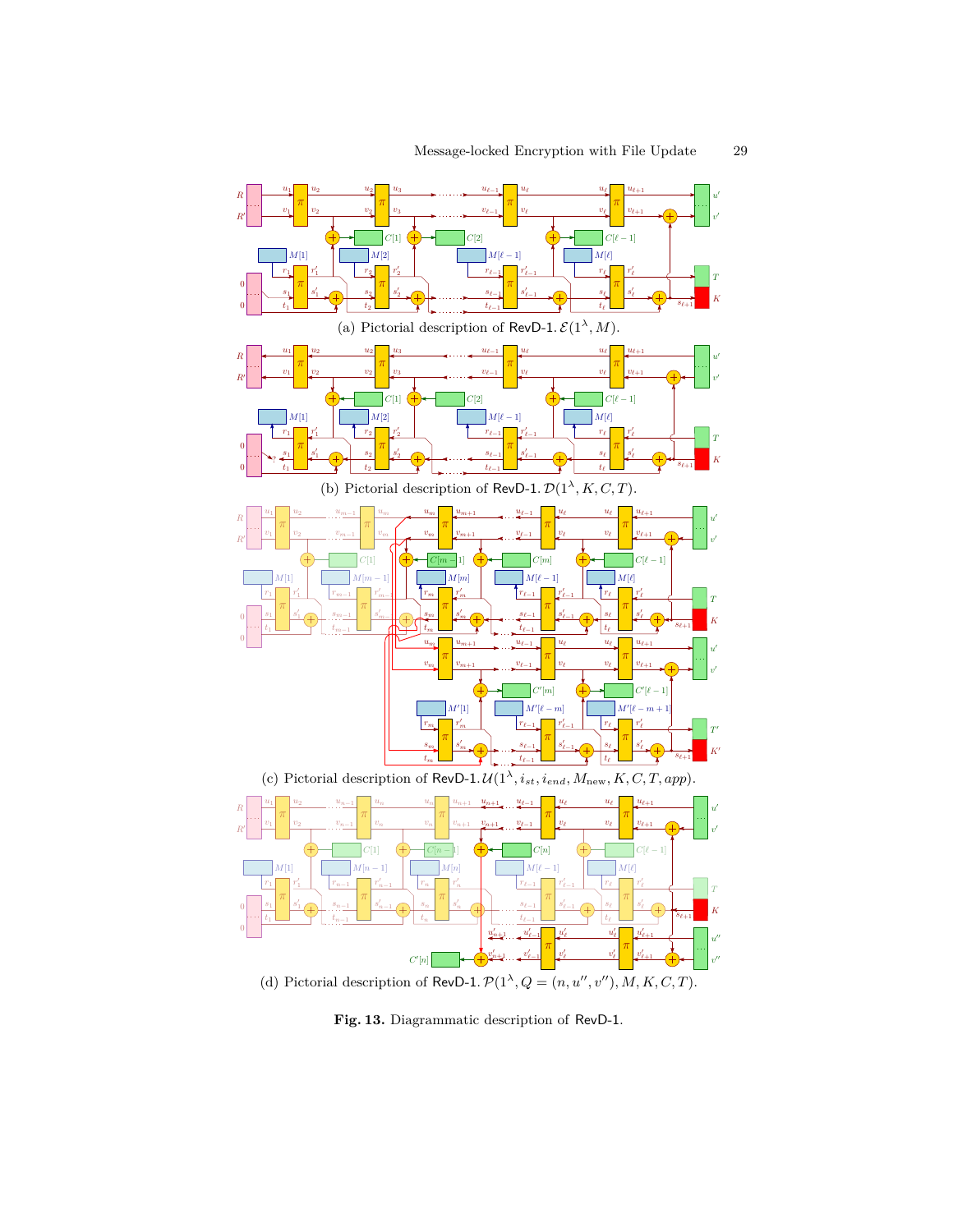(a) Pictorial description of RevD-1. $\mathcal{E}(1^\lambda, M)$.

(b) Pictorial description of RevD-1. $\mathcal{D}(1^\lambda, K, C, T)$.

(c) Pictorial description of RevD-1. $\mathcal{U}(1^\lambda, i_{st}, i_{end}, M_{\text{new}}, K, C, T, app)$.

(d) Pictorial description of RevD-1. $\mathcal{P}(1^\lambda, Q = (n, u'', v''), M, K, C, T)$.

**Fig. 13.** Diagrammatic description of RevD-1.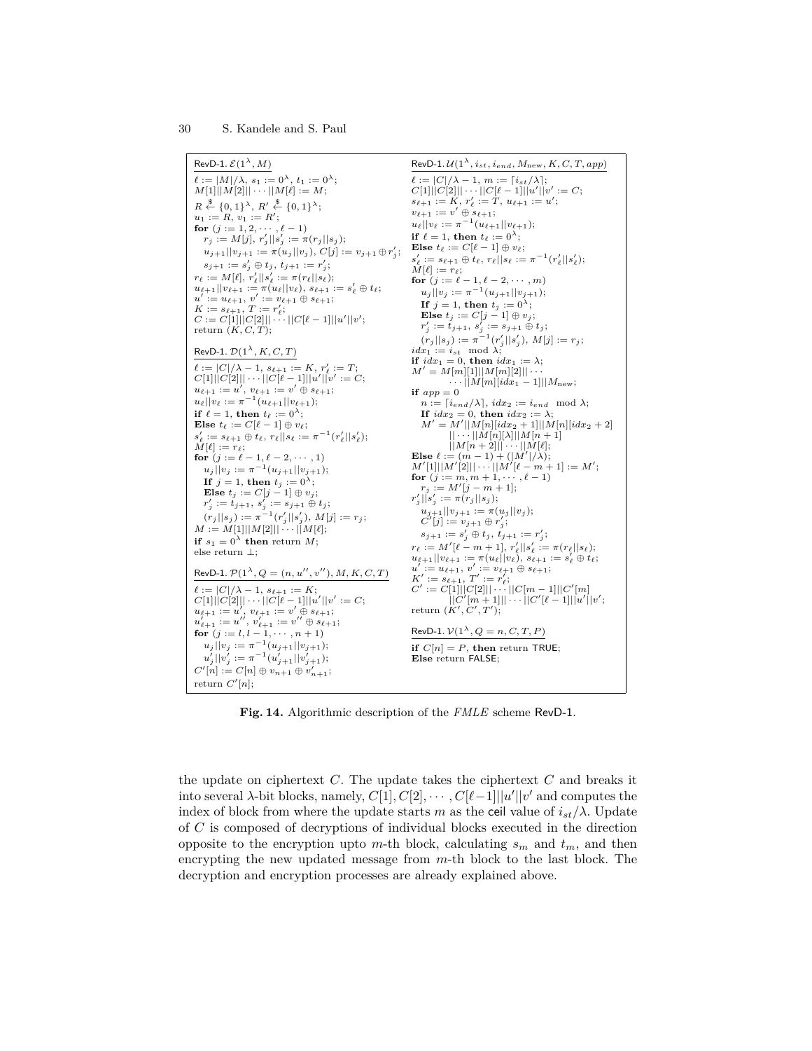**RevD-1.** $\mathcal{E}(1^\lambda, M)$

$\ell := |M|/\lambda,\ s_1 := 0^\lambda,\ t_1 := 0^\lambda;$
$M[1]||M[2]||\cdots||M[\ell] := M;$
$R \xleftarrow{\$} \{0,1\}^\lambda,\ R' \xleftarrow{\$} \{0,1\}^\lambda;$
$u_1 := R,\ v_1 := R';$
**for** $(j := 1, 2, \cdots, \ell-1)$
  $r_j := M[j],\ r'_j||s'_j := \pi(r_j||s_j);$
  $u_{j+1}||v_{j+1} := \pi(u_j||v_j),\ C[j] := v_{j+1} \oplus r'_j;$
  $s_{j+1} := s'_j \oplus t_j,\ t_{j+1} := r'_j;$
$r_\ell := M[\ell],\ r'_\ell||s'_\ell := \pi(r_\ell||s_\ell);$
$u_{\ell+1}||v_{\ell+1} := \pi(u_\ell||v_\ell),\ s_{\ell+1} := s'_\ell \oplus t_\ell;$
$u' := u_{\ell+1},\ v' := v_{\ell+1} \oplus s_{\ell+1};$
$K := s_{\ell+1},\ T := r'_\ell;$
$C := C[1]||C[2]||\cdots||C[\ell-1]||u'||v';$
return $(K, C, T)$;

**RevD-1.** $\mathcal{D}(1^\lambda, K, C, T)$

$\ell := |C|/\lambda - 1,\ s_{\ell+1} := K,\ r'_\ell := T;$
$C[1]||C[2]||\cdots||C[\ell-1]||u'||v' := C;$
$u_{\ell+1} := u',\ v_{\ell+1} := v' \oplus s_{\ell+1};$
$u_\ell||v_\ell := \pi^{-1}(u_{\ell+1}||v_{\ell+1});$
**if** $\ell = 1$, **then** $t_\ell := 0^\lambda$;
**Else** $t_\ell := C[\ell-1] \oplus v_\ell;$
$s'_\ell := s_{\ell+1} \oplus t_\ell,\ r_\ell||s_\ell := \pi^{-1}(r'_\ell||s'_\ell);$
$M[\ell] := r_\ell;$
**for** $(j := \ell-1, \ell-2, \cdots, 1)$
  $u_j||v_j := \pi^{-1}(u_{j+1}||v_{j+1});$
  **If** $j = 1$, **then** $t_j := 0^\lambda$;
  **Else** $t_j := C[j-1] \oplus v_j;$
  $r'_j := t_{j+1},\ s'_j := s_{j+1} \oplus t_j;$
  $(r_j||s_j) := \pi^{-1}(r'_j||s'_j),\ M[j] := r_j;$
$M := M[1]||M[2]||\cdots||M[\ell];$
**if** $s_1 = 0^\lambda$ **then** return $M$;
else return $\perp$;

**RevD-1.** $\mathcal{P}(1^\lambda, Q = (n, u'', v''), M, K, C, T)$

$\ell := |C|/\lambda - 1,\ s_{\ell+1} := K;$
$C[1]||C[2]||\cdots||C[\ell-1]||u'||v' := C;$
$u_{\ell+1} := u',\ v_{\ell+1} := v' \oplus s_{\ell+1};$
$u'_{\ell+1} := u'',\ v'_{\ell+1} := v'' \oplus s_{\ell+1};$
**for** $(j := l, l-1, \cdots, n+1)$
  $u_j||v_j := \pi^{-1}(u_{j+1}||v_{j+1});$
  $u'_j||v'_j := \pi^{-1}(u'_{j+1}||v'_{j+1});$
$C'[n] := C[n] \oplus v_{n+1} \oplus v'_{n+1};$
return $C'[n]$;

**RevD-1.** $\mathcal{U}(1^\lambda, i_{st}, i_{end}, M_{\text{new}}, K, C, T, app)$

$\ell := |C|/\lambda - 1,\ m := \lceil i_{st}/\lambda \rceil;$
$C[1]||C[2]||\cdots||C[\ell-1]||u'||v' := C;$
$s_{\ell+1} := K,\ r'_\ell := T,\ u_{\ell+1} := u';$
$v_{\ell+1} := v' \oplus s_{\ell+1};$
$u_\ell||v_\ell := \pi^{-1}(u_{\ell+1}||v_{\ell+1});$
**if** $\ell = 1$, **then** $t_\ell := 0^\lambda$;
**Else** $t_\ell := C[\ell-1] \oplus v_\ell;$
$s'_\ell := s_{\ell+1} \oplus t_\ell,\ r_\ell||s_\ell := \pi^{-1}(r'_\ell||s'_\ell);$
$M[\ell] := r_\ell;$
**for** $(j := \ell-1, \ell-2, \cdots, m)$
  $u_j||v_j := \pi^{-1}(u_{j+1}||v_{j+1});$
  **If** $j = 1$, **then** $t_j := 0^\lambda$;
  **Else** $t_j := C[j-1] \oplus v_j;$
  $r'_j := t_{j+1},\ s'_j := s_{j+1} \oplus t_j;$
  $(r_j||s_j) := \pi^{-1}(r'_j||s'_j),\ M[j] := r_j;$
$idx_1 := i_{st} \mod \lambda;$
**if** $idx_1 = 0$, **then** $idx_1 := \lambda$;
$M' = M[m][1]||M[m][2]||\cdots$
    $\cdots||M[m][idx_1 - 1]||M_{\text{new}};$
**if** $app = 0$
  $n := \lceil i_{end}/\lambda \rceil,\ idx_2 := i_{end} \mod \lambda;$
  **If** $idx_2 = 0$, **then** $idx_2 := \lambda$;
  $M' = M'||M[n][idx_2 + 1]||M[n][idx_2 + 2]$
    $||\cdots||M[n][\lambda]||M[n+1]$
    $||M[n+2]||\cdots||M[\ell];$
**Else** $\ell := (m-1) + (|M'|/\lambda);$
$M'[1]||M'[2]||\cdots||M'[\ell - m + 1] := M';$
**for** $(j := m, m+1, \cdots, \ell-1)$
  $r_j := M'[j - m + 1];$
$r'_j||s'_j := \pi(r_j||s_j);$
  $u_{j+1}||v_{j+1} := \pi(u_j||v_j);$
  $C'[j] := v_{j+1} \oplus r'_j;$
  $s_{j+1} := s'_j \oplus t_j,\ t_{j+1} := r'_j;$
$r_\ell := M'[\ell - m + 1],\ r'_\ell||s'_\ell := \pi(r_\ell||s_\ell);$
$u_{\ell+1}||v_{\ell+1} := \pi(u_\ell||v_\ell),\ s_{\ell+1} := s'_\ell \oplus t_\ell;$
$u' := u_{\ell+1},\ v' := v_{\ell+1} \oplus s_{\ell+1};$
$K' := s_{\ell+1},\ T' := r'_\ell;$
$C' := C[1]||C[2]||\cdots||C[m-1]||C'[m]$
    $||C'[m+1]||\cdots||C'[\ell-1]||u'||v';$
return $(K', C', T')$;

**RevD-1.** $\mathcal{V}(1^\lambda, Q = n, C, T, P)$

**if** $C[n] = P$, **then** return TRUE;
**Else** return FALSE;

**Fig. 14.** Algorithmic description of the *FMLE* scheme RevD-1.

the update on ciphertext $C$. The update takes the ciphertext $C$ and breaks it into several $\lambda$-bit blocks, namely, $C[1], C[2], \cdots, C[\ell-1]||u'||v'$ and computes the index of block from where the update starts $m$ as the ceil value of $i_{st}/\lambda$. Update of $C$ is composed of decryptions of individual blocks executed in the direction opposite to the encryption upto $m$-th block, calculating $s_m$ and $t_m$, and then encrypting the new updated message from $m$-th block to the last block. The decryption and encryption processes are already explained above.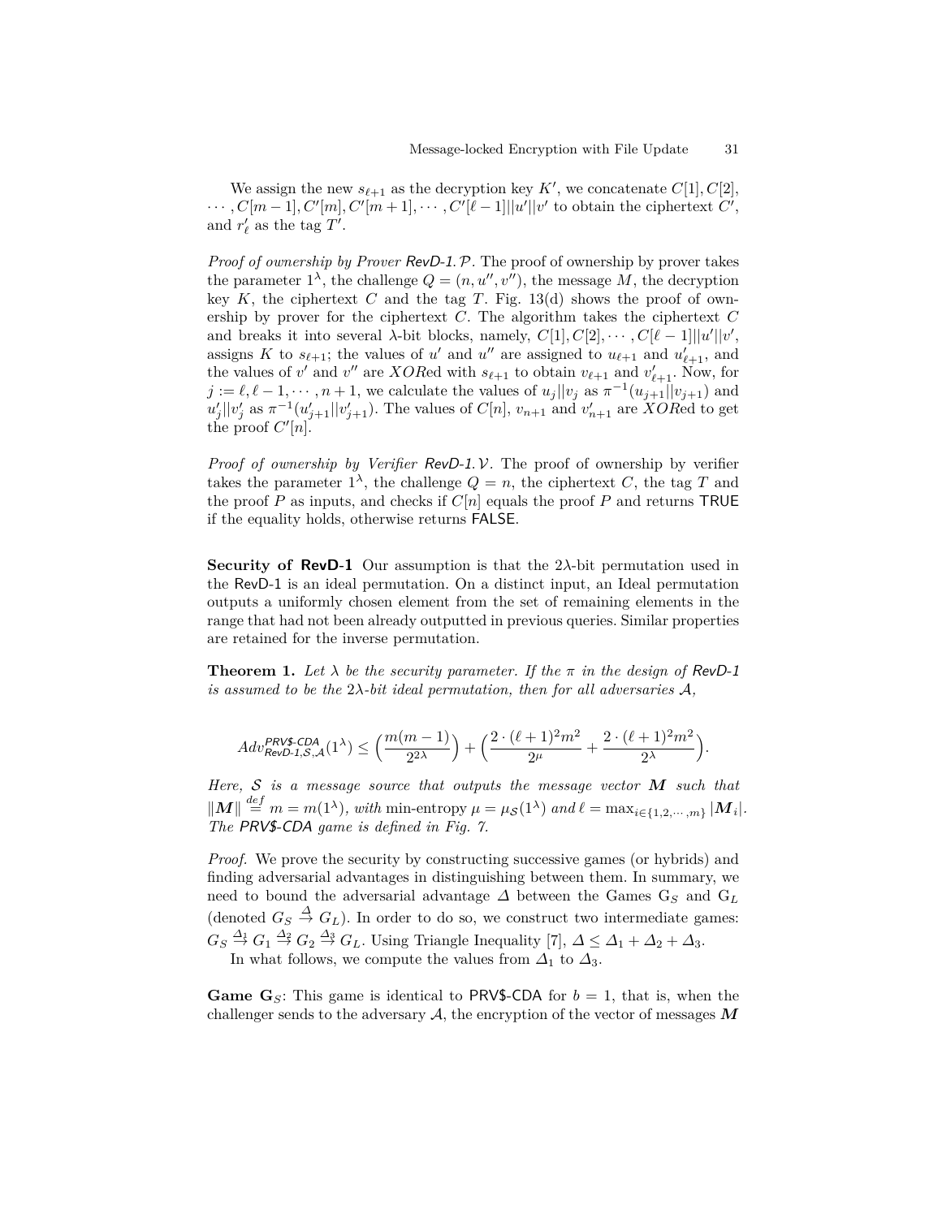We assign the new $s_{\ell+1}$ as the decryption key $K'$, we concatenate $C[1], C[2], \cdots, C[m-1], C'[m], C'[m+1], \cdots, C'[\ell-1]||u'||v'$ to obtain the ciphertext $C'$, and $r'_\ell$ as the tag $T'$.

*Proof of ownership by Prover RevD-1.$\mathcal{P}$.* The proof of ownership by prover takes the parameter $1^\lambda$, the challenge $Q = (n, u'', v'')$, the message $M$, the decryption key $K$, the ciphertext $C$ and the tag $T$. Fig. 13(d) shows the proof of ownership by prover for the ciphertext $C$. The algorithm takes the ciphertext $C$ and breaks it into several $\lambda$-bit blocks, namely, $C[1], C[2], \cdots, C[\ell-1]||u'||v'$, assigns $K$ to $s_{\ell+1}$; the values of $u'$ and $u''$ are assigned to $u_{\ell+1}$ and $u'_{\ell+1}$, and the values of $v'$ and $v''$ are $XOR$ed with $s_{\ell+1}$ to obtain $v_{\ell+1}$ and $v'_{\ell+1}$. Now, for $j := \ell, \ell-1, \cdots, n+1$, we calculate the values of $u_j||v_j$ as $\pi^{-1}(u_{j+1}||v_{j+1})$ and $u'_j||v'_j$ as $\pi^{-1}(u'_{j+1}||v'_{j+1})$. The values of $C[n]$, $v_{n+1}$ and $v'_{n+1}$ are $XOR$ed to get the proof $C'[n]$.

*Proof of ownership by Verifier RevD-1.$\mathcal{V}$.* The proof of ownership by verifier takes the parameter $1^\lambda$, the challenge $Q = n$, the ciphertext $C$, the tag $T$ and the proof $P$ as inputs, and checks if $C[n]$ equals the proof $P$ and returns TRUE if the equality holds, otherwise returns FALSE.

**Security of RevD-1** Our assumption is that the $2\lambda$-bit permutation used in the RevD-1 is an ideal permutation. On a distinct input, an Ideal permutation outputs a uniformly chosen element from the set of remaining elements in the range that had not been already outputted in previous queries. Similar properties are retained for the inverse permutation.

**Theorem 1.** *Let $\lambda$ be the security parameter. If the $\pi$ in the design of RevD-1 is assumed to be the $2\lambda$-bit ideal permutation, then for all adversaries $\mathcal{A}$,*

$$Adv^{\mathsf{PRV\$\text{-}CDA}}_{\mathsf{RevD\text{-}1},\mathcal{S},\mathcal{A}}(1^\lambda) \leq \Big(\frac{m(m-1)}{2^{2\lambda}}\Big) + \Big(\frac{2\cdot(\ell+1)^2m^2}{2^\mu} + \frac{2\cdot(\ell+1)^2m^2}{2^\lambda}\Big).$$

*Here, $\mathcal{S}$ is a message source that outputs the message vector $\boldsymbol{M}$ such that $\|\boldsymbol{M}\| \overset{def}{=} m = m(1^\lambda)$, with min-entropy $\mu = \mu_{\mathcal{S}}(1^\lambda)$ and $\ell = \max_{i\in\{1,2,\cdots,m\}} |\boldsymbol{M}_i|$. The PRV\$-CDA game is defined in Fig. 7.*

*Proof.* We prove the security by constructing successive games (or hybrids) and finding adversarial advantages in distinguishing between them. In summary, we need to bound the adversarial advantage $\Delta$ between the Games $\mathrm{G}_S$ and $\mathrm{G}_L$ (denoted $G_S \overset{\Delta}{\to} G_L$). In order to do so, we construct two intermediate games: $G_S \overset{\Delta_1}{\to} G_1 \overset{\Delta_2}{\to} G_2 \overset{\Delta_3}{\to} G_L$. Using Triangle Inequality [7], $\Delta \leq \Delta_1 + \Delta_2 + \Delta_3$.

In what follows, we compute the values from $\Delta_1$ to $\Delta_3$.

**Game $\mathrm{G}_S$**: This game is identical to PRV\$-CDA for $b = 1$, that is, when the challenger sends to the adversary $\mathcal{A}$, the encryption of the vector of messages $\boldsymbol{M}$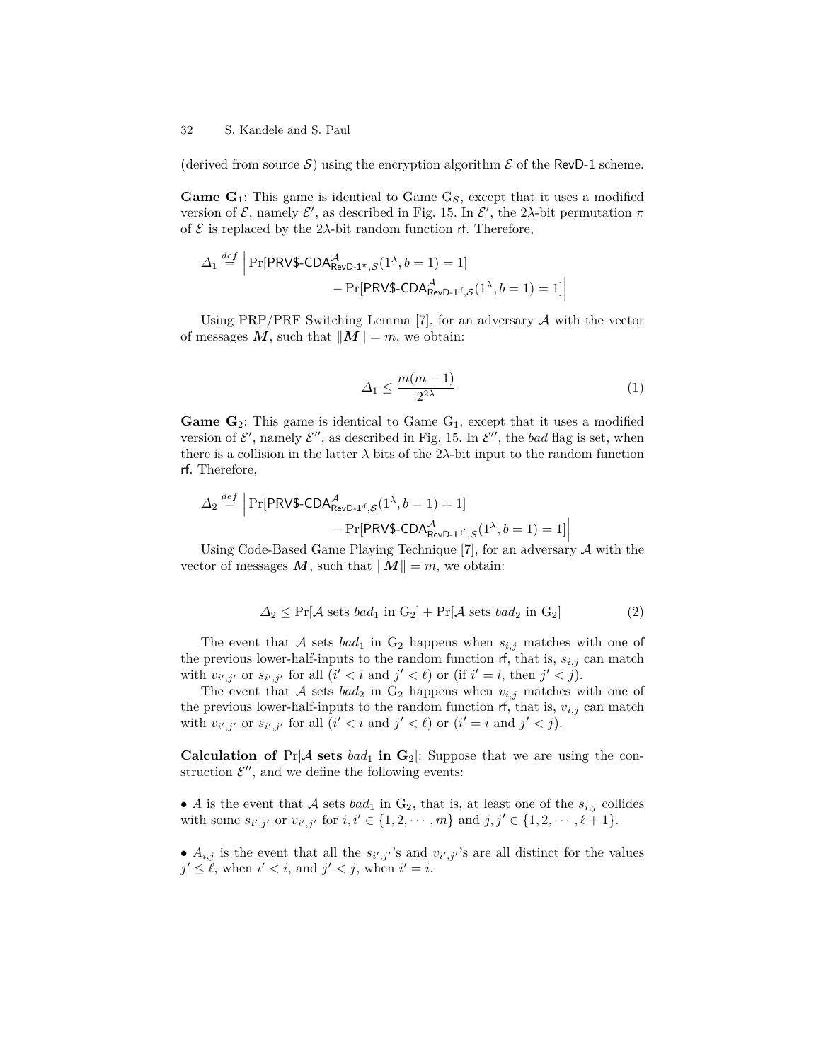(derived from source $\mathcal{S}$) using the encryption algorithm $\mathcal{E}$ of the RevD-1 scheme.

**Game G$_1$**: This game is identical to Game G$_S$, except that it uses a modified version of $\mathcal{E}$, namely $\mathcal{E}'$, as described in Fig. 15. In $\mathcal{E}'$, the $2\lambda$-bit permutation $\pi$ of $\mathcal{E}$ is replaced by the $2\lambda$-bit random function $\mathsf{rf}$. Therefore,

$$\Delta_1 \stackrel{def}{=} \Big| \Pr[\mathsf{PRV\$\text{-}CDA}^{\mathcal{A}}_{\mathsf{RevD\text{-}1}^{\pi},\mathcal{S}}(1^\lambda, b=1)=1] - \Pr[\mathsf{PRV\$\text{-}CDA}^{\mathcal{A}}_{\mathsf{RevD\text{-}1}^{\mathsf{rf}},\mathcal{S}}(1^\lambda, b=1)=1] \Big|$$

Using PRP/PRF Switching Lemma [7], for an adversary $\mathcal{A}$ with the vector of messages $\boldsymbol{M}$, such that $\|\boldsymbol{M}\| = m$, we obtain:

$$\Delta_1 \leq \frac{m(m-1)}{2^{2\lambda}} \tag{1}$$

**Game G$_2$**: This game is identical to Game G$_1$, except that it uses a modified version of $\mathcal{E}'$, namely $\mathcal{E}''$, as described in Fig. 15. In $\mathcal{E}''$, the *bad* flag is set, when there is a collision in the latter $\lambda$ bits of the $2\lambda$-bit input to the random function $\mathsf{rf}$. Therefore,

$$\Delta_2 \stackrel{def}{=} \Big| \Pr[\mathsf{PRV\$\text{-}CDA}^{\mathcal{A}}_{\mathsf{RevD\text{-}1}^{\mathsf{rf}},\mathcal{S}}(1^\lambda, b=1)=1] - \Pr[\mathsf{PRV\$\text{-}CDA}^{\mathcal{A}}_{\mathsf{RevD\text{-}1}^{\mathsf{rf}'},\mathcal{S}}(1^\lambda, b=1)=1] \Big|$$

Using Code-Based Game Playing Technique [7], for an adversary $\mathcal{A}$ with the vector of messages $\boldsymbol{M}$, such that $\|\boldsymbol{M}\| = m$, we obtain:

$$\Delta_2 \leq \Pr[\mathcal{A} \text{ sets } bad_1 \text{ in } \mathrm{G}_2] + \Pr[\mathcal{A} \text{ sets } bad_2 \text{ in } \mathrm{G}_2] \tag{2}$$

The event that $\mathcal{A}$ sets $bad_1$ in G$_2$ happens when $s_{i,j}$ matches with one of the previous lower-half-inputs to the random function $\mathsf{rf}$, that is, $s_{i,j}$ can match with $v_{i',j'}$ or $s_{i',j'}$ for all ($i' < i$ and $j' < \ell$) or (if $i' = i$, then $j' < j$).

The event that $\mathcal{A}$ sets $bad_2$ in G$_2$ happens when $v_{i,j}$ matches with one of the previous lower-half-inputs to the random function $\mathsf{rf}$, that is, $v_{i,j}$ can match with $v_{i',j'}$ or $s_{i',j'}$ for all ($i' < i$ and $j' < \ell$) or ($i' = i$ and $j' < j$).

**Calculation of** $\Pr[\mathcal{A}$ **sets** $bad_1$ **in G$_2$]**: Suppose that we are using the construction $\mathcal{E}''$, and we define the following events:

- $A$ is the event that $\mathcal{A}$ sets $bad_1$ in G$_2$, that is, at least one of the $s_{i,j}$ collides with some $s_{i',j'}$ or $v_{i',j'}$ for $i, i' \in \{1, 2, \cdots, m\}$ and $j, j' \in \{1, 2, \cdots, \ell+1\}$.

- $A_{i,j}$ is the event that all the $s_{i',j'}$'s and $v_{i',j'}$'s are all distinct for the values $j' \leq \ell$, when $i' < i$, and $j' < j$, when $i' = i$.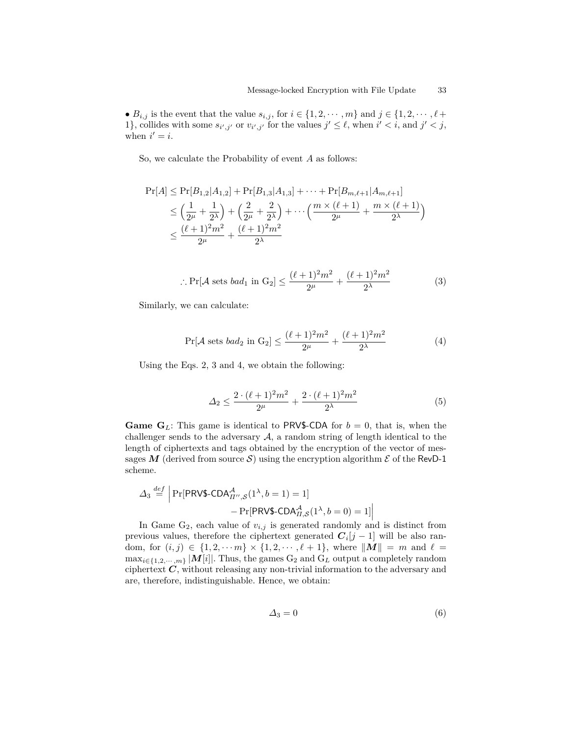• $B_{i,j}$ is the event that the value $s_{i,j}$, for $i \in \{1, 2, \cdots, m\}$ and $j \in \{1, 2, \cdots, \ell + 1\}$, collides with some $s_{i',j'}$ or $v_{i',j'}$ for the values $j' \leq \ell$, when $i' < i$, and $j' < j$, when $i' = i$.

So, we calculate the Probability of event $A$ as follows:

$$
\begin{aligned}
\Pr[A] &\leq \Pr[B_{1,2}|A_{1,2}] + \Pr[B_{1,3}|A_{1,3}] + \cdots + \Pr[B_{m,\ell+1}|A_{m,\ell+1}] \\
&\leq \Big(\frac{1}{2^{\mu}} + \frac{1}{2^{\lambda}}\Big) + \Big(\frac{2}{2^{\mu}} + \frac{2}{2^{\lambda}}\Big) + \cdots \Big(\frac{m \times (\ell+1)}{2^{\mu}} + \frac{m \times (\ell+1)}{2^{\lambda}}\Big) \\
&\leq \frac{(\ell+1)^2 m^2}{2^{\mu}} + \frac{(\ell+1)^2 m^2}{2^{\lambda}}
\end{aligned}
$$

$$
\therefore \Pr[\mathcal{A} \text{ sets } bad_1 \text{ in } \mathrm{G}_2] \leq \frac{(\ell+1)^2 m^2}{2^{\mu}} + \frac{(\ell+1)^2 m^2}{2^{\lambda}} \tag{3}
$$

Similarly, we can calculate:

$$
\Pr[\mathcal{A} \text{ sets } bad_2 \text{ in } \mathrm{G}_2] \leq \frac{(\ell+1)^2 m^2}{2^{\mu}} + \frac{(\ell+1)^2 m^2}{2^{\lambda}} \tag{4}
$$

Using the Eqs. 2, 3 and 4, we obtain the following:

$$
\Delta_2 \leq \frac{2 \cdot (\ell+1)^2 m^2}{2^{\mu}} + \frac{2 \cdot (\ell+1)^2 m^2}{2^{\lambda}} \tag{5}
$$

**Game $\mathrm{G}_L$**: This game is identical to PRV\$-CDA for $b = 0$, that is, when the challenger sends to the adversary $\mathcal{A}$, a random string of length identical to the length of ciphertexts and tags obtained by the encryption of the vector of messages $\boldsymbol{M}$ (derived from source $\mathcal{S}$) using the encryption algorithm $\mathcal{E}$ of the RevD-1 scheme.

$$
\Delta_3 \overset{def}{=} \Big| \Pr[\mathsf{PRV\$\text{-}CDA}^{\mathcal{A}}_{\Pi'',\mathcal{S}}(1^{\lambda}, b=1) = 1] - \Pr[\mathsf{PRV\$\text{-}CDA}^{\mathcal{A}}_{\Pi,\mathcal{S}}(1^{\lambda}, b=0) = 1] \Big|
$$

In Game $\mathrm{G}_2$, each value of $v_{i,j}$ is generated randomly and is distinct from previous values, therefore the ciphertext generated $\boldsymbol{C}_i[j-1]$ will be also random, for $(i,j) \in \{1, 2, \cdots m\} \times \{1, 2, \cdots, \ell+1\}$, where $\|\boldsymbol{M}\| = m$ and $\ell = \max_{i \in \{1,2,\cdots,m\}} |\boldsymbol{M}[i]|$. Thus, the games $\mathrm{G}_2$ and $\mathrm{G}_L$ output a completely random ciphertext $\boldsymbol{C}$, without releasing any non-trivial information to the adversary and are, therefore, indistinguishable. Hence, we obtain:

$$
\Delta_3 = 0 \tag{6}
$$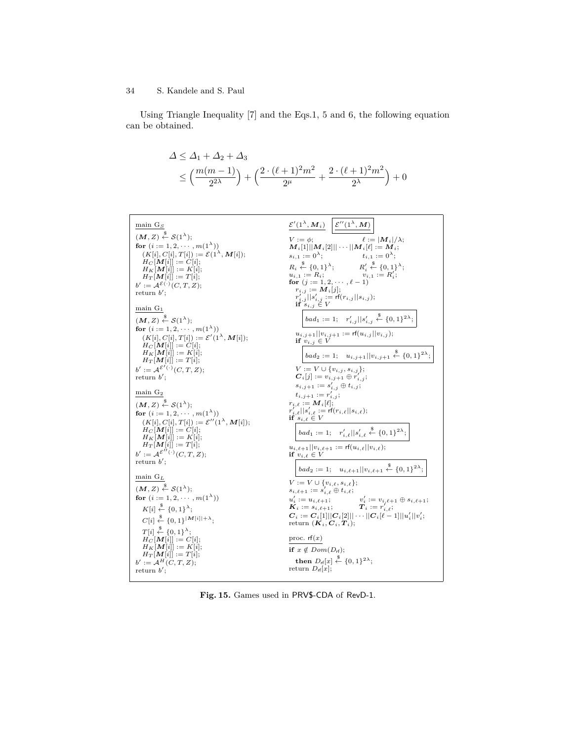Using Triangle Inequality [7] and the Eqs.1, 5 and 6, the following equation can be obtained.

$$\Delta \leq \Delta_1 + \Delta_2 + \Delta_3$$
$$\leq \Big(\frac{m(m-1)}{2^{2\lambda}}\Big) + \Big(\frac{2\cdot(\ell+1)^2 m^2}{2^{\mu}} + \frac{2\cdot(\ell+1)^2 m^2}{2^{\lambda}}\Big) + 0$$

```
main G_S
(M, Z) <-$ S(1^λ);
for (i := 1, 2, ··· , m(1^λ))
   (K[i], C[i], T[i]) := E(1^λ, M[i]);
   H_C[M[i]] := C[i];
   H_K[M[i]] := K[i];
   H_T[M[i]] := T[i];
b' := A^{E(·)}(C, T, Z);
return b';

main G_1
(M, Z) <-$ S(1^λ);
for (i := 1, 2, ··· , m(1^λ))
   (K[i], C[i], T[i]) := E'(1^λ, M[i]);
   H_C[M[i]] := C[i];
   H_K[M[i]] := K[i];
   H_T[M[i]] := T[i];
b' := A^{E'(·)}(C, T, Z);
return b';

main G_2
(M, Z) <-$ S(1^λ);
for (i := 1, 2, ··· , m(1^λ))
   (K[i], C[i], T[i]) := E''(1^λ, M[i]);
   H_C[M[i]] := C[i];
   H_K[M[i]] := K[i];
   H_T[M[i]] := T[i];
b' := A^{E''(·)}(C, T, Z);
return b';

main G_L
(M, Z) <-$ S(1^λ);
for (i := 1, 2, ··· , m(1^λ))
   K[i] <-$ {0,1}^λ;
   C[i] <-$ {0,1}^{|M[i]|+λ};
   T[i] <-$ {0,1}^λ;
   H_C[M[i]] := C[i];
   H_K[M[i]] := K[i];
   H_T[M[i]] := T[i];
b' := A^H(C, T, Z);
return b';

E'(1^λ, M_i)   [E''(1^λ, M)]
V := φ;                       ℓ := |M_i|/λ;
M_i[1]||M_i[2]||···||M_i[ℓ] := M_i;
s_{i,1} := 0^λ;               t_{i,1} := 0^λ;
R_i <-$ {0,1}^λ;              R'_i <-$ {0,1}^λ;
u_{i,1} := R_i;               v_{i,1} := R'_i;
for (j := 1, 2, ··· , ℓ − 1)
   r_{i,j} := M_i[j];
   r'_{i,j}||s'_{i,j} := rf(r_{i,j}||s_{i,j});
   if s_{i,j} ∈ V
      [bad_1 := 1;   r'_{i,j}||s'_{i,j} <-$ {0,1}^{2λ};]
   u_{i,j+1}||v_{i,j+1} := rf(u_{i,j}||v_{i,j});
   if v_{i,j} ∈ V
      [bad_2 := 1;   u_{i,j+1}||v_{i,j+1} <-$ {0,1}^{2λ};]
   V := V ∪ {v_{i,j}, s_{i,j}};
   C_i[j] := v_{i,j+1} ⊕ r'_{i,j};
   s_{i,j+1} := s'_{i,j} ⊕ t_{i,j};
   t_{i,j+1} := r'_{i,j};
r_{i,ℓ} := M_i[ℓ];
r'_{i,ℓ}||s'_{i,ℓ} := rf(r_{i,ℓ}||s_{i,ℓ});
if s_{i,ℓ} ∈ V
   [bad_1 := 1;   r'_{i,ℓ}||s'_{i,ℓ} <-$ {0,1}^{2λ};]
u_{i,ℓ+1}||v_{i,ℓ+1} := rf(u_{i,ℓ}||v_{i,ℓ});
if v_{i,ℓ} ∈ V
   [bad_2 := 1;   u_{i,ℓ+1}||v_{i,ℓ+1} <-$ {0,1}^{2λ};]
V := V ∪ {v_{i,ℓ}, s_{i,ℓ}};
s_{i,ℓ+1} := s'_{i,ℓ} ⊕ t_{i,ℓ};
u'_i := u_{i,ℓ+1};            v'_i := v_{i,ℓ+1} ⊕ s_{i,ℓ+1};
K_i := s_{i,ℓ+1};             T_i := r'_{i,ℓ};
C_i := C_i[1]||C_i[2]||···||C_i[ℓ − 1]||u'_i||v'_i;
return (K_i, C_i, T_i);

proc. rf(x)
if x ∉ Dom(D_rf);
   then D_rf[x] <-$ {0,1}^{2λ};
return D_rf[x];
```

**Fig. 15.** Games used in PRV$-CDA of RevD-1.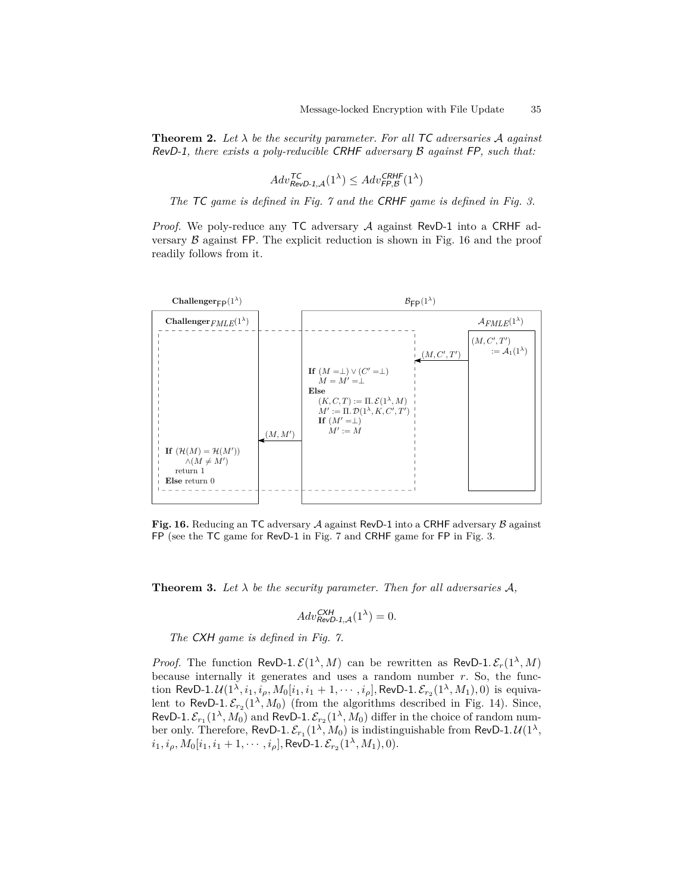**Theorem 2.** *Let $\lambda$ be the security parameter. For all TC adversaries $\mathcal{A}$ against RevD-1, there exists a poly-reducible CRHF adversary $\mathcal{B}$ against FP, such that:*

$$Adv^{\mathsf{TC}}_{\mathsf{RevD\text{-}1},\mathcal{A}}(1^\lambda) \leq Adv^{\mathsf{CRHF}}_{\mathsf{FP},\mathcal{B}}(1^\lambda)$$

*The TC game is defined in Fig. 7 and the CRHF game is defined in Fig. 3.*

*Proof.* We poly-reduce any TC adversary $\mathcal{A}$ against RevD-1 into a CRHF adversary $\mathcal{B}$ against FP. The explicit reduction is shown in Fig. 16 and the proof readily follows from it.

**Challenger**$_{\mathsf{FP}}(1^\lambda)$ | $\mathcal{B}_{\mathsf{FP}}(1^\lambda)$

**Challenger**$_{FMLE}(1^\lambda)$ | $\mathcal{A}_{FMLE}(1^\lambda)$

$(M, C', T') := \mathcal{A}_1(1^\lambda)$

$(M, C', T')$ →

**If** $(M = \perp) \vee (C' = \perp)$
  $M = M' = \perp$
**Else**
  $(K, C, T) := \Pi.\mathcal{E}(1^\lambda, M)$
  $M' := \Pi.\mathcal{D}(1^\lambda, K, C', T')$
  **If** $(M' = \perp)$
    $M' := M$

← $(M, M')$

**If** $(\mathcal{H}(M) = \mathcal{H}(M'))$
  $\wedge (M \neq M')$
  return 1
**Else** return 0

**Fig. 16.** Reducing an TC adversary $\mathcal{A}$ against RevD-1 into a CRHF adversary $\mathcal{B}$ against FP (see the TC game for RevD-1 in Fig. 7 and CRHF game for FP in Fig. 3.

**Theorem 3.** *Let $\lambda$ be the security parameter. Then for all adversaries $\mathcal{A}$,*

$$Adv^{\mathsf{CXH}}_{\mathsf{RevD\text{-}1},\mathcal{A}}(1^\lambda) = 0.$$

*The CXH game is defined in Fig. 7.*

*Proof.* The function $\mathsf{RevD\text{-}1}.\mathcal{E}(1^\lambda, M)$ can be rewritten as $\mathsf{RevD\text{-}1}.\mathcal{E}_r(1^\lambda, M)$ because internally it generates and uses a random number $r$. So, the function $\mathsf{RevD\text{-}1}.\mathcal{U}(1^\lambda, i_1, i_\rho, M_0[i_1, i_1+1, \cdots, i_\rho], \mathsf{RevD\text{-}1}.\mathcal{E}_{r_2}(1^\lambda, M_1), 0)$ is equivalent to $\mathsf{RevD\text{-}1}.\mathcal{E}_{r_2}(1^\lambda, M_0)$ (from the algorithms described in Fig. 14). Since, $\mathsf{RevD\text{-}1}.\mathcal{E}_{r_1}(1^\lambda, M_0)$ and $\mathsf{RevD\text{-}1}.\mathcal{E}_{r_2}(1^\lambda, M_0)$ differ in the choice of random number only. Therefore, $\mathsf{RevD\text{-}1}.\mathcal{E}_{r_1}(1^\lambda, M_0)$ is indistinguishable from $\mathsf{RevD\text{-}1}.\mathcal{U}(1^\lambda, i_1, i_\rho, M_0[i_1, i_1+1, \cdots, i_\rho], \mathsf{RevD\text{-}1}.\mathcal{E}_{r_2}(1^\lambda, M_1), 0)$.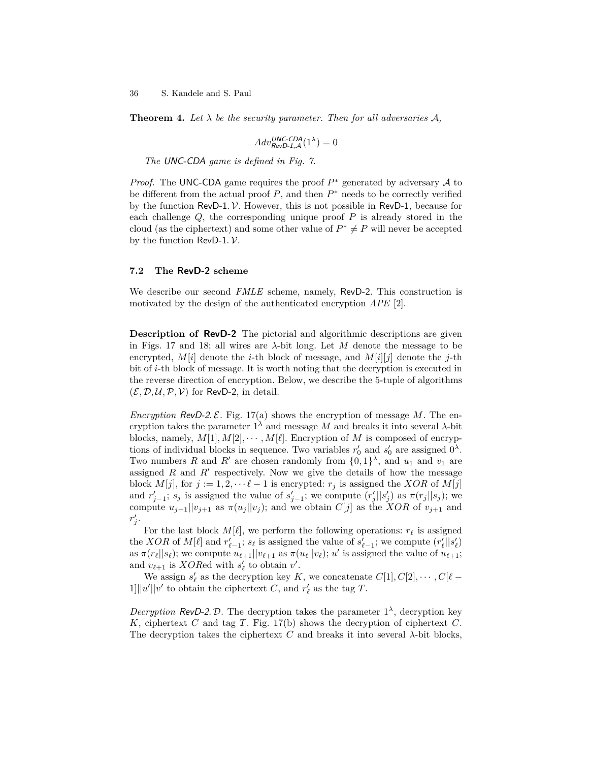**Theorem 4.** *Let $\lambda$ be the security parameter. Then for all adversaries $\mathcal{A}$,*

$$Adv^{\textsf{UNC-CDA}}_{\textsf{RevD-1},\mathcal{A}}(1^\lambda) = 0$$

*The UNC-CDA game is defined in Fig. 7.*

*Proof.* The UNC-CDA game requires the proof $P^*$ generated by adversary $\mathcal{A}$ to be different from the actual proof $P$, and then $P^*$ needs to be correctly verified by the function RevD-1.$\mathcal{V}$. However, this is not possible in RevD-1, because for each challenge $Q$, the corresponding unique proof $P$ is already stored in the cloud (as the ciphertext) and some other value of $P^* \neq P$ will never be accepted by the function RevD-1.$\mathcal{V}$.

### 7.2 The RevD-2 scheme

We describe our second *FMLE* scheme, namely, RevD-2. This construction is motivated by the design of the authenticated encryption *APE* [2].

**Description of RevD-2** The pictorial and algorithmic descriptions are given in Figs. 17 and 18; all wires are $\lambda$-bit long. Let $M$ denote the message to be encrypted, $M[i]$ denote the $i$-th block of message, and $M[i][j]$ denote the $j$-th bit of $i$-th block of message. It is worth noting that the decryption is executed in the reverse direction of encryption. Below, we describe the 5-tuple of algorithms $(\mathcal{E}, \mathcal{D}, \mathcal{U}, \mathcal{P}, \mathcal{V})$ for RevD-2, in detail.

*Encryption RevD-2.$\mathcal{E}$.* Fig. 17(a) shows the encryption of message $M$. The encryption takes the parameter $1^\lambda$ and message $M$ and breaks it into several $\lambda$-bit blocks, namely, $M[1], M[2], \cdots, M[\ell]$. Encryption of $M$ is composed of encryptions of individual blocks in sequence. Two variables $r'_0$ and $s'_0$ are assigned $0^\lambda$. Two numbers $R$ and $R'$ are chosen randomly from $\{0,1\}^\lambda$, and $u_1$ and $v_1$ are assigned $R$ and $R'$ respectively. Now we give the details of how the message block $M[j]$, for $j := 1, 2, \cdots \ell - 1$ is encrypted: $r_j$ is assigned the $XOR$ of $M[j]$ and $r'_{j-1}$; $s_j$ is assigned the value of $s'_{j-1}$; we compute $(r'_j || s'_j)$ as $\pi(r_j || s_j)$; we compute $u_{j+1} || v_{j+1}$ as $\pi(u_j || v_j)$; and we obtain $C[j]$ as the $XOR$ of $v_{j+1}$ and $r'_j$.

For the last block $M[\ell]$, we perform the following operations: $r_\ell$ is assigned the $XOR$ of $M[\ell]$ and $r'_{\ell-1}$; $s_\ell$ is assigned the value of $s'_{\ell-1}$; we compute $(r'_\ell || s'_\ell)$ as $\pi(r_\ell || s_\ell)$; we compute $u_{\ell+1} || v_{\ell+1}$ as $\pi(u_\ell || v_\ell)$; $u'$ is assigned the value of $u_{\ell+1}$; and $v_{\ell+1}$ is $XOR$ed with $s'_\ell$ to obtain $v'$.

We assign $s'_\ell$ as the decryption key $K$, we concatenate $C[1], C[2], \cdots, C[\ell - 1] || u' || v'$ to obtain the ciphertext $C$, and $r'_\ell$ as the tag $T$.

*Decryption RevD-2.$\mathcal{D}$.* The decryption takes the parameter $1^\lambda$, decryption key $K$, ciphertext $C$ and tag $T$. Fig. 17(b) shows the decryption of ciphertext $C$. The decryption takes the ciphertext $C$ and breaks it into several $\lambda$-bit blocks,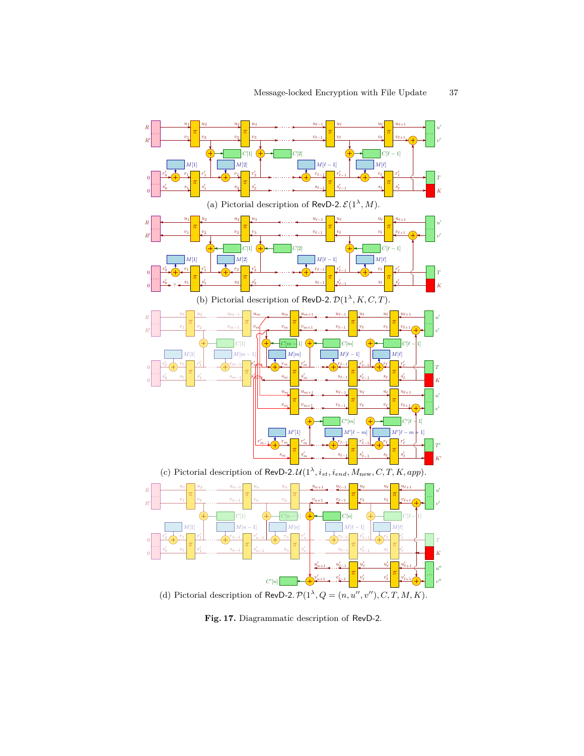(a) Pictorial description of RevD-2. $\mathcal{E}(1^\lambda, M)$.

(b) Pictorial description of RevD-2. $\mathcal{D}(1^\lambda, K, C, T)$.

(c) Pictorial description of RevD-2. $\mathcal{U}(1^\lambda, i_{st}, i_{end}, M_{\text{new}}, C, T, K, app)$.

(d) Pictorial description of RevD-2. $\mathcal{P}(1^\lambda, Q = (n, u'', v''), C, T, M, K)$.

**Fig. 17.** Diagrammatic description of RevD-2.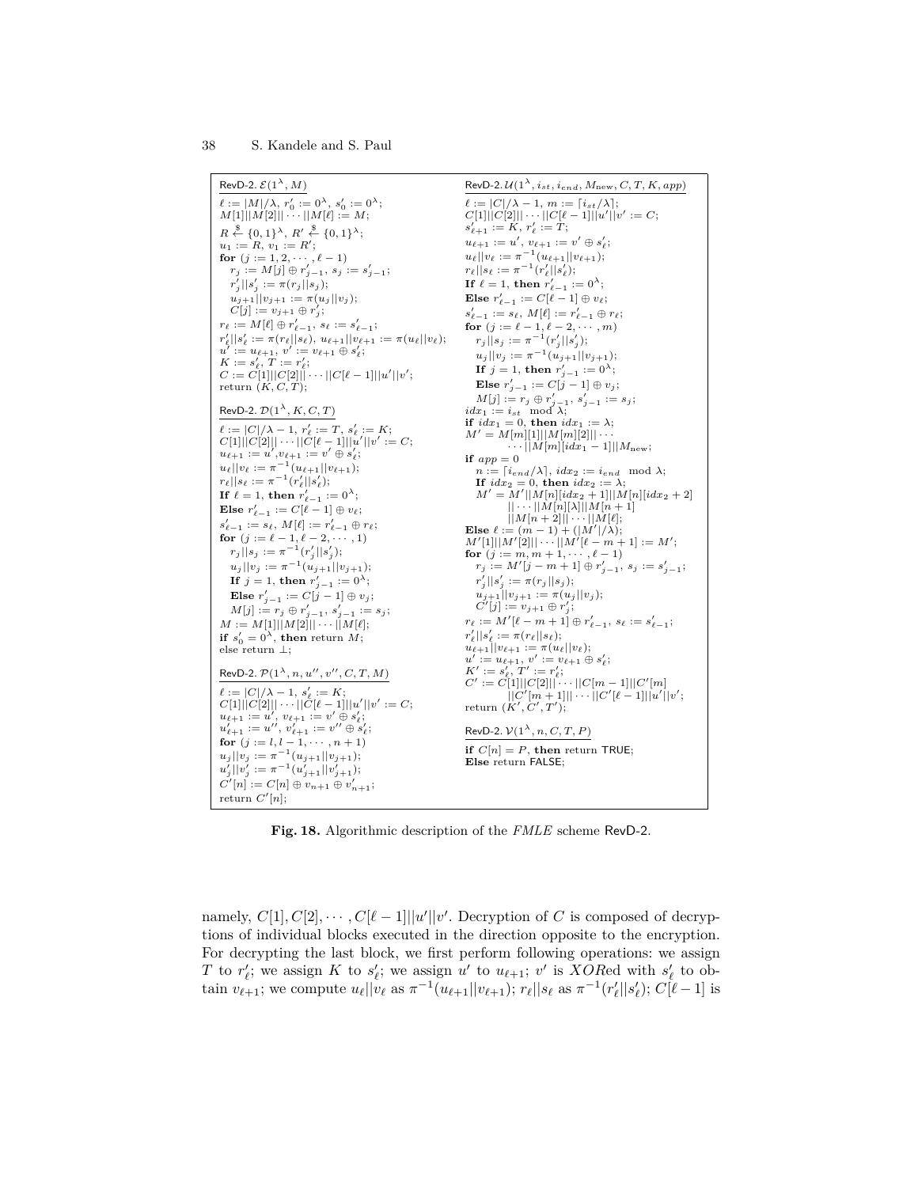**RevD-2.** $\mathcal{E}(1^\lambda, M)$

$\ell := |M|/\lambda$, $r'_0 := 0^\lambda$, $s'_0 := 0^\lambda$;
$M[1]||M[2]||\cdots||M[\ell] := M$;
$R \xleftarrow{\$} \{0,1\}^\lambda$, $R' \xleftarrow{\$} \{0,1\}^\lambda$;
$u_1 := R$, $v_1 := R'$;
**for** $(j := 1, 2, \cdots, \ell-1)$
  $r_j := M[j] \oplus r'_{j-1}$, $s_j := s'_{j-1}$;
  $r'_j||s'_j := \pi(r_j||s_j)$;
  $u_{j+1}||v_{j+1} := \pi(u_j||v_j)$;
  $C[j] := v_{j+1} \oplus r'_j$;
$r_\ell := M[\ell] \oplus r'_{\ell-1}$, $s_\ell := s'_{\ell-1}$;
$r'_\ell||s'_\ell := \pi(r_\ell||s_\ell)$, $u_{\ell+1}||v_{\ell+1} := \pi(u_\ell||v_\ell)$;
$u' := u_{\ell+1}$, $v' := v_{\ell+1} \oplus s'_\ell$;
$K := s'_\ell$, $T := r'_\ell$;
$C := C[1]||C[2]||\cdots||C[\ell-1]||u'||v'$;
return $(K, C, T)$;

**RevD-2.** $\mathcal{D}(1^\lambda, K, C, T)$

$\ell := |C|/\lambda - 1$, $r'_\ell := T$, $s'_\ell := K$;
$C[1]||C[2]||\cdots||C[\ell-1]||u'||v' := C$;
$u_{\ell+1} := u'$, $v_{\ell+1} := v' \oplus s'_\ell$;
$u_\ell||v_\ell := \pi^{-1}(u_{\ell+1}||v_{\ell+1})$;
$r_\ell||s_\ell := \pi^{-1}(r'_\ell||s'_\ell)$;
**If** $\ell = 1$, **then** $r'_{\ell-1} := 0^\lambda$;
**Else** $r'_{\ell-1} := C[\ell-1] \oplus v_\ell$;
$s'_{\ell-1} := s_\ell$, $M[\ell] := r'_{\ell-1} \oplus r_\ell$;
**for** $(j := \ell-1, \ell-2, \cdots, 1)$
  $r_j||s_j := \pi^{-1}(r'_j||s'_j)$;
  $u_j||v_j := \pi^{-1}(u_{j+1}||v_{j+1})$;
  **If** $j = 1$, **then** $r'_{j-1} := 0^\lambda$;
  **Else** $r'_{j-1} := C[j-1] \oplus v_j$;
  $M[j] := r_j \oplus r'_{j-1}$, $s'_{j-1} := s_j$;
$M := M[1]||M[2]||\cdots||M[\ell]$;
**if** $s'_0 = 0^\lambda$, **then** return $M$;
else return $\perp$;

**RevD-2.** $\mathcal{P}(1^\lambda, n, u'', v'', C, T, M)$

$\ell := |C|/\lambda - 1$, $s'_\ell := K$;
$C[1]||C[2]||\cdots||C[\ell-1]||u'||v' := C$;
$u_{\ell+1} := u'$, $v_{\ell+1} := v' \oplus s'_\ell$;
$u'_{\ell+1} := u''$, $v'_{\ell+1} := v'' \oplus s'_\ell$;
**for** $(j := l, l-1, \cdots, n+1)$
$u_j||v_j := \pi^{-1}(u_{j+1}||v_{j+1})$;
$u'_j||v'_j := \pi^{-1}(u'_{j+1}||v'_{j+1})$;
$C'[n] := C[n] \oplus v_{n+1} \oplus v'_{n+1}$;
return $C'[n]$;

**RevD-2.** $\mathcal{U}(1^\lambda, i_{st}, i_{end}, M_{\text{new}}, C, T, K, app)$

$\ell := |C|/\lambda - 1$, $m := \lceil i_{st}/\lambda \rceil$;
$C[1]||C[2]||\cdots||C[\ell-1]||u'||v' := C$;
$s'_{\ell+1} := K$, $r'_\ell := T$;
$u_{\ell+1} := u'$, $v_{\ell+1} := v' \oplus s'_\ell$;
$u_\ell||v_\ell := \pi^{-1}(u_{\ell+1}||v_{\ell+1})$;
$r_\ell||s_\ell := \pi^{-1}(r'_\ell||s'_\ell)$;
**If** $\ell = 1$, **then** $r'_{\ell-1} := 0^\lambda$;
**Else** $r'_{\ell-1} := C[\ell-1] \oplus v_\ell$;
$s'_{\ell-1} := s_\ell$, $M[\ell] := r'_{\ell-1} \oplus r_\ell$;
**for** $(j := \ell-1, \ell-2, \cdots, m)$
  $r_j||s_j := \pi^{-1}(r'_j||s'_j)$;
  $u_j||v_j := \pi^{-1}(u_{j+1}||v_{j+1})$;
  **If** $j = 1$, **then** $r'_{j-1} := 0^\lambda$;
  **Else** $r'_{j-1} := C[j-1] \oplus v_j$;
  $M[j] := r_j \oplus r'_{j-1}$, $s'_{j-1} := s_j$;
$idx_1 := i_{st} \mod \lambda$;
**if** $idx_1 = 0$, **then** $idx_1 := \lambda$;
$M' = M[m][1]||M[m][2]||\cdots$
    $\cdots||M[m][idx_1 - 1]||M_{\text{new}}$;
**if** $app = 0$
  $n := \lceil i_{end}/\lambda \rceil$, $idx_2 := i_{end} \mod \lambda$;
  **If** $idx_2 = 0$, **then** $idx_2 := \lambda$;
  $M' = M'||M[n][idx_2 + 1]||M[n][idx_2 + 2]$
    $||\cdots||M[n][\lambda]||M[n+1]$
    $||M[n+2]||\cdots||M[\ell]$;
**Else** $\ell := (m-1) + (|M'|/\lambda)$;
$M'[1]||M'[2]||\cdots||M'[\ell-m+1] := M'$;
**for** $(j := m, m+1, \cdots, \ell-1)$
  $r_j := M'[j-m+1] \oplus r'_{j-1}$, $s_j := s'_{j-1}$;
  $r'_j||s'_j := \pi(r_j||s_j)$;
  $u_{j+1}||v_{j+1} := \pi(u_j||v_j)$;
  $C'[j] := v_{j+1} \oplus r'_j$;
$r_\ell := M'[\ell-m+1] \oplus r'_{\ell-1}$, $s_\ell := s'_{\ell-1}$;
$r'_\ell||s'_\ell := \pi(r_\ell||s_\ell)$;
$u_{\ell+1}||v_{\ell+1} := \pi(u_\ell||v_\ell)$;
$u' := u_{\ell+1}$, $v' := v_{\ell+1} \oplus s'_\ell$;
$K' := s'_\ell$, $T' := r'_\ell$;
$C' := C[1]||C[2]||\cdots||C[m-1]||C'[m]$
    $||C'[m+1]||\cdots||C'[\ell-1]||u'||v'$;
return $(K', C', T')$;

**RevD-2.** $\mathcal{V}(1^\lambda, n, C, T, P)$

**if** $C[n] = P$, **then** return TRUE;
**Else** return FALSE;

**Fig. 18.** Algorithmic description of the *FMLE* scheme RevD-2.

namely, $C[1], C[2], \cdots, C[\ell-1]||u'||v'$. Decryption of $C$ is composed of decryptions of individual blocks executed in the direction opposite to the encryption. For decrypting the last block, we first perform following operations: we assign $T$ to $r'_\ell$; we assign $K$ to $s'_\ell$; we assign $u'$ to $u_{\ell+1}$; $v'$ is *XOR*ed with $s'_\ell$ to obtain $v_{\ell+1}$; we compute $u_\ell||v_\ell$ as $\pi^{-1}(u_{\ell+1}||v_{\ell+1})$; $r_\ell||s_\ell$ as $\pi^{-1}(r'_\ell||s'_\ell)$; $C[\ell-1]$ is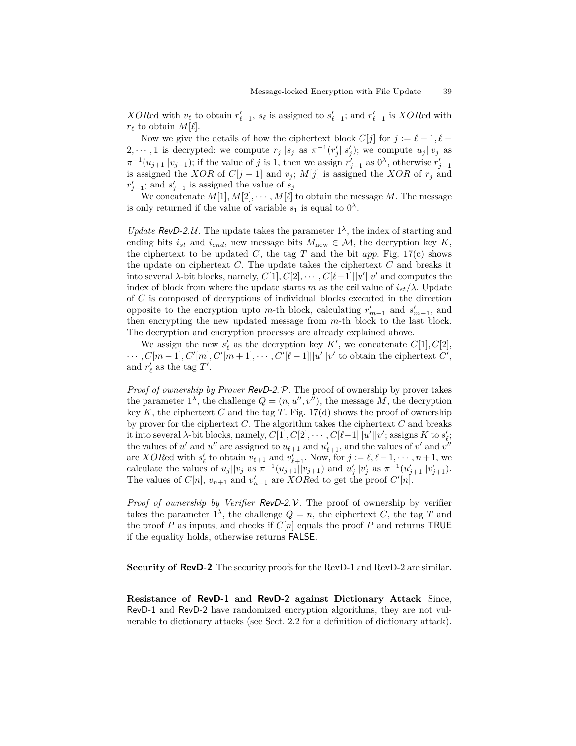$XOR$ed with $v_\ell$ to obtain $r'_{\ell-1}$, $s_\ell$ is assigned to $s'_{\ell-1}$; and $r'_{\ell-1}$ is $XOR$ed with $r_\ell$ to obtain $M[\ell]$.

Now we give the details of how the ciphertext block $C[j]$ for $j := \ell - 1, \ell - 2, \cdots, 1$ is decrypted: we compute $r_j || s_j$ as $\pi^{-1}(r'_j || s'_j)$; we compute $u_j || v_j$ as $\pi^{-1}(u_{j+1} || v_{j+1})$; if the value of $j$ is 1, then we assign $r'_{j-1}$ as $0^\lambda$, otherwise $r'_{j-1}$ is assigned the $XOR$ of $C[j-1]$ and $v_j$; $M[j]$ is assigned the $XOR$ of $r_j$ and $r'_{j-1}$; and $s'_{j-1}$ is assigned the value of $s_j$.

We concatenate $M[1], M[2], \cdots, M[\ell]$ to obtain the message $M$. The message is only returned if the value of variable $s_1$ is equal to $0^\lambda$.

*Update* $\mathsf{RevD\text{-}2}.\mathcal{U}$. The update takes the parameter $1^\lambda$, the index of starting and ending bits $i_{st}$ and $i_{end}$, new message bits $M_{\text{new}} \in \mathcal{M}$, the decryption key $K$, the ciphertext to be updated $C$, the tag $T$ and the bit *app*. Fig. 17(c) shows the update on ciphertext $C$. The update takes the ciphertext $C$ and breaks it into several $\lambda$-bit blocks, namely, $C[1], C[2], \cdots, C[\ell-1] || u' || v'$ and computes the index of block from where the update starts $m$ as the $\mathsf{ceil}$ value of $i_{st}/\lambda$. Update of $C$ is composed of decryptions of individual blocks executed in the direction opposite to the encryption upto $m$-th block, calculating $r'_{m-1}$ and $s'_{m-1}$, and then encrypting the new updated message from $m$-th block to the last block. The decryption and encryption processes are already explained above.

We assign the new $s'_\ell$ as the decryption key $K'$, we concatenate $C[1], C[2], \cdots, C[m-1], C'[m], C'[m+1], \cdots, C'[\ell-1] || u' || v'$ to obtain the ciphertext $C'$, and $r'_\ell$ as the tag $T'$.

*Proof of ownership by Prover* $\mathsf{RevD\text{-}2}.\mathcal{P}$. The proof of ownership by prover takes the parameter $1^\lambda$, the challenge $Q = (n, u'', v'')$, the message $M$, the decryption key $K$, the ciphertext $C$ and the tag $T$. Fig. 17(d) shows the proof of ownership by prover for the ciphertext $C$. The algorithm takes the ciphertext $C$ and breaks it into several $\lambda$-bit blocks, namely, $C[1], C[2], \cdots, C[\ell-1] || u' || v'$; assigns $K$ to $s'_\ell$; the values of $u'$ and $u''$ are assigned to $u_{\ell+1}$ and $u'_{\ell+1}$, and the values of $v'$ and $v''$ are $XOR$ed with $s'_\ell$ to obtain $v_{\ell+1}$ and $v'_{\ell+1}$. Now, for $j := \ell, \ell-1, \cdots, n+1$, we calculate the values of $u_j || v_j$ as $\pi^{-1}(u_{j+1} || v_{j+1})$ and $u'_j || v'_j$ as $\pi^{-1}(u'_{j+1} || v'_{j+1})$. The values of $C[n]$, $v_{n+1}$ and $v'_{n+1}$ are $XOR$ed to get the proof $C'[n]$.

*Proof of ownership by Verifier* $\mathsf{RevD\text{-}2}.\mathcal{V}$. The proof of ownership by verifier takes the parameter $1^\lambda$, the challenge $Q = n$, the ciphertext $C$, the tag $T$ and the proof $P$ as inputs, and checks if $C[n]$ equals the proof $P$ and returns $\mathsf{TRUE}$ if the equality holds, otherwise returns $\mathsf{FALSE}$.

**Security of RevD-2** The security proofs for the RevD-1 and RevD-2 are similar.

**Resistance of RevD-1 and RevD-2 against Dictionary Attack** Since, RevD-1 and RevD-2 have randomized encryption algorithms, they are not vulnerable to dictionary attacks (see Sect. 2.2 for a definition of dictionary attack).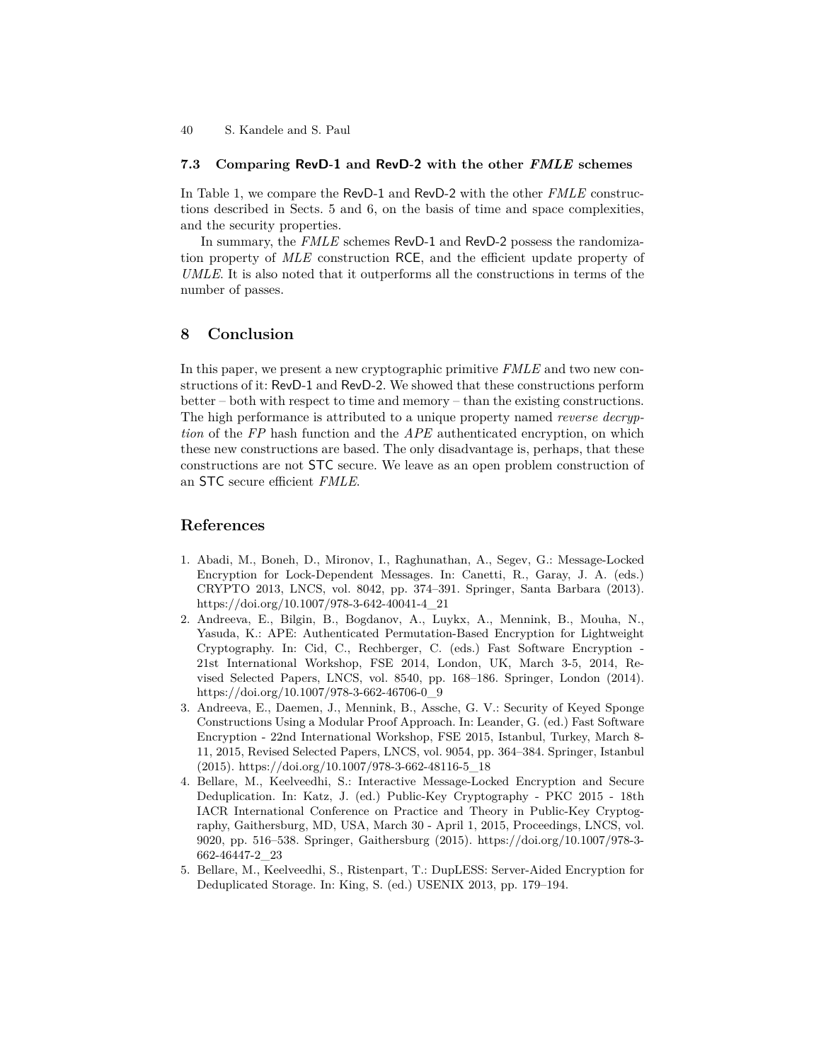### 7.3 Comparing RevD-1 and RevD-2 with the other *FMLE* schemes

In Table 1, we compare the RevD-1 and RevD-2 with the other *FMLE* constructions described in Sects. 5 and 6, on the basis of time and space complexities, and the security properties.

In summary, the *FMLE* schemes RevD-1 and RevD-2 possess the randomization property of *MLE* construction RCE, and the efficient update property of *UMLE*. It is also noted that it outperforms all the constructions in terms of the number of passes.

## 8 Conclusion

In this paper, we present a new cryptographic primitive *FMLE* and two new constructions of it: RevD-1 and RevD-2. We showed that these constructions perform better – both with respect to time and memory – than the existing constructions. The high performance is attributed to a unique property named *reverse decryption* of the *FP* hash function and the *APE* authenticated encryption, on which these new constructions are based. The only disadvantage is, perhaps, that these constructions are not STC secure. We leave as an open problem construction of an STC secure efficient *FMLE*.

## References

1. Abadi, M., Boneh, D., Mironov, I., Raghunathan, A., Segev, G.: Message-Locked Encryption for Lock-Dependent Messages. In: Canetti, R., Garay, J. A. (eds.) CRYPTO 2013, LNCS, vol. 8042, pp. 374–391. Springer, Santa Barbara (2013). https://doi.org/10.1007/978-3-642-40041-4_21
2. Andreeva, E., Bilgin, B., Bogdanov, A., Luykx, A., Mennink, B., Mouha, N., Yasuda, K.: APE: Authenticated Permutation-Based Encryption for Lightweight Cryptography. In: Cid, C., Rechberger, C. (eds.) Fast Software Encryption - 21st International Workshop, FSE 2014, London, UK, March 3-5, 2014, Revised Selected Papers, LNCS, vol. 8540, pp. 168–186. Springer, London (2014). https://doi.org/10.1007/978-3-662-46706-0_9
3. Andreeva, E., Daemen, J., Mennink, B., Assche, G. V.: Security of Keyed Sponge Constructions Using a Modular Proof Approach. In: Leander, G. (ed.) Fast Software Encryption - 22nd International Workshop, FSE 2015, Istanbul, Turkey, March 8-11, 2015, Revised Selected Papers, LNCS, vol. 9054, pp. 364–384. Springer, Istanbul (2015). https://doi.org/10.1007/978-3-662-48116-5_18
4. Bellare, M., Keelveedhi, S.: Interactive Message-Locked Encryption and Secure Deduplication. In: Katz, J. (ed.) Public-Key Cryptography - PKC 2015 - 18th IACR International Conference on Practice and Theory in Public-Key Cryptography, Gaithersburg, MD, USA, March 30 - April 1, 2015, Proceedings, LNCS, vol. 9020, pp. 516–538. Springer, Gaithersburg (2015). https://doi.org/10.1007/978-3-662-46447-2_23
5. Bellare, M., Keelveedhi, S., Ristenpart, T.: DupLESS: Server-Aided Encryption for Deduplicated Storage. In: King, S. (ed.) USENIX 2013, pp. 179–194.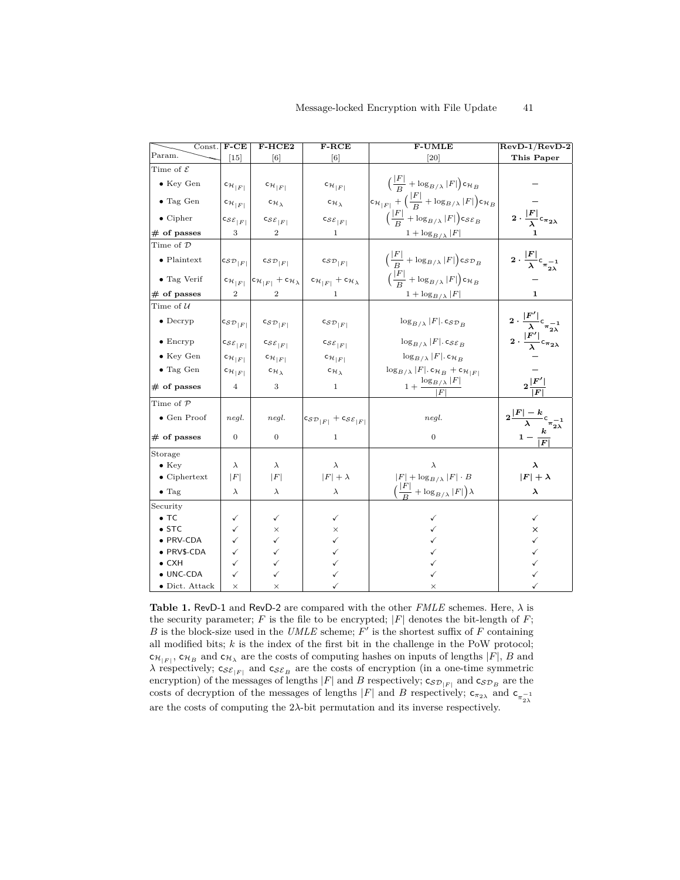| Const. / Param. | F-CE [15] | F-HCE2 [6] | F-RCE [6] | F-UMLE [20] | **RevD-1/RevD-2 This Paper** |
|---|---|---|---|---|---|
| Time of $\mathcal{E}$ | | | | | |
| • Key Gen | $c_{\mathcal{H}_{\|F\|}}$ | $c_{\mathcal{H}_{\|F\|}}$ | $c_{\mathcal{H}_{\|F\|}}$ | $\left(\frac{\|F\|}{B} + \log_{B/\lambda}\|F\|\right) c_{\mathcal{H}_B}$ | – |
| • Tag Gen | $c_{\mathcal{H}_{\|F\|}}$ | $c_{\mathcal{H}_\lambda}$ | $c_{\mathcal{H}_\lambda}$ | $c_{\mathcal{H}_{\|F\|}} + \left(\frac{\|F\|}{B} + \log_{B/\lambda}\|F\|\right) c_{\mathcal{H}_B}$ | – |
| • Cipher | $c_{\mathcal{SE}_{\|F\|}}$ | $c_{\mathcal{SE}_{\|F\|}}$ | $c_{\mathcal{SE}_{\|F\|}}$ | $\left(\frac{\|F\|}{B} + \log_{B/\lambda}\|F\|\right) c_{\mathcal{SE}_B}$ | $\mathbf{2 \cdot \frac{\|F\|}{\lambda} c_{\pi_{2\lambda}}}$ |
| **# of passes** | 3 | 2 | 1 | $1 + \log_{B/\lambda}\|F\|$ | **1** |
| Time of $\mathcal{D}$ | | | | | |
| • Plaintext | $c_{\mathcal{SD}_{\|F\|}}$ | $c_{\mathcal{SD}_{\|F\|}}$ | $c_{\mathcal{SD}_{\|F\|}}$ | $\left(\frac{\|F\|}{B} + \log_{B/\lambda}\|F\|\right) c_{\mathcal{SD}_B}$ | $\mathbf{2 \cdot \frac{\|F\|}{\lambda} c_{\pi^{-1}_{2\lambda}}}$ |
| • Tag Verif | $c_{\mathcal{H}_{\|F\|}}$ | $c_{\mathcal{H}_{\|F\|}} + c_{\mathcal{H}_\lambda}$ | $c_{\mathcal{H}_{\|F\|}} + c_{\mathcal{H}_\lambda}$ | $\left(\frac{\|F\|}{B} + \log_{B/\lambda}\|F\|\right) c_{\mathcal{H}_B}$ | – |
| **# of passes** | 2 | 2 | 1 | $1 + \log_{B/\lambda}\|F\|$ | **1** |
| Time of $\mathcal{U}$ | | | | | |
| • Decryp | $c_{\mathcal{SD}_{\|F\|}}$ | $c_{\mathcal{SD}_{\|F\|}}$ | $c_{\mathcal{SD}_{\|F\|}}$ | $\log_{B/\lambda}\|F\|.\, c_{\mathcal{SD}_B}$ | $\mathbf{2 \cdot \frac{\|F'\|}{\lambda} c_{\pi^{-1}_{2\lambda}}}$ |
| • Encryp | $c_{\mathcal{SE}_{\|F\|}}$ | $c_{\mathcal{SE}_{\|F\|}}$ | $c_{\mathcal{SE}_{\|F\|}}$ | $\log_{B/\lambda}\|F\|.\, c_{\mathcal{SE}_B}$ | $\mathbf{2 \cdot \frac{\|F'\|}{\lambda} c_{\pi_{2\lambda}}}$ |
| • Key Gen | $c_{\mathcal{H}_{\|F\|}}$ | $c_{\mathcal{H}_{\|F\|}}$ | $c_{\mathcal{H}_{\|F\|}}$ | $\log_{B/\lambda}\|F\|.\, c_{\mathcal{H}_B}$ | – |
| • Tag Gen | $c_{\mathcal{H}_{\|F\|}}$ | $c_{\mathcal{H}_\lambda}$ | $c_{\mathcal{H}_\lambda}$ | $\log_{B/\lambda}\|F\|.\, c_{\mathcal{H}_B} + c_{\mathcal{H}_{\|F\|}}$ | – |
| **# of passes** | 4 | 3 | 1 | $1 + \frac{\log_{B/\lambda}\|F\|}{\|F\|}$ | $\mathbf{2 \frac{\|F'\|}{\|F\|}}$ |
| Time of $\mathcal{P}$ | | | | | |
| • Gen Proof | *negl.* | *negl.* | $c_{\mathcal{SD}_{\|F\|}} + c_{\mathcal{SE}_{\|F\|}}$ | *negl.* | $\mathbf{2 \frac{\|F\| - k}{\lambda} c_{\pi^{-1}_{2\lambda}}}$ |
| **# of passes** | 0 | 0 | 1 | 0 | $\mathbf{1 - \frac{k}{\|F\|}}$ |
| Storage | | | | | |
| • Key | $\lambda$ | $\lambda$ | $\lambda$ | $\lambda$ | $\boldsymbol{\lambda}$ |
| • Ciphertext | $\|F\|$ | $\|F\|$ | $\|F\| + \lambda$ | $\|F\| + \log_{B/\lambda}\|F\| \cdot B$ | $\mathbf{\|F\| + \lambda}$ |
| • Tag | $\lambda$ | $\lambda$ | $\lambda$ | $\left(\frac{\|F\|}{B} + \log_{B/\lambda}\|F\|\right)\lambda$ | $\boldsymbol{\lambda}$ |
| Security | | | | | |
| • TC | ✓ | ✓ | ✓ | ✓ | ✓ |
| • STC | ✓ | × | × | ✓ | × |
| • PRV-CDA | ✓ | ✓ | ✓ | ✓ | ✓ |
| • PRV$-CDA | ✓ | ✓ | ✓ | ✓ | ✓ |
| • CXH | ✓ | ✓ | ✓ | ✓ | ✓ |
| • UNC-CDA | ✓ | ✓ | ✓ | ✓ | ✓ |
| • Dict. Attack | × | × | ✓ | × | ✓ |

**Table 1.** RevD-1 and RevD-2 are compared with the other *FMLE* schemes. Here, $\lambda$ is the security parameter; $F$ is the file to be encrypted; $|F|$ denotes the bit-length of $F$; $B$ is the block-size used in the *UMLE* scheme; $F'$ is the shortest suffix of $F$ containing all modified bits; $k$ is the index of the first bit in the challenge in the PoW protocol; $c_{\mathcal{H}_{|F|}}$, $c_{\mathcal{H}_B}$ and $c_{\mathcal{H}_\lambda}$ are the costs of computing hashes on inputs of lengths $|F|$, $B$ and $\lambda$ respectively; $c_{\mathcal{SE}_{|F|}}$ and $c_{\mathcal{SE}_B}$ are the costs of encryption (in a one-time symmetric encryption) of the messages of lengths $|F|$ and $B$ respectively; $c_{\mathcal{SD}_{|F|}}$ and $c_{\mathcal{SD}_B}$ are the costs of decryption of the messages of lengths $|F|$ and $B$ respectively; $c_{\pi_{2\lambda}}$ and $c_{\pi^{-1}_{2\lambda}}$ are the costs of computing the $2\lambda$-bit permutation and its inverse respectively.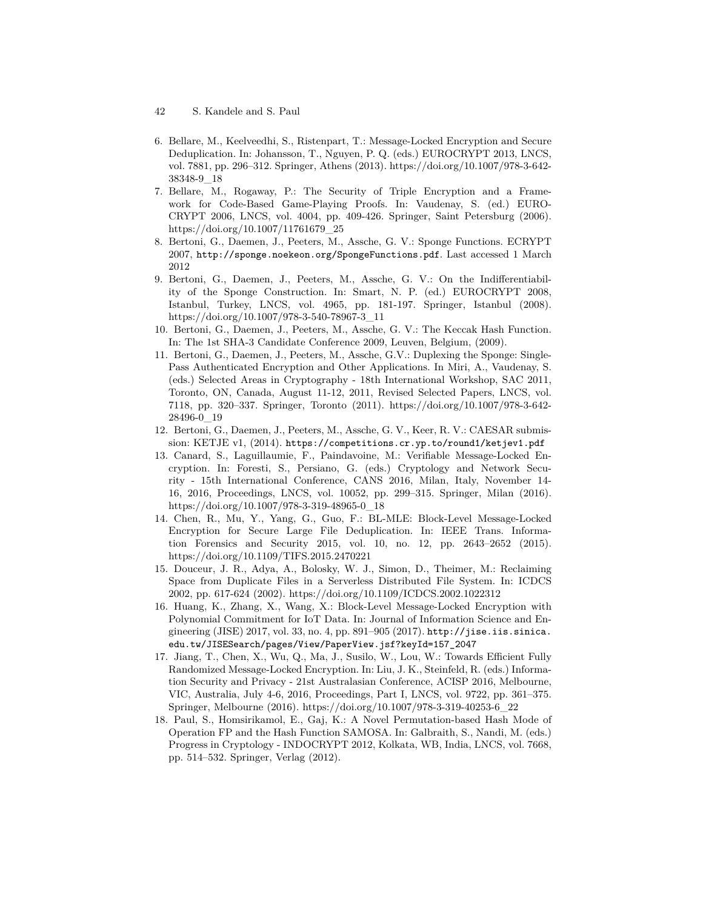6. Bellare, M., Keelveedhi, S., Ristenpart, T.: Message-Locked Encryption and Secure Deduplication. In: Johansson, T., Nguyen, P. Q. (eds.) EUROCRYPT 2013, LNCS, vol. 7881, pp. 296–312. Springer, Athens (2013). https://doi.org/10.1007/978-3-642-38348-9_18
7. Bellare, M., Rogaway, P.: The Security of Triple Encryption and a Framework for Code-Based Game-Playing Proofs. In: Vaudenay, S. (ed.) EUROCRYPT 2006, LNCS, vol. 4004, pp. 409-426. Springer, Saint Petersburg (2006). https://doi.org/10.1007/11761679_25
8. Bertoni, G., Daemen, J., Peeters, M., Assche, G. V.: Sponge Functions. ECRYPT 2007, `http://sponge.noekeon.org/SpongeFunctions.pdf`. Last accessed 1 March 2012
9. Bertoni, G., Daemen, J., Peeters, M., Assche, G. V.: On the Indifferentiability of the Sponge Construction. In: Smart, N. P. (ed.) EUROCRYPT 2008, Istanbul, Turkey, LNCS, vol. 4965, pp. 181-197. Springer, Istanbul (2008). https://doi.org/10.1007/978-3-540-78967-3_11
10. Bertoni, G., Daemen, J., Peeters, M., Assche, G. V.: The Keccak Hash Function. In: The 1st SHA-3 Candidate Conference 2009, Leuven, Belgium, (2009).
11. Bertoni, G., Daemen, J., Peeters, M., Assche, G.V.: Duplexing the Sponge: Single-Pass Authenticated Encryption and Other Applications. In Miri, A., Vaudenay, S. (eds.) Selected Areas in Cryptography - 18th International Workshop, SAC 2011, Toronto, ON, Canada, August 11-12, 2011, Revised Selected Papers, LNCS, vol. 7118, pp. 320–337. Springer, Toronto (2011). https://doi.org/10.1007/978-3-642-28496-0_19
12. Bertoni, G., Daemen, J., Peeters, M., Assche, G. V., Keer, R. V.: CAESAR submission: KETJE v1, (2014). `https://competitions.cr.yp.to/round1/ketjev1.pdf`
13. Canard, S., Laguillaumie, F., Paindavoine, M.: Verifiable Message-Locked Encryption. In: Foresti, S., Persiano, G. (eds.) Cryptology and Network Security - 15th International Conference, CANS 2016, Milan, Italy, November 14-16, 2016, Proceedings, LNCS, vol. 10052, pp. 299–315. Springer, Milan (2016). https://doi.org/10.1007/978-3-319-48965-0_18
14. Chen, R., Mu, Y., Yang, G., Guo, F.: BL-MLE: Block-Level Message-Locked Encryption for Secure Large File Deduplication. In: IEEE Trans. Information Forensics and Security 2015, vol. 10, no. 12, pp. 2643–2652 (2015). https://doi.org/10.1109/TIFS.2015.2470221
15. Douceur, J. R., Adya, A., Bolosky, W. J., Simon, D., Theimer, M.: Reclaiming Space from Duplicate Files in a Serverless Distributed File System. In: ICDCS 2002, pp. 617-624 (2002). https://doi.org/10.1109/ICDCS.2002.1022312
16. Huang, K., Zhang, X., Wang, X.: Block-Level Message-Locked Encryption with Polynomial Commitment for IoT Data. In: Journal of Information Science and Engineering (JISE) 2017, vol. 33, no. 4, pp. 891–905 (2017). `http://jise.iis.sinica.edu.tw/JISESearch/pages/View/PaperView.jsf?keyId=157_2047`
17. Jiang, T., Chen, X., Wu, Q., Ma, J., Susilo, W., Lou, W.: Towards Efficient Fully Randomized Message-Locked Encryption. In: Liu, J. K., Steinfeld, R. (eds.) Information Security and Privacy - 21st Australasian Conference, ACISP 2016, Melbourne, VIC, Australia, July 4-6, 2016, Proceedings, Part I, LNCS, vol. 9722, pp. 361–375. Springer, Melbourne (2016). https://doi.org/10.1007/978-3-319-40253-6_22
18. Paul, S., Homsirikamol, E., Gaj, K.: A Novel Permutation-based Hash Mode of Operation FP and the Hash Function SAMOSA. In: Galbraith, S., Nandi, M. (eds.) Progress in Cryptology - INDOCRYPT 2012, Kolkata, WB, India, LNCS, vol. 7668, pp. 514–532. Springer, Verlag (2012).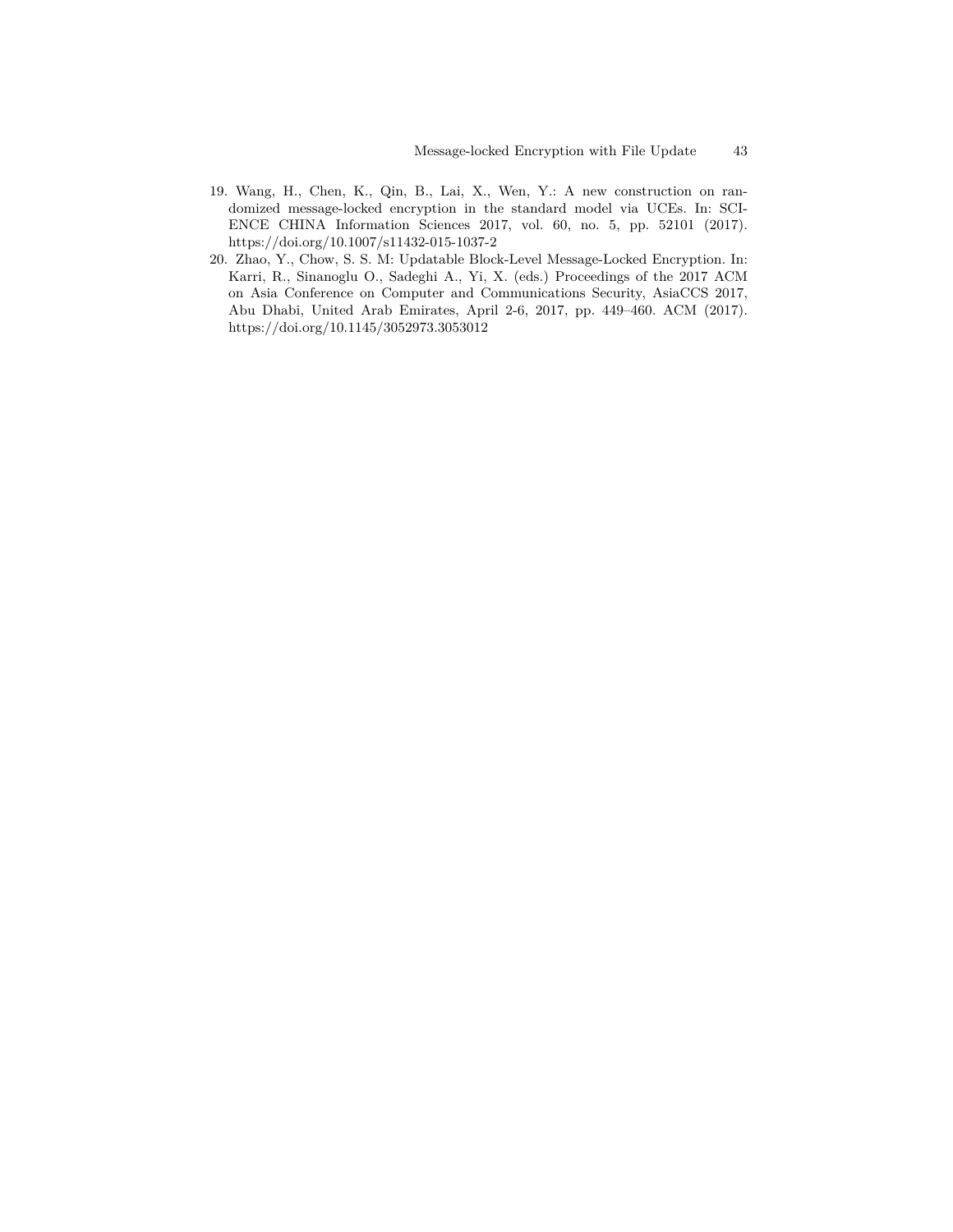19. Wang, H., Chen, K., Qin, B., Lai, X., Wen, Y.: A new construction on randomized message-locked encryption in the standard model via UCEs. In: SCIENCE CHINA Information Sciences 2017, vol. 60, no. 5, pp. 52101 (2017). https://doi.org/10.1007/s11432-015-1037-2
20. Zhao, Y., Chow, S. S. M: Updatable Block-Level Message-Locked Encryption. In: Karri, R., Sinanoglu O., Sadeghi A., Yi, X. (eds.) Proceedings of the 2017 ACM on Asia Conference on Computer and Communications Security, AsiaCCS 2017, Abu Dhabi, United Arab Emirates, April 2-6, 2017, pp. 449–460. ACM (2017). https://doi.org/10.1145/3052973.3053012